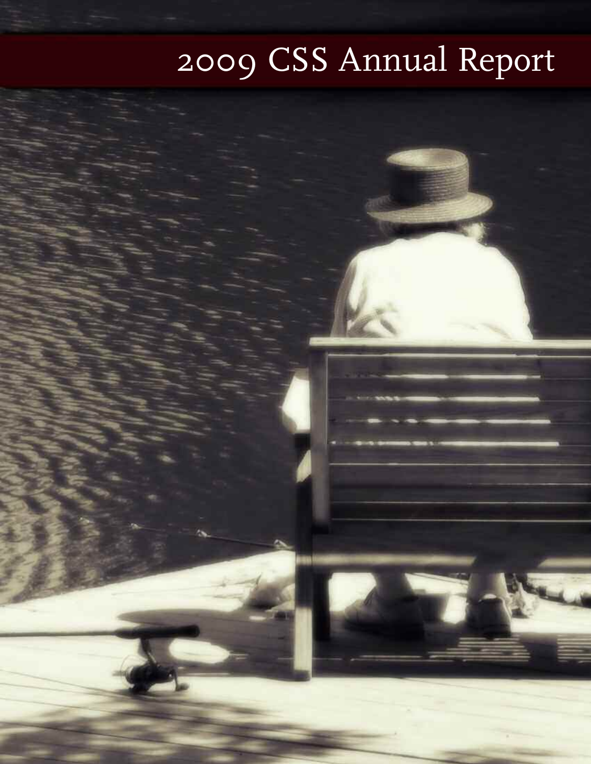# 2009 CSS Annual Report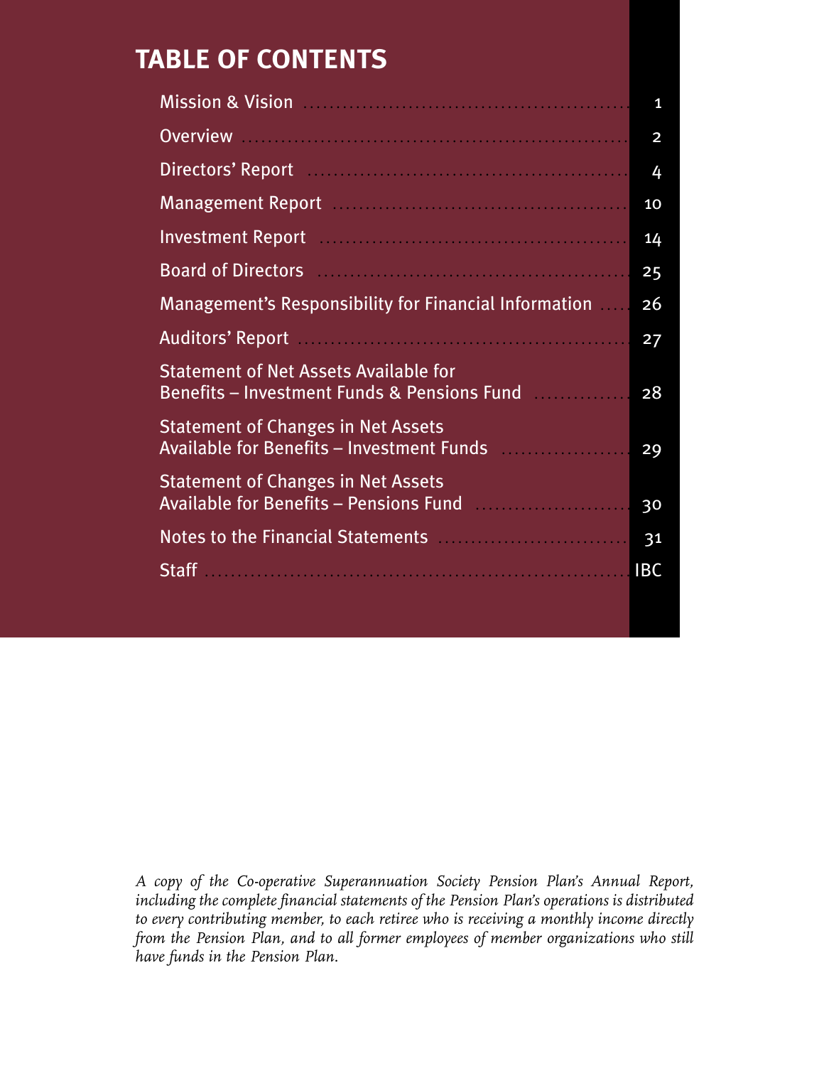# TABLE OF CONTENTS

| | |
|---|---|
| Mission & Vision | 1 |
| Overview | 2 |
| Directors' Report | 4 |
| Management Report | 10 |
| Investment Report | 14 |
| Board of Directors | 25 |
| Management's Responsibility for Financial Information | 26 |
| Auditors' Report | 27 |
| Statement of Net Assets Available for Benefits – Investment Funds & Pensions Fund | 28 |
| Statement of Changes in Net Assets Available for Benefits – Investment Funds | 29 |
| Statement of Changes in Net Assets Available for Benefits – Pensions Fund | 30 |
| Notes to the Financial Statements | 31 |
| Staff | IBC |

*A copy of the Co-operative Superannuation Society Pension Plan's Annual Report, including the complete financial statements of the Pension Plan's operations is distributed to every contributing member, to each retiree who is receiving a monthly income directly from the Pension Plan, and to all former employees of member organizations who still have funds in the Pension Plan.*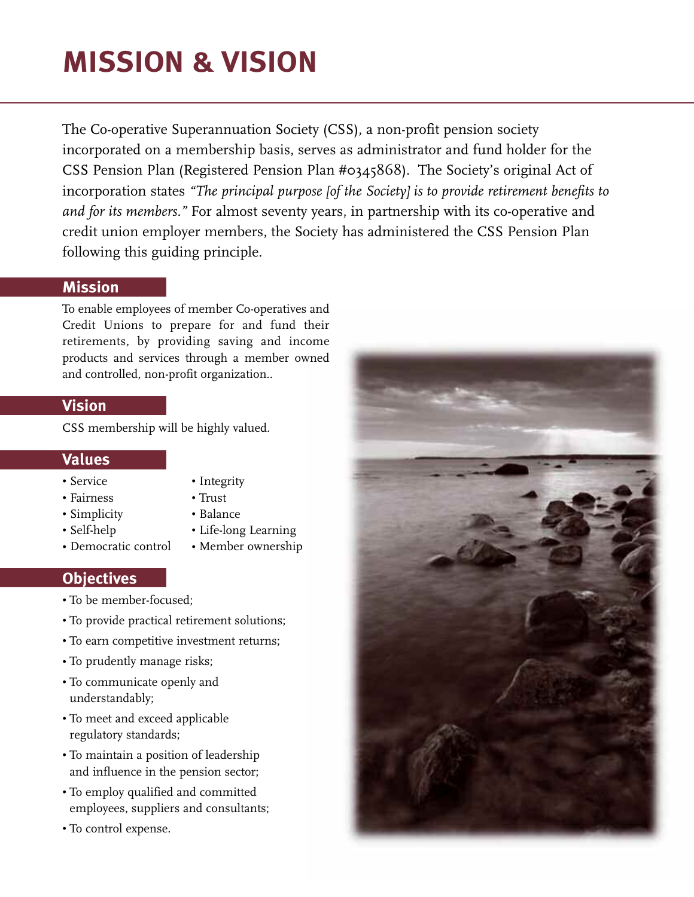# MISSION & VISION

The Co-operative Superannuation Society (CSS), a non-profit pension society incorporated on a membership basis, serves as administrator and fund holder for the CSS Pension Plan (Registered Pension Plan #0345868). The Society's original Act of incorporation states *"The principal purpose [of the Society] is to provide retirement benefits to and for its members."* For almost seventy years, in partnership with its co-operative and credit union employer members, the Society has administered the CSS Pension Plan following this guiding principle.

## Mission

To enable employees of member Co-operatives and Credit Unions to prepare for and fund their retirements, by providing saving and income products and services through a member owned and controlled, non-profit organization..

## Vision

CSS membership will be highly valued.

## Values

- Service
- Fairness
- Simplicity
- Self-help
- Democratic control
- Integrity
- Trust
- Balance
- Life-long Learning
- Member ownership

## Objectives

- To be member-focused;
- To provide practical retirement solutions;
- To earn competitive investment returns;
- To prudently manage risks;
- To communicate openly and understandably;
- To meet and exceed applicable regulatory standards;
- To maintain a position of leadership and influence in the pension sector;
- To employ qualified and committed employees, suppliers and consultants;
- To control expense.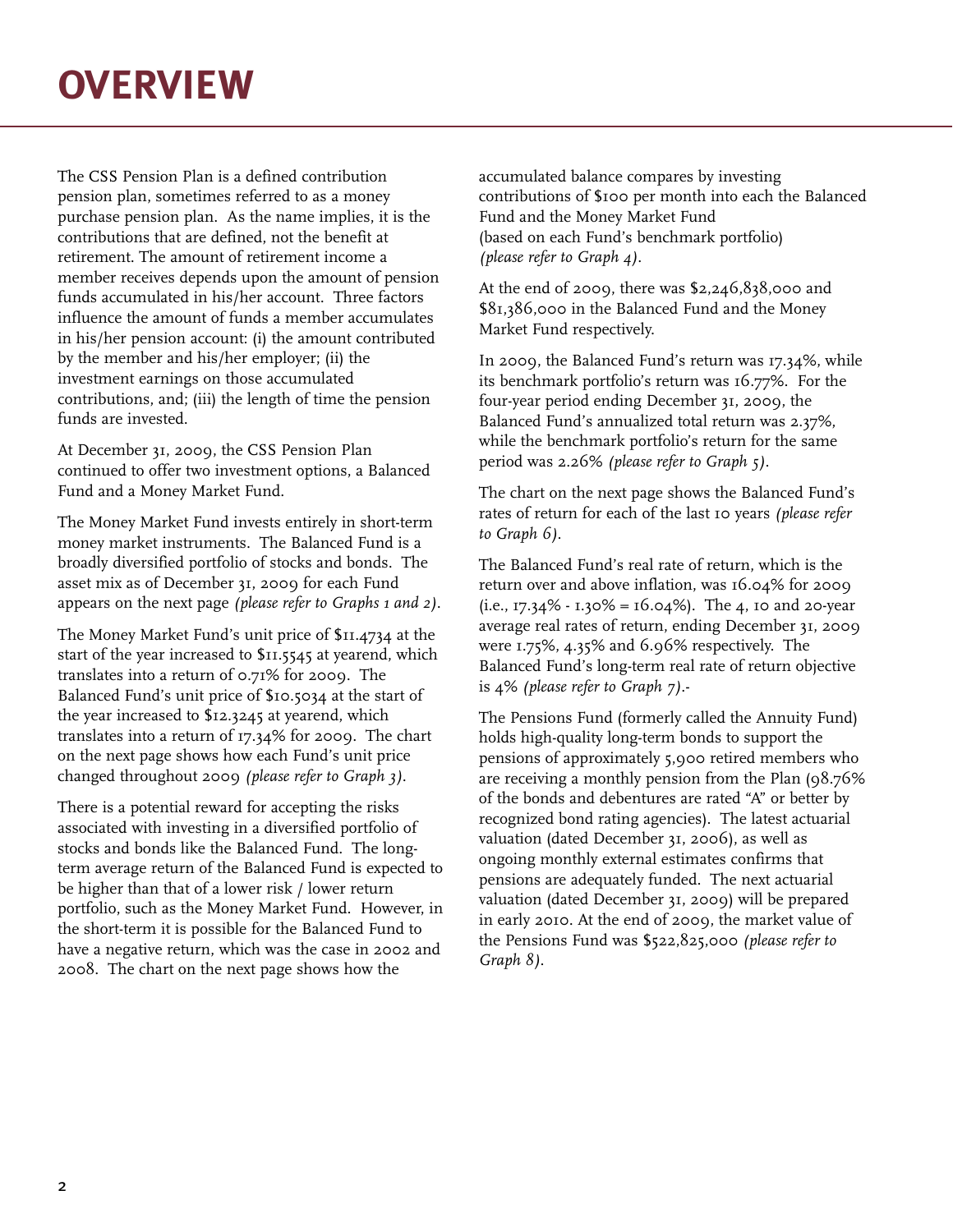# OVERVIEW

The CSS Pension Plan is a defined contribution pension plan, sometimes referred to as a money purchase pension plan. As the name implies, it is the contributions that are defined, not the benefit at retirement. The amount of retirement income a member receives depends upon the amount of pension funds accumulated in his/her account. Three factors influence the amount of funds a member accumulates in his/her pension account: (i) the amount contributed by the member and his/her employer; (ii) the investment earnings on those accumulated contributions, and; (iii) the length of time the pension funds are invested.

At December 31, 2009, the CSS Pension Plan continued to offer two investment options, a Balanced Fund and a Money Market Fund.

The Money Market Fund invests entirely in short-term money market instruments. The Balanced Fund is a broadly diversified portfolio of stocks and bonds. The asset mix as of December 31, 2009 for each Fund appears on the next page *(please refer to Graphs 1 and 2)*.

The Money Market Fund's unit price of $11.4734 at the start of the year increased to $11.5545 at yearend, which translates into a return of 0.71% for 2009. The Balanced Fund's unit price of $10.5034 at the start of the year increased to $12.3245 at yearend, which translates into a return of 17.34% for 2009. The chart on the next page shows how each Fund's unit price changed throughout 2009 *(please refer to Graph 3)*.

There is a potential reward for accepting the risks associated with investing in a diversified portfolio of stocks and bonds like the Balanced Fund. The long-term average return of the Balanced Fund is expected to be higher than that of a lower risk / lower return portfolio, such as the Money Market Fund. However, in the short-term it is possible for the Balanced Fund to have a negative return, which was the case in 2002 and 2008. The chart on the next page shows how the accumulated balance compares by investing contributions of $100 per month into each the Balanced Fund and the Money Market Fund (based on each Fund's benchmark portfolio) *(please refer to Graph 4)*.

At the end of 2009, there was $2,246,838,000 and $81,386,000 in the Balanced Fund and the Money Market Fund respectively.

In 2009, the Balanced Fund's return was 17.34%, while its benchmark portfolio's return was 16.77%. For the four-year period ending December 31, 2009, the Balanced Fund's annualized total return was 2.37%, while the benchmark portfolio's return for the same period was 2.26% *(please refer to Graph 5)*.

The chart on the next page shows the Balanced Fund's rates of return for each of the last 10 years *(please refer to Graph 6)*.

The Balanced Fund's real rate of return, which is the return over and above inflation, was 16.04% for 2009 (i.e., 17.34% - 1.30% = 16.04%). The 4, 10 and 20-year average real rates of return, ending December 31, 2009 were 1.75%, 4.35% and 6.96% respectively. The Balanced Fund's long-term real rate of return objective is 4% *(please refer to Graph 7)*.-

The Pensions Fund (formerly called the Annuity Fund) holds high-quality long-term bonds to support the pensions of approximately 5,900 retired members who are receiving a monthly pension from the Plan (98.76% of the bonds and debentures are rated "A" or better by recognized bond rating agencies). The latest actuarial valuation (dated December 31, 2006), as well as ongoing monthly external estimates confirms that pensions are adequately funded. The next actuarial valuation (dated December 31, 2009) will be prepared in early 2010. At the end of 2009, the market value of the Pensions Fund was $522,825,000 *(please refer to Graph 8)*.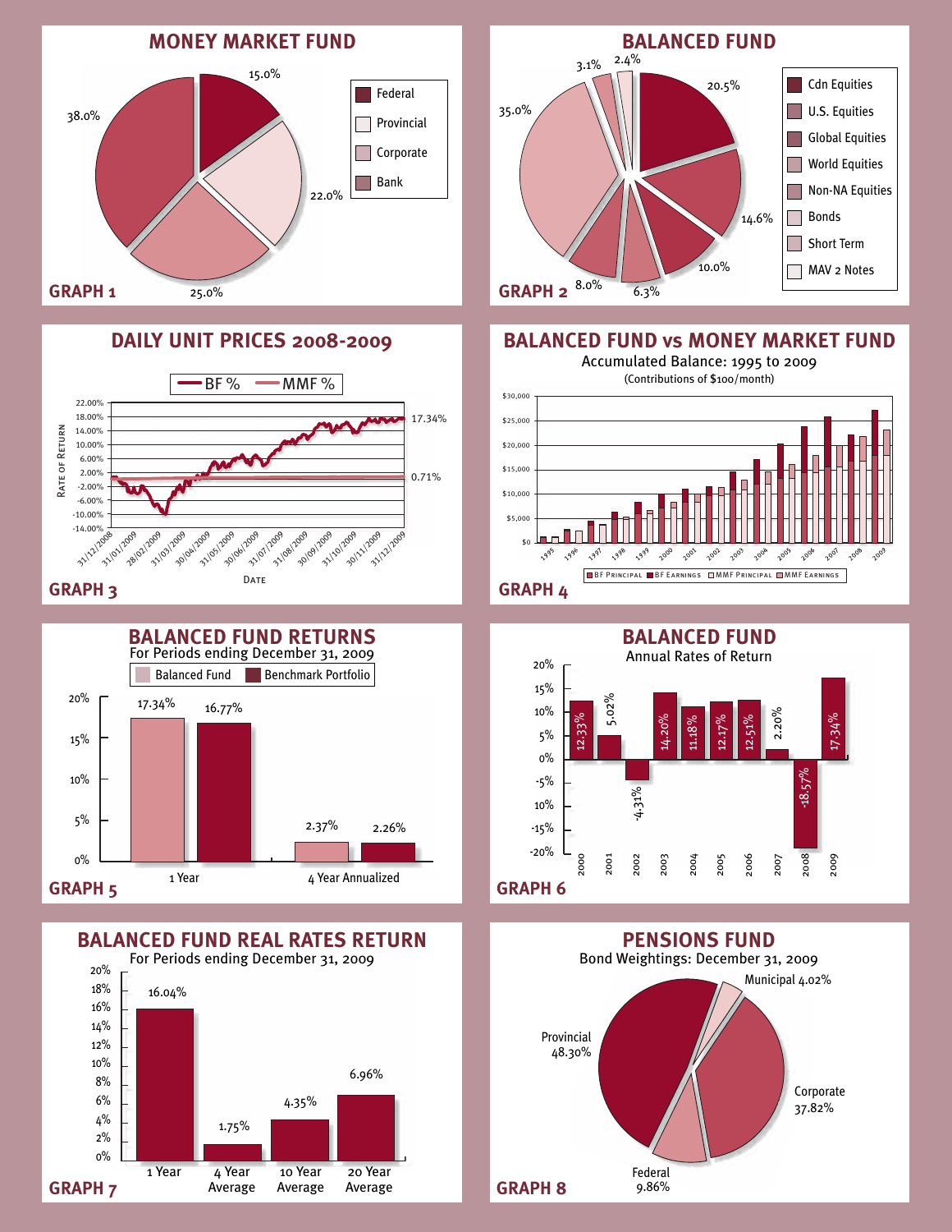## MONEY MARKET FUND

| Category | % |
|---|---|
| Federal | 15.0% |
| Provincial | 22.0% |
| Corporate | 25.0% |
| Bank | 38.0% |

**GRAPH 1**

## BALANCED FUND

| Category | % |
|---|---|
| Cdn Equities | 20.5% |
| U.S. Equities | 14.6% |
| Global Equities | 10.0% |
| World Equities | 6.3% |
| Non-NA Equities | 8.0% |
| Bonds | 35.0% |
| Short Term | 3.1% |
| MAV 2 Notes | 2.4% |

**GRAPH 2**

## DAILY UNIT PRICES 2008-2009

BF % — MMF %

Rate of Return (-14.00% to 22.00%); Date (31/12/2008 to 31/12/2009)

BF: 17.34%; MMF: 0.71%

**GRAPH 3**

## BALANCED FUND vs MONEY MARKET FUND

Accumulated Balance: 1995 to 2009

(Contributions of $100/month)

BF Principal, BF Earnings, MMF Principal, MMF Earnings (1995–2009; $0 to $30,000)

**GRAPH 4**

## BALANCED FUND RETURNS

For Periods ending December 31, 2009

| | Balanced Fund | Benchmark Portfolio |
|---|---|---|
| 1 Year | 17.34% | 16.77% |
| 4 Year Annualized | 2.37% | 2.26% |

**GRAPH 5**

## BALANCED FUND

Annual Rates of Return

| Year | Return |
|---|---|
| 2000 | 12.33% |
| 2001 | 5.02% |
| 2002 | -4.31% |
| 2003 | 14.20% |
| 2004 | 11.18% |
| 2005 | 12.17% |
| 2006 | 12.51% |
| 2007 | 2.20% |
| 2008 | -18.57% |
| 2009 | 17.34% |

**GRAPH 6**

## BALANCED FUND REAL RATES RETURN

For Periods ending December 31, 2009

| Period | Return |
|---|---|
| 1 Year | 16.04% |
| 4 Year Average | 1.75% |
| 10 Year Average | 4.35% |
| 20 Year Average | 6.96% |

**GRAPH 7**

## PENSIONS FUND

Bond Weightings: December 31, 2009

| Category | % |
|---|---|
| Provincial | 48.30% |
| Municipal | 4.02% |
| Corporate | 37.82% |
| Federal | 9.86% |

**GRAPH 8**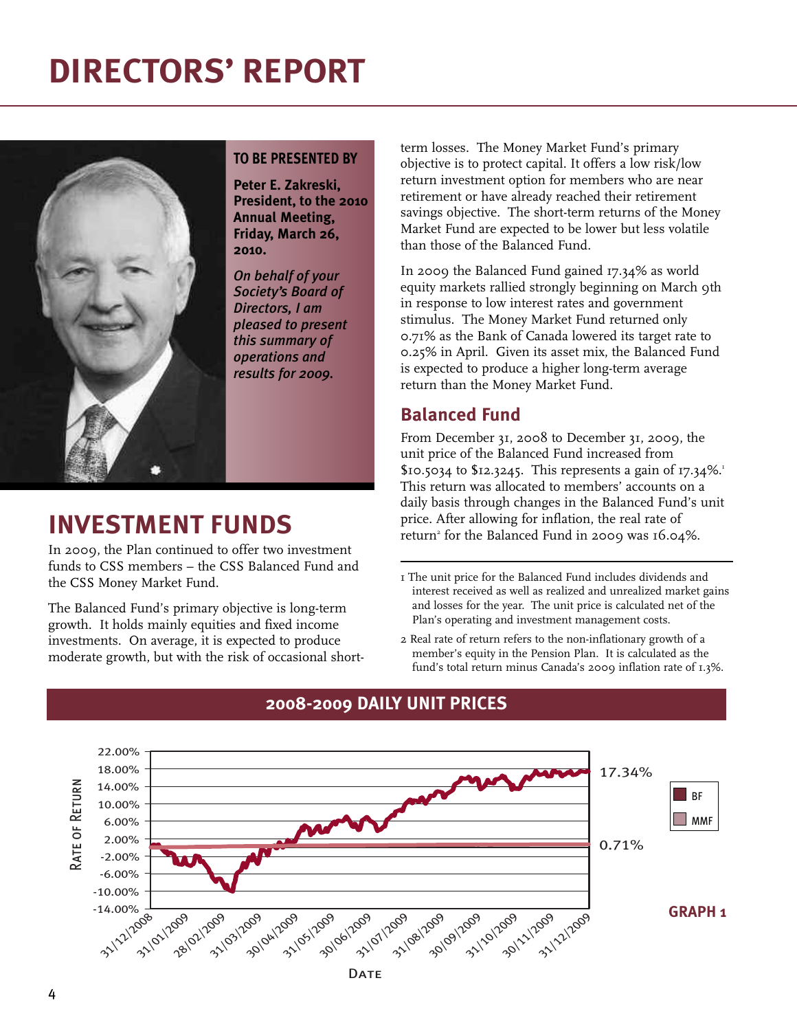# DIRECTORS' REPORT

**TO BE PRESENTED BY**

**Peter E. Zakreski, President, to the 2010 Annual Meeting, Friday, March 26, 2010.**

***On behalf of your Society's Board of Directors, I am pleased to present this summary of operations and results for 2009.***

## INVESTMENT FUNDS

In 2009, the Plan continued to offer two investment funds to CSS members – the CSS Balanced Fund and the CSS Money Market Fund.

The Balanced Fund's primary objective is long-term growth. It holds mainly equities and fixed income investments. On average, it is expected to produce moderate growth, but with the risk of occasional short-term losses. The Money Market Fund's primary objective is to protect capital. It offers a low risk/low return investment option for members who are near retirement or have already reached their retirement savings objective. The short-term returns of the Money Market Fund are expected to be lower but less volatile than those of the Balanced Fund.

In 2009 the Balanced Fund gained 17.34% as world equity markets rallied strongly beginning on March 9th in response to low interest rates and government stimulus. The Money Market Fund returned only 0.71% as the Bank of Canada lowered its target rate to 0.25% in April. Given its asset mix, the Balanced Fund is expected to produce a higher long-term average return than the Money Market Fund.

### Balanced Fund

From December 31, 2008 to December 31, 2009, the unit price of the Balanced Fund increased from $10.5034 to $12.3245. This represents a gain of 17.34%.[1] This return was allocated to members' accounts on a daily basis through changes in the Balanced Fund's unit price. After allowing for inflation, the real rate of return[2] for the Balanced Fund in 2009 was 16.04%.

---

1 The unit price for the Balanced Fund includes dividends and interest received as well as realized and unrealized market gains and losses for the year. The unit price is calculated net of the Plan's operating and investment management costs.

2 Real rate of return refers to the non-inflationary growth of a member's equity in the Pension Plan. It is calculated as the fund's total return minus Canada's 2009 inflation rate of 1.3%.

**2008-2009 DAILY UNIT PRICES**

**GRAPH 1**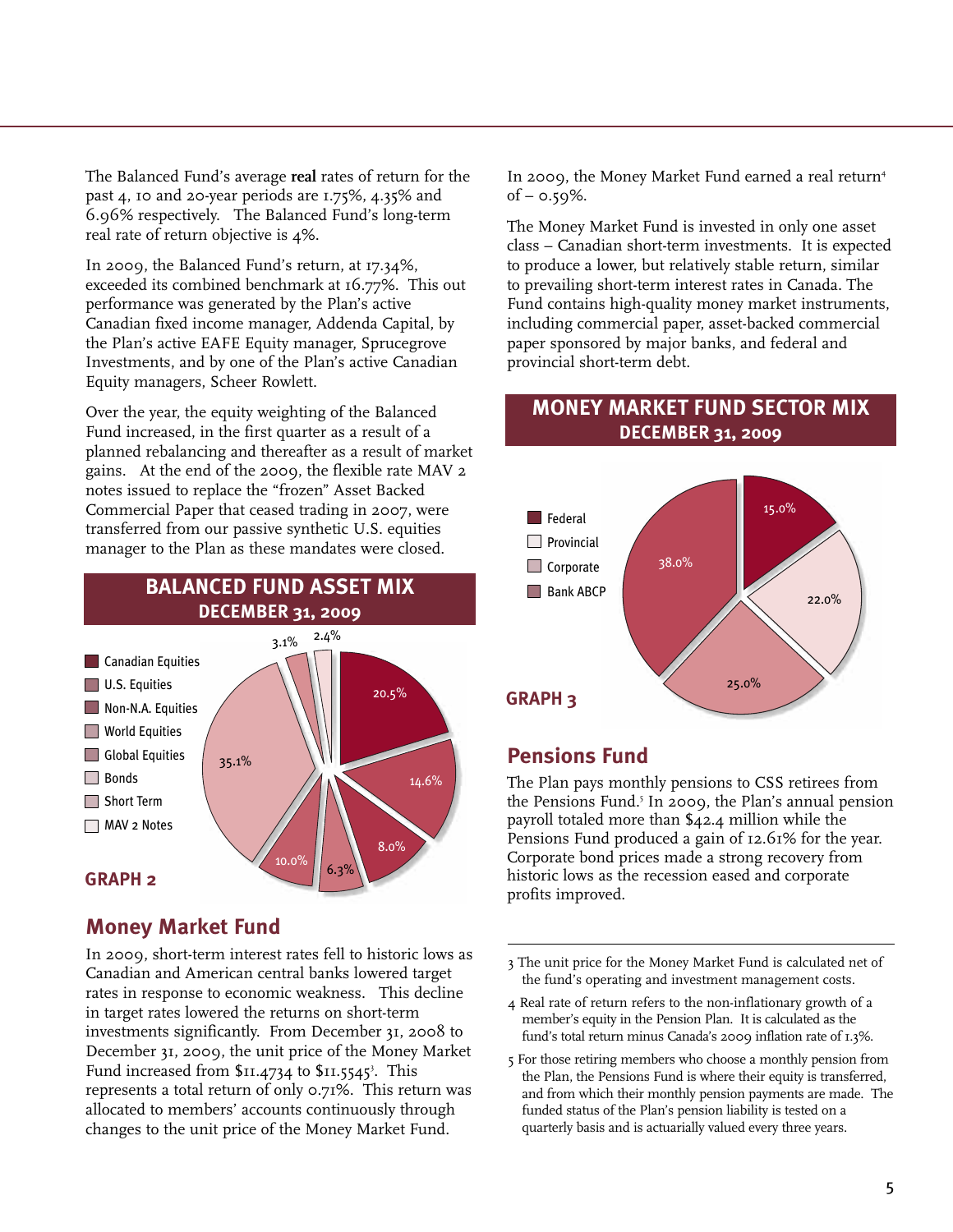The Balanced Fund's average **real** rates of return for the past 4, 10 and 20-year periods are 1.75%, 4.35% and 6.96% respectively. The Balanced Fund's long-term real rate of return objective is 4%.

In 2009, the Balanced Fund's return, at 17.34%, exceeded its combined benchmark at 16.77%. This out performance was generated by the Plan's active Canadian fixed income manager, Addenda Capital, by the Plan's active EAFE Equity manager, Sprucegrove Investments, and by one of the Plan's active Canadian Equity managers, Scheer Rowlett.

Over the year, the equity weighting of the Balanced Fund increased, in the first quarter as a result of a planned rebalancing and thereafter as a result of market gains. At the end of the 2009, the flexible rate MAV 2 notes issued to replace the "frozen" Asset Backed Commercial Paper that ceased trading in 2007, were transferred from our passive synthetic U.S. equities manager to the Plan as these mandates were closed.

**BALANCED FUND ASSET MIX**
**DECEMBER 31, 2009**

| Asset Class | % |
|---|---|
| Canadian Equities | 20.5% |
| U.S. Equities | 14.6% |
| Non-N.A. Equities | 8.0% |
| World Equities | 6.3% |
| Global Equities | 10.0% |
| Bonds | 35.1% |
| Short Term | 3.1% |
| MAV 2 Notes | 2.4% |

**GRAPH 2**

## Money Market Fund

In 2009, short-term interest rates fell to historic lows as Canadian and American central banks lowered target rates in response to economic weakness. This decline in target rates lowered the returns on short-term investments significantly. From December 31, 2008 to December 31, 2009, the unit price of the Money Market Fund increased from $11.4734 to $11.5545[3]. This represents a total return of only 0.71%. This return was allocated to members' accounts continuously through changes to the unit price of the Money Market Fund.

In 2009, the Money Market Fund earned a real return[4] of – 0.59%.

The Money Market Fund is invested in only one asset class – Canadian short-term investments. It is expected to produce a lower, but relatively stable return, similar to prevailing short-term interest rates in Canada. The Fund contains high-quality money market instruments, including commercial paper, asset-backed commercial paper sponsored by major banks, and federal and provincial short-term debt.

**MONEY MARKET FUND SECTOR MIX**
**DECEMBER 31, 2009**

| Sector | % |
|---|---|
| Federal | 15.0% |
| Provincial | 22.0% |
| Corporate | 25.0% |
| Bank ABCP | 38.0% |

**GRAPH 3**

## Pensions Fund

The Plan pays monthly pensions to CSS retirees from the Pensions Fund.[5] In 2009, the Plan's annual pension payroll totaled more than $42.4 million while the Pensions Fund produced a gain of 12.61% for the year. Corporate bond prices made a strong recovery from historic lows as the recession eased and corporate profits improved.

---

3 The unit price for the Money Market Fund is calculated net of the fund's operating and investment management costs.

4 Real rate of return refers to the non-inflationary growth of a member's equity in the Pension Plan. It is calculated as the fund's total return minus Canada's 2009 inflation rate of 1.3%.

5 For those retiring members who choose a monthly pension from the Plan, the Pensions Fund is where their equity is transferred, and from which their monthly pension payments are made. The funded status of the Plan's pension liability is tested on a quarterly basis and is actuarially valued every three years.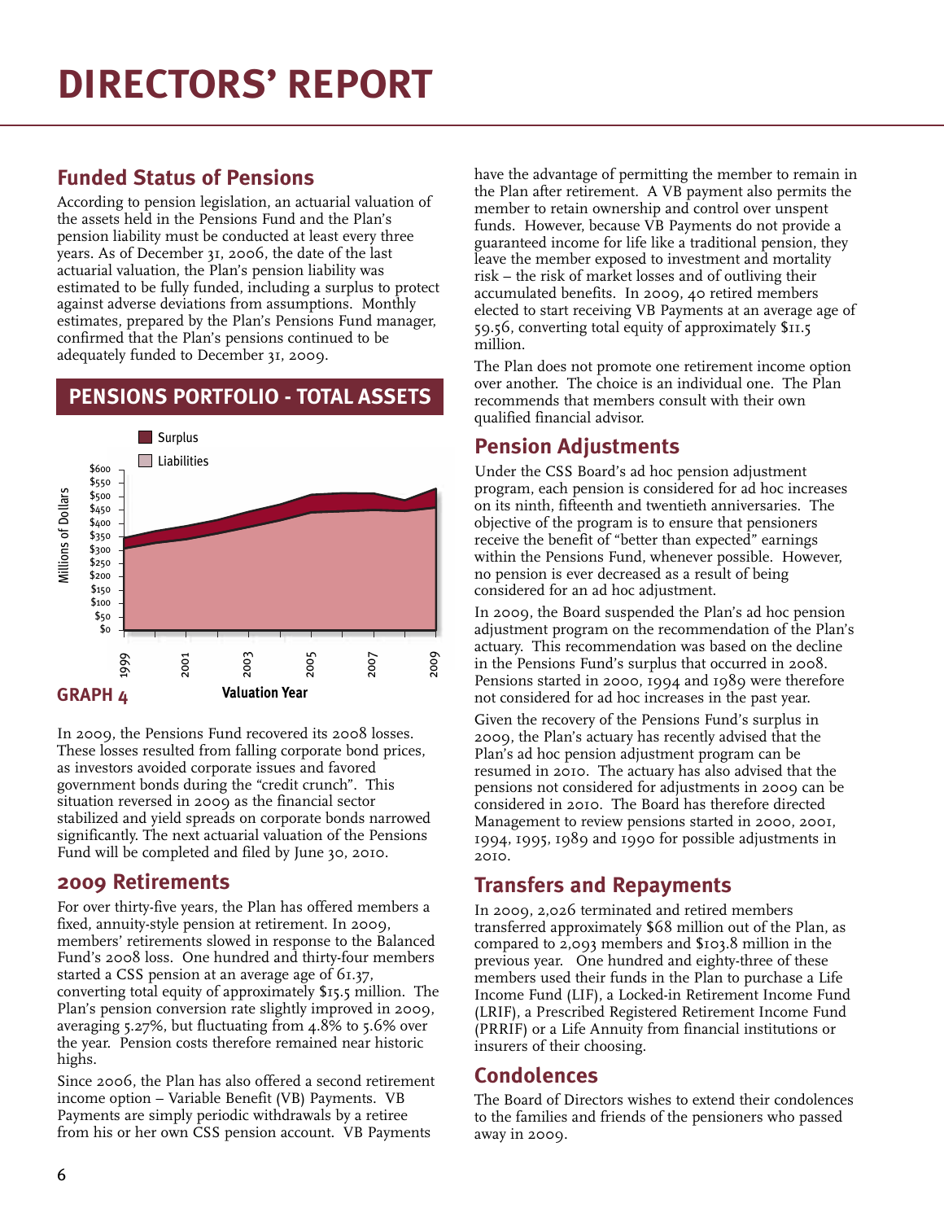# DIRECTORS' REPORT

## Funded Status of Pensions

According to pension legislation, an actuarial valuation of the assets held in the Pensions Fund and the Plan's pension liability must be conducted at least every three years. As of December 31, 2006, the date of the last actuarial valuation, the Plan's pension liability was estimated to be fully funded, including a surplus to protect against adverse deviations from assumptions. Monthly estimates, prepared by the Plan's Pensions Fund manager, confirmed that the Plan's pensions continued to be adequately funded to December 31, 2009.

### PENSIONS PORTFOLIO - TOTAL ASSETS

Surplus
Liabilities

Millions of Dollars: $0, $50, $100, $150, $200, $250, $300, $350, $400, $450, $500, $550, $600

Valuation Year: 1999, 2001, 2003, 2005, 2007, 2009

**GRAPH 4**

In 2009, the Pensions Fund recovered its 2008 losses. These losses resulted from falling corporate bond prices, as investors avoided corporate issues and favored government bonds during the "credit crunch". This situation reversed in 2009 as the financial sector stabilized and yield spreads on corporate bonds narrowed significantly. The next actuarial valuation of the Pensions Fund will be completed and filed by June 30, 2010.

## 2009 Retirements

For over thirty-five years, the Plan has offered members a fixed, annuity-style pension at retirement. In 2009, members' retirements slowed in response to the Balanced Fund's 2008 loss. One hundred and thirty-four members started a CSS pension at an average age of 61.37, converting total equity of approximately $15.5 million. The Plan's pension conversion rate slightly improved in 2009, averaging 5.27%, but fluctuating from 4.8% to 5.6% over the year. Pension costs therefore remained near historic highs.

Since 2006, the Plan has also offered a second retirement income option – Variable Benefit (VB) Payments. VB Payments are simply periodic withdrawals by a retiree from his or her own CSS pension account. VB Payments have the advantage of permitting the member to remain in the Plan after retirement. A VB payment also permits the member to retain ownership and control over unspent funds. However, because VB Payments do not provide a guaranteed income for life like a traditional pension, they leave the member exposed to investment and mortality risk – the risk of market losses and of outliving their accumulated benefits. In 2009, 40 retired members elected to start receiving VB Payments at an average age of 59.56, converting total equity of approximately $11.5 million.

The Plan does not promote one retirement income option over another. The choice is an individual one. The Plan recommends that members consult with their own qualified financial advisor.

## Pension Adjustments

Under the CSS Board's ad hoc pension adjustment program, each pension is considered for ad hoc increases on its ninth, fifteenth and twentieth anniversaries. The objective of the program is to ensure that pensioners receive the benefit of "better than expected" earnings within the Pensions Fund, whenever possible. However, no pension is ever decreased as a result of being considered for an ad hoc adjustment.

In 2009, the Board suspended the Plan's ad hoc pension adjustment program on the recommendation of the Plan's actuary. This recommendation was based on the decline in the Pensions Fund's surplus that occurred in 2008. Pensions started in 2000, 1994 and 1989 were therefore not considered for ad hoc increases in the past year.

Given the recovery of the Pensions Fund's surplus in 2009, the Plan's actuary has recently advised that the Plan's ad hoc pension adjustment program can be resumed in 2010. The actuary has also advised that the pensions not considered for adjustments in 2009 can be considered in 2010. The Board has therefore directed Management to review pensions started in 2000, 2001, 1994, 1995, 1989 and 1990 for possible adjustments in 2010.

## Transfers and Repayments

In 2009, 2,026 terminated and retired members transferred approximately $68 million out of the Plan, as compared to 2,093 members and $103.8 million in the previous year. One hundred and eighty-three of these members used their funds in the Plan to purchase a Life Income Fund (LIF), a Locked-in Retirement Income Fund (LRIF), a Prescribed Registered Retirement Income Fund (PRRIF) or a Life Annuity from financial institutions or insurers of their choosing.

## Condolences

The Board of Directors wishes to extend their condolences to the families and friends of the pensioners who passed away in 2009.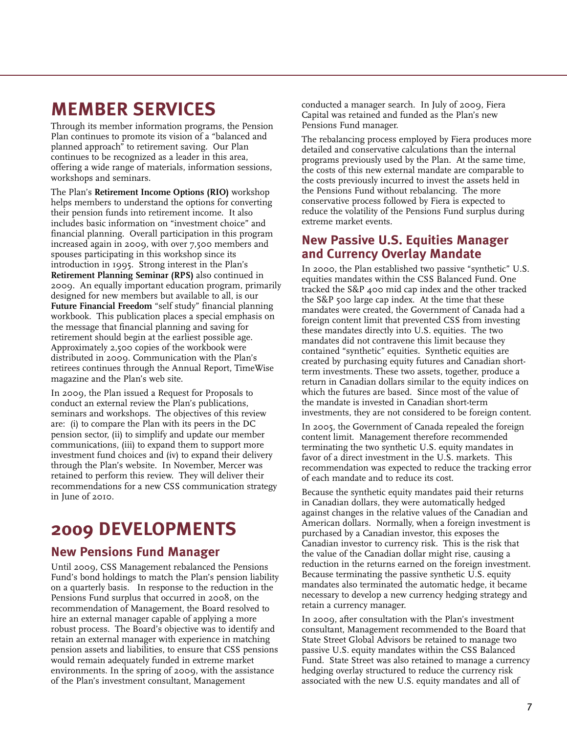# MEMBER SERVICES

Through its member information programs, the Pension Plan continues to promote its vision of a "balanced and planned approach" to retirement saving. Our Plan continues to be recognized as a leader in this area, offering a wide range of materials, information sessions, workshops and seminars.

The Plan's **Retirement Income Options (RIO)** workshop helps members to understand the options for converting their pension funds into retirement income. It also includes basic information on "investment choice" and financial planning. Overall participation in this program increased again in 2009, with over 7,500 members and spouses participating in this workshop since its introduction in 1995. Strong interest in the Plan's **Retirement Planning Seminar (RPS)** also continued in 2009. An equally important education program, primarily designed for new members but available to all, is our **Future Financial Freedom** "self study" financial planning workbook. This publication places a special emphasis on the message that financial planning and saving for retirement should begin at the earliest possible age. Approximately 2,500 copies of the workbook were distributed in 2009. Communication with the Plan's retirees continues through the Annual Report, TimeWise magazine and the Plan's web site.

In 2009, the Plan issued a Request for Proposals to conduct an external review the Plan's publications, seminars and workshops. The objectives of this review are: (i) to compare the Plan with its peers in the DC pension sector, (ii) to simplify and update our member communications, (iii) to expand them to support more investment fund choices and (iv) to expand their delivery through the Plan's website. In November, Mercer was retained to perform this review. They will deliver their recommendations for a new CSS communication strategy in June of 2010.

# 2009 DEVELOPMENTS

## New Pensions Fund Manager

Until 2009, CSS Management rebalanced the Pensions Fund's bond holdings to match the Plan's pension liability on a quarterly basis. In response to the reduction in the Pensions Fund surplus that occurred in 2008, on the recommendation of Management, the Board resolved to hire an external manager capable of applying a more robust process. The Board's objective was to identify and retain an external manager with experience in matching pension assets and liabilities, to ensure that CSS pensions would remain adequately funded in extreme market environments. In the spring of 2009, with the assistance of the Plan's investment consultant, Management conducted a manager search. In July of 2009, Fiera Capital was retained and funded as the Plan's new Pensions Fund manager.

The rebalancing process employed by Fiera produces more detailed and conservative calculations than the internal programs previously used by the Plan. At the same time, the costs of this new external mandate are comparable to the costs previously incurred to invest the assets held in the Pensions Fund without rebalancing. The more conservative process followed by Fiera is expected to reduce the volatility of the Pensions Fund surplus during extreme market events.

## New Passive U.S. Equities Manager and Currency Overlay Mandate

In 2000, the Plan established two passive "synthetic" U.S. equities mandates within the CSS Balanced Fund. One tracked the S&P 400 mid cap index and the other tracked the S&P 500 large cap index. At the time that these mandates were created, the Government of Canada had a foreign content limit that prevented CSS from investing these mandates directly into U.S. equities. The two mandates did not contravene this limit because they contained "synthetic" equities. Synthetic equities are created by purchasing equity futures and Canadian short-term investments. These two assets, together, produce a return in Canadian dollars similar to the equity indices on which the futures are based. Since most of the value of the mandate is invested in Canadian short-term investments, they are not considered to be foreign content.

In 2005, the Government of Canada repealed the foreign content limit. Management therefore recommended terminating the two synthetic U.S. equity mandates in favor of a direct investment in the U.S. markets. This recommendation was expected to reduce the tracking error of each mandate and to reduce its cost.

Because the synthetic equity mandates paid their returns in Canadian dollars, they were automatically hedged against changes in the relative values of the Canadian and American dollars. Normally, when a foreign investment is purchased by a Canadian investor, this exposes the Canadian investor to currency risk. This is the risk that the value of the Canadian dollar might rise, causing a reduction in the returns earned on the foreign investment. Because terminating the passive synthetic U.S. equity mandates also terminated the automatic hedge, it became necessary to develop a new currency hedging strategy and retain a currency manager.

In 2009, after consultation with the Plan's investment consultant, Management recommended to the Board that State Street Global Advisors be retained to manage two passive U.S. equity mandates within the CSS Balanced Fund. State Street was also retained to manage a currency hedging overlay structured to reduce the currency risk associated with the new U.S. equity mandates and all of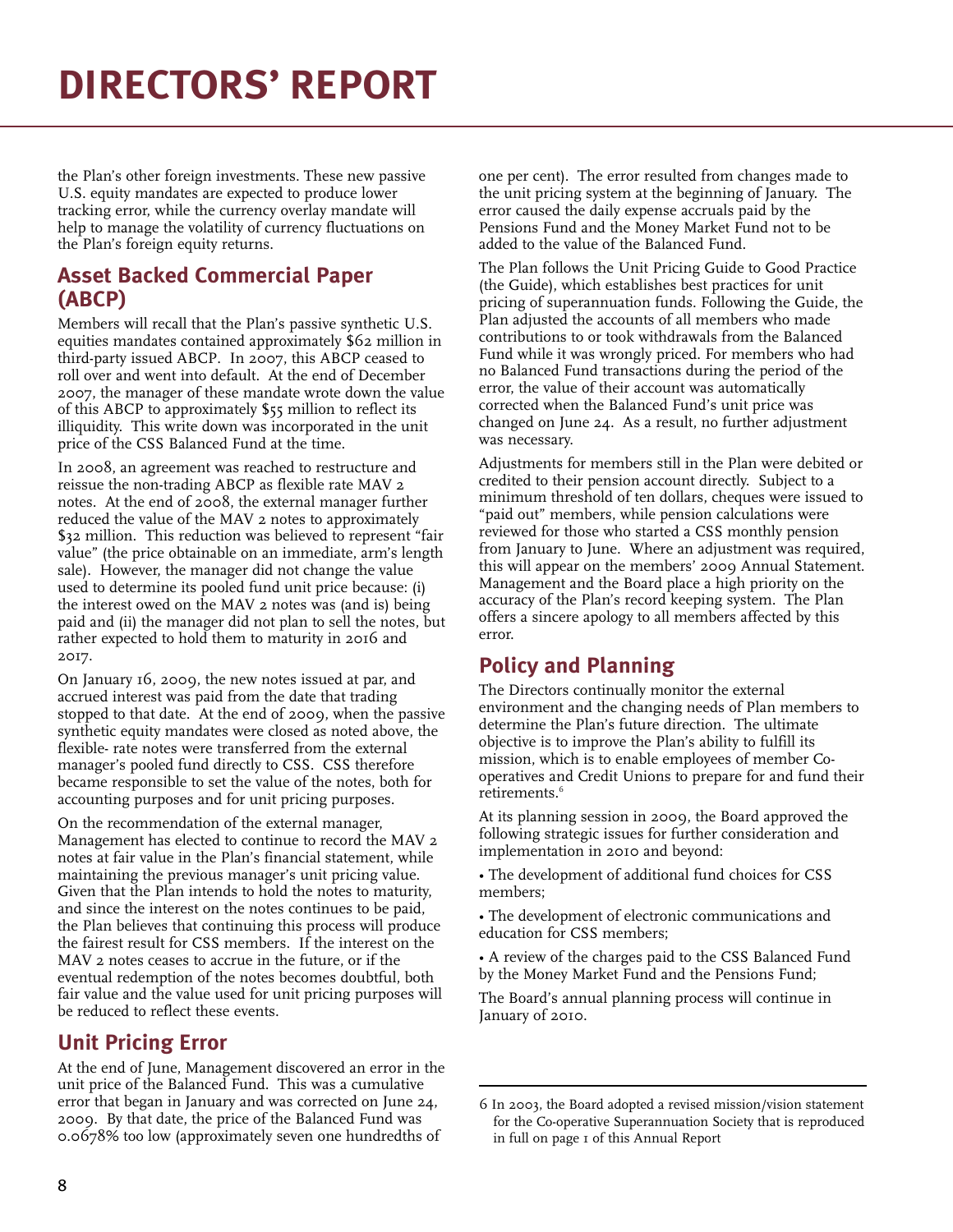# DIRECTORS' REPORT

the Plan's other foreign investments. These new passive U.S. equity mandates are expected to produce lower tracking error, while the currency overlay mandate will help to manage the volatility of currency fluctuations on the Plan's foreign equity returns.

## Asset Backed Commercial Paper (ABCP)

Members will recall that the Plan's passive synthetic U.S. equities mandates contained approximately $62 million in third-party issued ABCP. In 2007, this ABCP ceased to roll over and went into default. At the end of December 2007, the manager of these mandate wrote down the value of this ABCP to approximately $55 million to reflect its illiquidity. This write down was incorporated in the unit price of the CSS Balanced Fund at the time.

In 2008, an agreement was reached to restructure and reissue the non-trading ABCP as flexible rate MAV 2 notes. At the end of 2008, the external manager further reduced the value of the MAV 2 notes to approximately $32 million. This reduction was believed to represent "fair value" (the price obtainable on an immediate, arm's length sale). However, the manager did not change the value used to determine its pooled fund unit price because: (i) the interest owed on the MAV 2 notes was (and is) being paid and (ii) the manager did not plan to sell the notes, but rather expected to hold them to maturity in 2016 and 2017.

On January 16, 2009, the new notes issued at par, and accrued interest was paid from the date that trading stopped to that date. At the end of 2009, when the passive synthetic equity mandates were closed as noted above, the flexible- rate notes were transferred from the external manager's pooled fund directly to CSS. CSS therefore became responsible to set the value of the notes, both for accounting purposes and for unit pricing purposes.

On the recommendation of the external manager, Management has elected to continue to record the MAV 2 notes at fair value in the Plan's financial statement, while maintaining the previous manager's unit pricing value. Given that the Plan intends to hold the notes to maturity, and since the interest on the notes continues to be paid, the Plan believes that continuing this process will produce the fairest result for CSS members. If the interest on the MAV 2 notes ceases to accrue in the future, or if the eventual redemption of the notes becomes doubtful, both fair value and the value used for unit pricing purposes will be reduced to reflect these events.

## Unit Pricing Error

At the end of June, Management discovered an error in the unit price of the Balanced Fund. This was a cumulative error that began in January and was corrected on June 24, 2009. By that date, the price of the Balanced Fund was 0.0678% too low (approximately seven one hundredths of one per cent). The error resulted from changes made to the unit pricing system at the beginning of January. The error caused the daily expense accruals paid by the Pensions Fund and the Money Market Fund not to be added to the value of the Balanced Fund.

The Plan follows the Unit Pricing Guide to Good Practice (the Guide), which establishes best practices for unit pricing of superannuation funds. Following the Guide, the Plan adjusted the accounts of all members who made contributions to or took withdrawals from the Balanced Fund while it was wrongly priced. For members who had no Balanced Fund transactions during the period of the error, the value of their account was automatically corrected when the Balanced Fund's unit price was changed on June 24. As a result, no further adjustment was necessary.

Adjustments for members still in the Plan were debited or credited to their pension account directly. Subject to a minimum threshold of ten dollars, cheques were issued to "paid out" members, while pension calculations were reviewed for those who started a CSS monthly pension from January to June. Where an adjustment was required, this will appear on the members' 2009 Annual Statement. Management and the Board place a high priority on the accuracy of the Plan's record keeping system. The Plan offers a sincere apology to all members affected by this error.

## Policy and Planning

The Directors continually monitor the external environment and the changing needs of Plan members to determine the Plan's future direction. The ultimate objective is to improve the Plan's ability to fulfill its mission, which is to enable employees of member Co-operatives and Credit Unions to prepare for and fund their retirements.[6]

At its planning session in 2009, the Board approved the following strategic issues for further consideration and implementation in 2010 and beyond:

- The development of additional fund choices for CSS members;
- The development of electronic communications and education for CSS members;
- A review of the charges paid to the CSS Balanced Fund by the Money Market Fund and the Pensions Fund;

The Board's annual planning process will continue in January of 2010.

---

6 In 2003, the Board adopted a revised mission/vision statement for the Co-operative Superannuation Society that is reproduced in full on page 1 of this Annual Report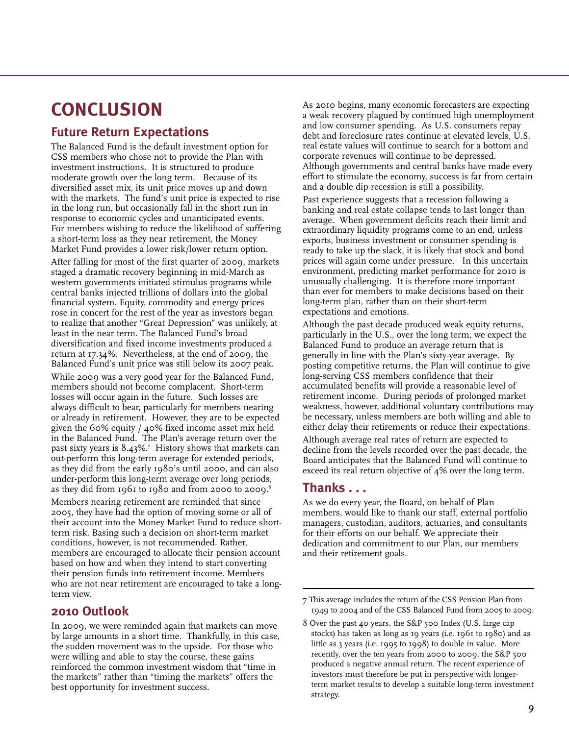# CONCLUSION

## Future Return Expectations

The Balanced Fund is the default investment option for CSS members who chose not to provide the Plan with investment instructions. It is structured to produce moderate growth over the long term. Because of its diversified asset mix, its unit price moves up and down with the markets. The fund's unit price is expected to rise in the long run, but occasionally fall in the short run in response to economic cycles and unanticipated events. For members wishing to reduce the likelihood of suffering a short-term loss as they near retirement, the Money Market Fund provides a lower risk/lower return option.

After falling for most of the first quarter of 2009, markets staged a dramatic recovery beginning in mid-March as western governments initiated stimulus programs while central banks injected trillions of dollars into the global financial system. Equity, commodity and energy prices rose in concert for the rest of the year as investors began to realize that another "Great Depression" was unlikely, at least in the near term. The Balanced Fund's broad diversification and fixed income investments produced a return at 17.34%. Nevertheless, at the end of 2009, the Balanced Fund's unit price was still below its 2007 peak.

While 2009 was a very good year for the Balanced Fund, members should not become complacent. Short-term losses will occur again in the future. Such losses are always difficult to bear, particularly for members nearing or already in retirement. However, they are to be expected given the 60% equity / 40% fixed income asset mix held in the Balanced Fund. The Plan's average return over the past sixty years is 8.43%.[7] History shows that markets can out-perform this long-term average for extended periods, as they did from the early 1980's until 2000, and can also under-perform this long-term average over long periods, as they did from 1961 to 1980 and from 2000 to 2009.[8]

Members nearing retirement are reminded that since 2005, they have had the option of moving some or all of their account into the Money Market Fund to reduce short-term risk. Basing such a decision on short-term market conditions, however, is not recommended. Rather, members are encouraged to allocate their pension account based on how and when they intend to start converting their pension funds into retirement income. Members who are not near retirement are encouraged to take a long-term view.

## 2010 Outlook

In 2009, we were reminded again that markets can move by large amounts in a short time. Thankfully, in this case, the sudden movement was to the upside. For those who were willing and able to stay the course, these gains reinforced the common investment wisdom that "time in the markets" rather than "timing the markets" offers the best opportunity for investment success.

As 2010 begins, many economic forecasters are expecting a weak recovery plagued by continued high unemployment and low consumer spending. As U.S. consumers repay debt and foreclosure rates continue at elevated levels, U.S. real estate values will continue to search for a bottom and corporate revenues will continue to be depressed. Although governments and central banks have made every effort to stimulate the economy, success is far from certain and a double dip recession is still a possibility.

Past experience suggests that a recession following a banking and real estate collapse tends to last longer than average. When government deficits reach their limit and extraordinary liquidity programs come to an end, unless exports, business investment or consumer spending is ready to take up the slack, it is likely that stock and bond prices will again come under pressure. In this uncertain environment, predicting market performance for 2010 is unusually challenging. It is therefore more important than ever for members to make decisions based on their long-term plan, rather than on their short-term expectations and emotions.

Although the past decade produced weak equity returns, particularly in the U.S., over the long term, we expect the Balanced Fund to produce an average return that is generally in line with the Plan's sixty-year average. By posting competitive returns, the Plan will continue to give long-serving CSS members confidence that their accumulated benefits will provide a reasonable level of retirement income. During periods of prolonged market weakness, however, additional voluntary contributions may be necessary, unless members are both willing and able to either delay their retirements or reduce their expectations.

Although average real rates of return are expected to decline from the levels recorded over the past decade, the Board anticipates that the Balanced Fund will continue to exceed its real return objective of 4% over the long term.

## Thanks . . .

As we do every year, the Board, on behalf of Plan members, would like to thank our staff, external portfolio managers, custodian, auditors, actuaries, and consultants for their efforts on our behalf. We appreciate their dedication and commitment to our Plan, our members and their retirement goals.

---

7 This average includes the return of the CSS Pension Plan from 1949 to 2004 and of the CSS Balanced Fund from 2005 to 2009.

8 Over the past 40 years, the S&P 500 Index (U.S. large cap stocks) has taken as long as 19 years (i.e. 1961 to 1980) and as little as 3 years (i.e. 1995 to 1998) to double in value. More recently, over the ten years from 2000 to 2009, the S&P 500 produced a negative annual return. The recent experience of investors must therefore be put in perspective with longer-term market results to develop a suitable long-term investment strategy.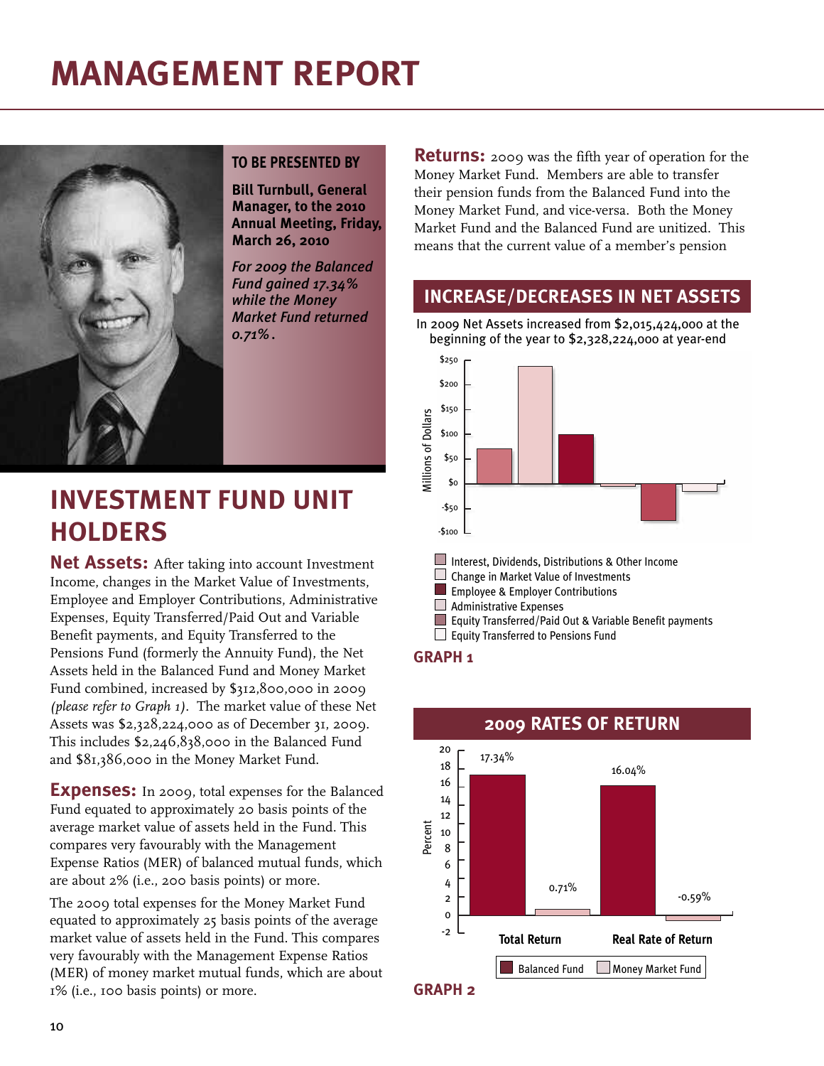# MANAGEMENT REPORT

**TO BE PRESENTED BY**

**Bill Turnbull, General Manager, to the 2010 Annual Meeting, Friday, March 26, 2010**

*For 2009 the Balanced Fund gained 17.34% while the Money Market Fund returned 0.71%.*

## INVESTMENT FUND UNIT HOLDERS

**Net Assets:** After taking into account Investment Income, changes in the Market Value of Investments, Employee and Employer Contributions, Administrative Expenses, Equity Transferred/Paid Out and Variable Benefit payments, and Equity Transferred to the Pensions Fund (formerly the Annuity Fund), the Net Assets held in the Balanced Fund and Money Market Fund combined, increased by $312,800,000 in 2009 *(please refer to Graph 1)*. The market value of these Net Assets was $2,328,224,000 as of December 31, 2009. This includes $2,246,838,000 in the Balanced Fund and $81,386,000 in the Money Market Fund.

**Expenses:** In 2009, total expenses for the Balanced Fund equated to approximately 20 basis points of the average market value of assets held in the Fund. This compares very favourably with the Management Expense Ratios (MER) of balanced mutual funds, which are about 2% (i.e., 200 basis points) or more.

The 2009 total expenses for the Money Market Fund equated to approximately 25 basis points of the average market value of assets held in the Fund. This compares very favourably with the Management Expense Ratios (MER) of money market mutual funds, which are about 1% (i.e., 100 basis points) or more.

**Returns:** 2009 was the fifth year of operation for the Money Market Fund. Members are able to transfer their pension funds from the Balanced Fund into the Money Market Fund, and vice-versa. Both the Money Market Fund and the Balanced Fund are unitized. This means that the current value of a member's pension

### INCREASE/DECREASES IN NET ASSETS

In 2009 Net Assets increased from $2,015,424,000 at the beginning of the year to $2,328,224,000 at year-end

- Interest, Dividends, Distributions & Other Income
- Change in Market Value of Investments
- Employee & Employer Contributions
- Administrative Expenses
- Equity Transferred/Paid Out & Variable Benefit payments
- Equity Transferred to Pensions Fund

**GRAPH 1**

### 2009 RATES OF RETURN

| | Balanced Fund | Money Market Fund |
|---|---|---|
| Total Return | 17.34% | 0.71% |
| Real Rate of Return | 16.04% | -0.59% |

**GRAPH 2**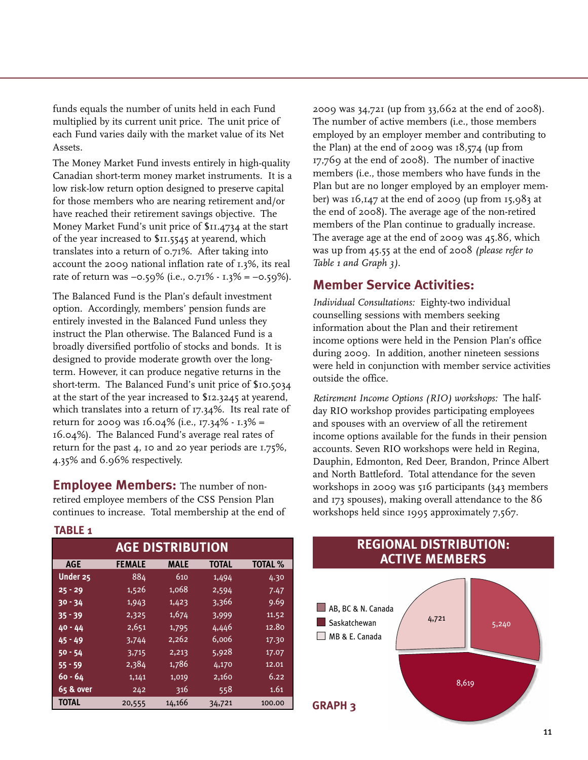funds equals the number of units held in each Fund multiplied by its current unit price. The unit price of each Fund varies daily with the market value of its Net Assets.

The Money Market Fund invests entirely in high-quality Canadian short-term money market instruments. It is a low risk-low return option designed to preserve capital for those members who are nearing retirement and/or have reached their retirement savings objective. The Money Market Fund's unit price of $11.4734 at the start of the year increased to $11.5545 at yearend, which translates into a return of 0.71%. After taking into account the 2009 national inflation rate of 1.3%, its real rate of return was –0.59% (i.e., 0.71% - 1.3% = –0.59%).

The Balanced Fund is the Plan's default investment option. Accordingly, members' pension funds are entirely invested in the Balanced Fund unless they instruct the Plan otherwise. The Balanced Fund is a broadly diversified portfolio of stocks and bonds. It is designed to provide moderate growth over the long-term. However, it can produce negative returns in the short-term. The Balanced Fund's unit price of $10.5034 at the start of the year increased to $12.3245 at yearend, which translates into a return of 17.34%. Its real rate of return for 2009 was 16.04% (i.e., 17.34% - 1.3% = 16.04%). The Balanced Fund's average real rates of return for the past 4, 10 and 20 year periods are 1.75%, 4.35% and 6.96% respectively.

## Employee Members:

The number of non-retired employee members of the CSS Pension Plan continues to increase. Total membership at the end of 2009 was 34,721 (up from 33,662 at the end of 2008). The number of active members (i.e., those members employed by an employer member and contributing to the Plan) at the end of 2009 was 18,574 (up from 17,769 at the end of 2008). The number of inactive members (i.e., those members who have funds in the Plan but are no longer employed by an employer member) was 16,147 at the end of 2009 (up from 15,983 at the end of 2008). The average age of the non-retired members of the Plan continue to gradually increase. The average age at the end of 2009 was 45.86, which was up from 45.55 at the end of 2008 *(please refer to Table 1 and Graph 3)*.

**TABLE 1**

**AGE DISTRIBUTION**

| AGE | FEMALE | MALE | TOTAL | TOTAL % |
|---|---|---|---|---|
| Under 25 | 884 | 610 | 1,494 | 4.30 |
| 25 - 29 | 1,526 | 1,068 | 2,594 | 7.47 |
| 30 - 34 | 1,943 | 1,423 | 3,366 | 9.69 |
| 35 - 39 | 2,325 | 1,674 | 3,999 | 11.52 |
| 40 - 44 | 2,651 | 1,795 | 4,446 | 12.80 |
| 45 - 49 | 3,744 | 2,262 | 6,006 | 17.30 |
| 50 - 54 | 3,715 | 2,213 | 5,928 | 17.07 |
| 55 - 59 | 2,384 | 1,786 | 4,170 | 12.01 |
| 60 - 64 | 1,141 | 1,019 | 2,160 | 6.22 |
| 65 & over | 242 | 316 | 558 | 1.61 |
| TOTAL | 20,555 | 14,166 | 34,721 | 100.00 |

## Member Service Activities:

*Individual Consultations:* Eighty-two individual counselling sessions with members seeking information about the Plan and their retirement income options were held in the Pension Plan's office during 2009. In addition, another nineteen sessions were held in conjunction with member service activities outside the office.

*Retirement Income Options (RIO) workshops:* The half-day RIO workshop provides participating employees and spouses with an overview of all the retirement income options available for the funds in their pension accounts. Seven RIO workshops were held in Regina, Dauphin, Edmonton, Red Deer, Brandon, Prince Albert and North Battleford. Total attendance for the seven workshops in 2009 was 516 participants (343 members and 173 spouses), making overall attendance to the 86 workshops held since 1995 approximately 7,567.

**REGIONAL DISTRIBUTION: ACTIVE MEMBERS**

| Region | Active Members |
|---|---|
| AB, BC & N. Canada | 5,240 |
| Saskatchewan | 8,619 |
| MB & E. Canada | 4,721 |

**GRAPH 3**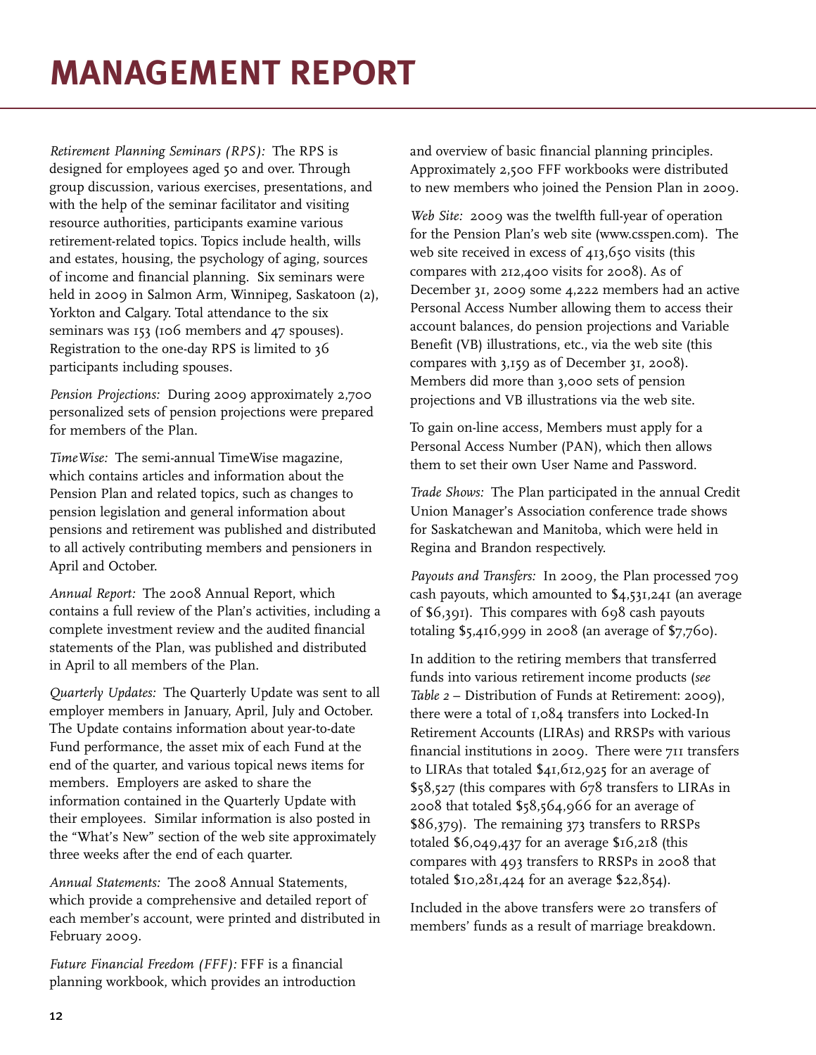# MANAGEMENT REPORT

*Retirement Planning Seminars (RPS):* The RPS is designed for employees aged 50 and over. Through group discussion, various exercises, presentations, and with the help of the seminar facilitator and visiting resource authorities, participants examine various retirement-related topics. Topics include health, wills and estates, housing, the psychology of aging, sources of income and financial planning. Six seminars were held in 2009 in Salmon Arm, Winnipeg, Saskatoon (2), Yorkton and Calgary. Total attendance to the six seminars was 153 (106 members and 47 spouses). Registration to the one-day RPS is limited to 36 participants including spouses.

*Pension Projections:* During 2009 approximately 2,700 personalized sets of pension projections were prepared for members of the Plan.

*TimeWise:* The semi-annual TimeWise magazine, which contains articles and information about the Pension Plan and related topics, such as changes to pension legislation and general information about pensions and retirement was published and distributed to all actively contributing members and pensioners in April and October.

*Annual Report:* The 2008 Annual Report, which contains a full review of the Plan's activities, including a complete investment review and the audited financial statements of the Plan, was published and distributed in April to all members of the Plan.

*Quarterly Updates:* The Quarterly Update was sent to all employer members in January, April, July and October. The Update contains information about year-to-date Fund performance, the asset mix of each Fund at the end of the quarter, and various topical news items for members. Employers are asked to share the information contained in the Quarterly Update with their employees. Similar information is also posted in the "What's New" section of the web site approximately three weeks after the end of each quarter.

*Annual Statements:* The 2008 Annual Statements, which provide a comprehensive and detailed report of each member's account, were printed and distributed in February 2009.

*Future Financial Freedom (FFF):* FFF is a financial planning workbook, which provides an introduction and overview of basic financial planning principles. Approximately 2,500 FFF workbooks were distributed to new members who joined the Pension Plan in 2009.

*Web Site:* 2009 was the twelfth full-year of operation for the Pension Plan's web site (www.csspen.com). The web site received in excess of 413,650 visits (this compares with 212,400 visits for 2008). As of December 31, 2009 some 4,222 members had an active Personal Access Number allowing them to access their account balances, do pension projections and Variable Benefit (VB) illustrations, etc., via the web site (this compares with 3,159 as of December 31, 2008). Members did more than 3,000 sets of pension projections and VB illustrations via the web site.

To gain on-line access, Members must apply for a Personal Access Number (PAN), which then allows them to set their own User Name and Password.

*Trade Shows:* The Plan participated in the annual Credit Union Manager's Association conference trade shows for Saskatchewan and Manitoba, which were held in Regina and Brandon respectively.

*Payouts and Transfers:* In 2009, the Plan processed 709 cash payouts, which amounted to $4,531,241 (an average of $6,391). This compares with 698 cash payouts totaling $5,416,999 in 2008 (an average of $7,760).

In addition to the retiring members that transferred funds into various retirement income products (*see Table 2* – Distribution of Funds at Retirement: 2009), there were a total of 1,084 transfers into Locked-In Retirement Accounts (LIRAs) and RRSPs with various financial institutions in 2009. There were 711 transfers to LIRAs that totaled $41,612,925 for an average of $58,527 (this compares with 678 transfers to LIRAs in 2008 that totaled $58,564,966 for an average of $86,379). The remaining 373 transfers to RRSPs totaled $6,049,437 for an average $16,218 (this compares with 493 transfers to RRSPs in 2008 that totaled $10,281,424 for an average $22,854).

Included in the above transfers were 20 transfers of members' funds as a result of marriage breakdown.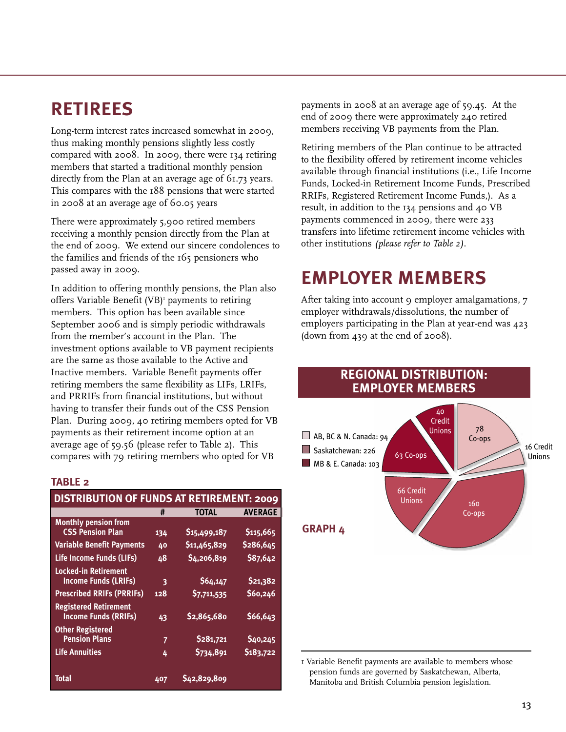## RETIREES

Long-term interest rates increased somewhat in 2009, thus making monthly pensions slightly less costly compared with 2008. In 2009, there were 134 retiring members that started a traditional monthly pension directly from the Plan at an average age of 61.73 years. This compares with the 188 pensions that were started in 2008 at an average age of 60.05 years

There were approximately 5,900 retired members receiving a monthly pension directly from the Plan at the end of 2009. We extend our sincere condolences to the families and friends of the 165 pensioners who passed away in 2009.

In addition to offering monthly pensions, the Plan also offers Variable Benefit (VB)[1] payments to retiring members. This option has been available since September 2006 and is simply periodic withdrawals from the member's account in the Plan. The investment options available to VB payment recipients are the same as those available to the Active and Inactive members. Variable Benefit payments offer retiring members the same flexibility as LIFs, LRIFs, and PRRIFs from financial institutions, but without having to transfer their funds out of the CSS Pension Plan. During 2009, 40 retiring members opted for VB payments as their retirement income option at an average age of 59.56 (please refer to Table 2). This compares with 79 retiring members who opted for VB payments in 2008 at an average age of 59.45. At the end of 2009 there were approximately 240 retired members receiving VB payments from the Plan.

Retiring members of the Plan continue to be attracted to the flexibility offered by retirement income vehicles available through financial institutions (i.e., Life Income Funds, Locked-in Retirement Income Funds, Prescribed RRIFs, Registered Retirement Income Funds,). As a result, in addition to the 134 pensions and 40 VB payments commenced in 2009, there were 233 transfers into lifetime retirement income vehicles with other institutions *(please refer to Table 2)*.

### TABLE 2

**DISTRIBUTION OF FUNDS AT RETIREMENT: 2009**

| | # | TOTAL | AVERAGE |
|---|---|---|---|
| Monthly pension from CSS Pension Plan | 134 | $15,499,187 | $115,665 |
| Variable Benefit Payments | 40 | $11,465,829 | $286,645 |
| Life Income Funds (LIFs) | 48 | $4,206,819 | $87,642 |
| Locked-in Retirement Income Funds (LRIFs) | 3 | $64,147 | $21,382 |
| Prescribed RRIFs (PRRIFs) | 128 | $7,711,535 | $60,246 |
| Registered Retirement Income Funds (RRIFs) | 43 | $2,865,680 | $66,643 |
| Other Registered Pension Plans | 7 | $281,721 | $40,245 |
| Life Annuities | 4 | $734,891 | $183,722 |
| Total | 407 | $42,829,809 | |

## EMPLOYER MEMBERS

After taking into account 9 employer amalgamations, 7 employer withdrawals/dissolutions, the number of employers participating in the Plan at year-end was 423 (down from 439 at the end of 2008).

**REGIONAL DISTRIBUTION: EMPLOYER MEMBERS**

- AB, BC & N. Canada: 94 (78 Co-ops, 16 Credit Unions)
- Saskatchewan: 226 (160 Co-ops, 66 Credit Unions)
- MB & E. Canada: 103 (63 Co-ops, 40 Credit Unions)

**GRAPH 4**

---

1 Variable Benefit payments are available to members whose pension funds are governed by Saskatchewan, Alberta, Manitoba and British Columbia pension legislation.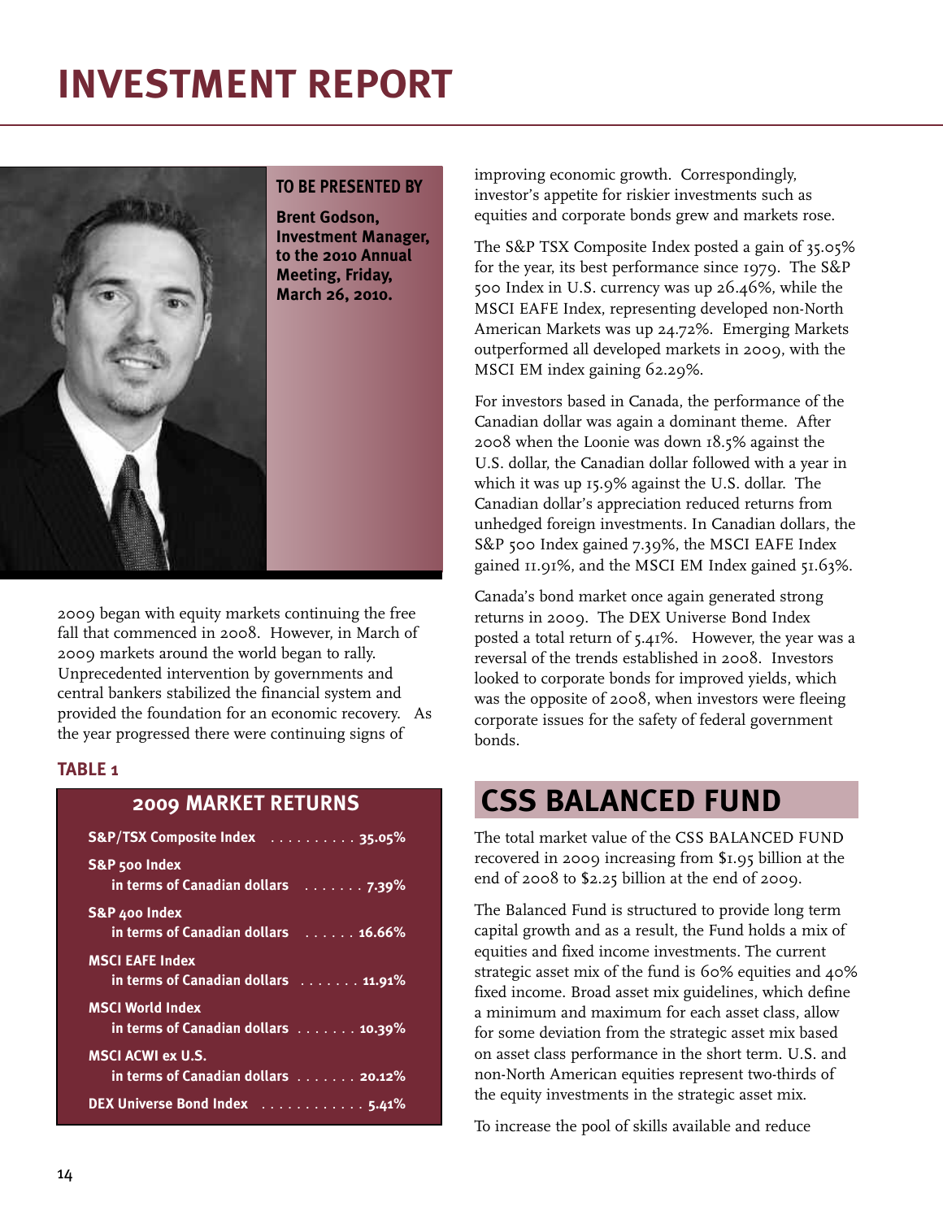# INVESTMENT REPORT

**TO BE PRESENTED BY**

**Brent Godson, Investment Manager, to the 2010 Annual Meeting, Friday, March 26, 2010.**

2009 began with equity markets continuing the free fall that commenced in 2008. However, in March of 2009 markets around the world began to rally. Unprecedented intervention by governments and central bankers stabilized the financial system and provided the foundation for an economic recovery. As the year progressed there were continuing signs of improving economic growth. Correspondingly, investor's appetite for riskier investments such as equities and corporate bonds grew and markets rose.

**TABLE 1**

| 2009 MARKET RETURNS | |
|---|---|
| **S&P/TSX Composite Index** | **35.05%** |
| **S&P 500 Index** in terms of Canadian dollars | **7.39%** |
| **S&P 400 Index** in terms of Canadian dollars | **16.66%** |
| **MSCI EAFE Index** in terms of Canadian dollars | **11.91%** |
| **MSCI World Index** in terms of Canadian dollars | **10.39%** |
| **MSCI ACWI ex U.S.** in terms of Canadian dollars | **20.12%** |
| **DEX Universe Bond Index** | **5.41%** |

The S&P TSX Composite Index posted a gain of 35.05% for the year, its best performance since 1979. The S&P 500 Index in U.S. currency was up 26.46%, while the MSCI EAFE Index, representing developed non-North American Markets was up 24.72%. Emerging Markets outperformed all developed markets in 2009, with the MSCI EM index gaining 62.29%.

For investors based in Canada, the performance of the Canadian dollar was again a dominant theme. After 2008 when the Loonie was down 18.5% against the U.S. dollar, the Canadian dollar followed with a year in which it was up 15.9% against the U.S. dollar. The Canadian dollar's appreciation reduced returns from unhedged foreign investments. In Canadian dollars, the S&P 500 Index gained 7.39%, the MSCI EAFE Index gained 11.91%, and the MSCI EM Index gained 51.63%.

Canada's bond market once again generated strong returns in 2009. The DEX Universe Bond Index posted a total return of 5.41%. However, the year was a reversal of the trends established in 2008. Investors looked to corporate bonds for improved yields, which was the opposite of 2008, when investors were fleeing corporate issues for the safety of federal government bonds.

## CSS BALANCED FUND

The total market value of the CSS BALANCED FUND recovered in 2009 increasing from $1.95 billion at the end of 2008 to $2.25 billion at the end of 2009.

The Balanced Fund is structured to provide long term capital growth and as a result, the Fund holds a mix of equities and fixed income investments. The current strategic asset mix of the fund is 60% equities and 40% fixed income. Broad asset mix guidelines, which define a minimum and maximum for each asset class, allow for some deviation from the strategic asset mix based on asset class performance in the short term. U.S. and non-North American equities represent two-thirds of the equity investments in the strategic asset mix.

To increase the pool of skills available and reduce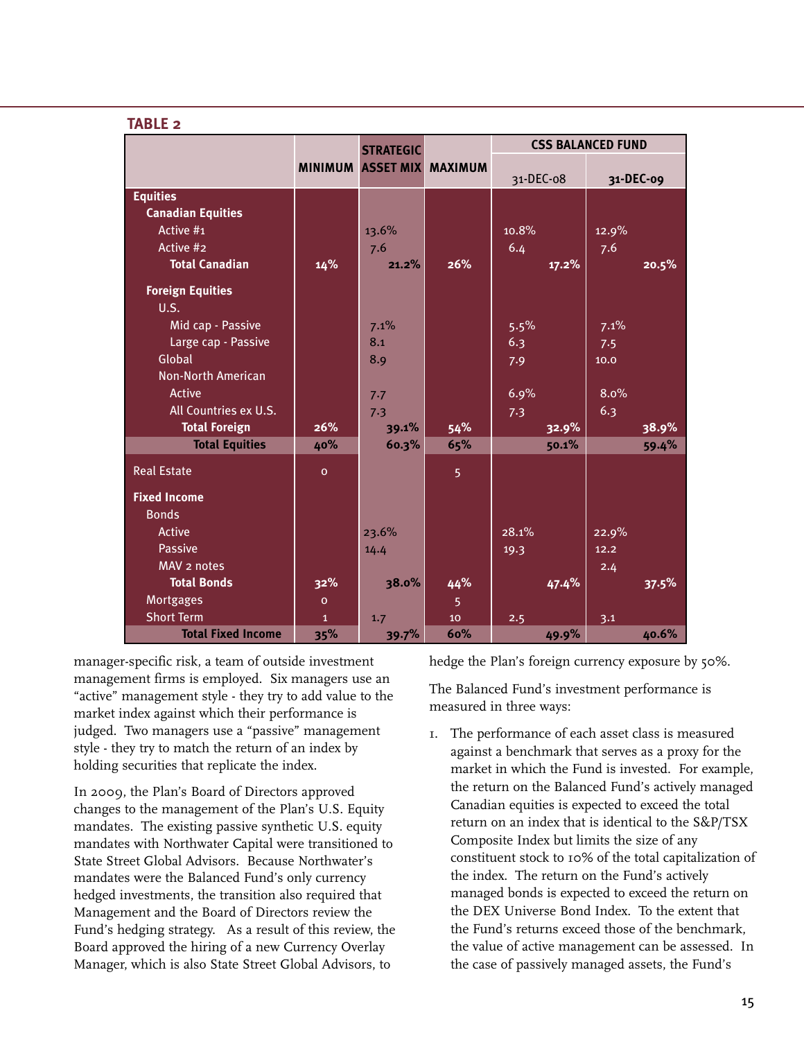**TABLE 2**

| | MINIMUM | STRATEGIC ASSET MIX | MAXIMUM | CSS BALANCED FUND 31-DEC-08 | CSS BALANCED FUND 31-DEC-09 |
|---|---|---|---|---|---|
| **Equities** | | | | | |
| **Canadian Equities** | | | | | |
| Active #1 | | 13.6% | | 10.8% | 12.9% |
| Active #2 | | 7.6 | | 6.4 | 7.6 |
| **Total Canadian** | 14% | 21.2% | 26% | 17.2% | 20.5% |
| **Foreign Equities** | | | | | |
| U.S. | | | | | |
| Mid cap - Passive | | 7.1% | | 5.5% | 7.1% |
| Large cap - Passive | | 8.1 | | 6.3 | 7.5 |
| Global | | 8.9 | | 7.9 | 10.0 |
| Non-North American | | | | | |
| Active | | 7.7 | | 6.9% | 8.0% |
| All Countries ex U.S. | | 7.3 | | 7.3 | 6.3 |
| **Total Foreign** | 26% | 39.1% | 54% | 32.9% | 38.9% |
| **Total Equities** | 40% | 60.3% | 65% | 50.1% | 59.4% |
| Real Estate | 0 | | 5 | | |
| **Fixed Income** | | | | | |
| Bonds | | | | | |
| Active | | 23.6% | | 28.1% | 22.9% |
| Passive | | 14.4 | | 19.3 | 12.2 |
| MAV 2 notes | | | | | 2.4 |
| **Total Bonds** | 32% | 38.0% | 44% | 47.4% | 37.5% |
| Mortgages | 0 | | 5 | | |
| Short Term | 1 | 1.7 | 10 | 2.5 | 3.1 |
| **Total Fixed Income** | 35% | 39.7% | 60% | 49.9% | 40.6% |

manager-specific risk, a team of outside investment management firms is employed. Six managers use an "active" management style - they try to add value to the market index against which their performance is judged. Two managers use a "passive" management style - they try to match the return of an index by holding securities that replicate the index.

In 2009, the Plan's Board of Directors approved changes to the management of the Plan's U.S. Equity mandates. The existing passive synthetic U.S. equity mandates with Northwater Capital were transitioned to State Street Global Advisors. Because Northwater's mandates were the Balanced Fund's only currency hedged investments, the transition also required that Management and the Board of Directors review the Fund's hedging strategy. As a result of this review, the Board approved the hiring of a new Currency Overlay Manager, which is also State Street Global Advisors, to hedge the Plan's foreign currency exposure by 50%.

The Balanced Fund's investment performance is measured in three ways:

1. The performance of each asset class is measured against a benchmark that serves as a proxy for the market in which the Fund is invested. For example, the return on the Balanced Fund's actively managed Canadian equities is expected to exceed the total return on an index that is identical to the S&P/TSX Composite Index but limits the size of any constituent stock to 10% of the total capitalization of the index. The return on the Fund's actively managed bonds is expected to exceed the return on the DEX Universe Bond Index. To the extent that the Fund's returns exceed those of the benchmark, the value of active management can be assessed. In the case of passively managed assets, the Fund's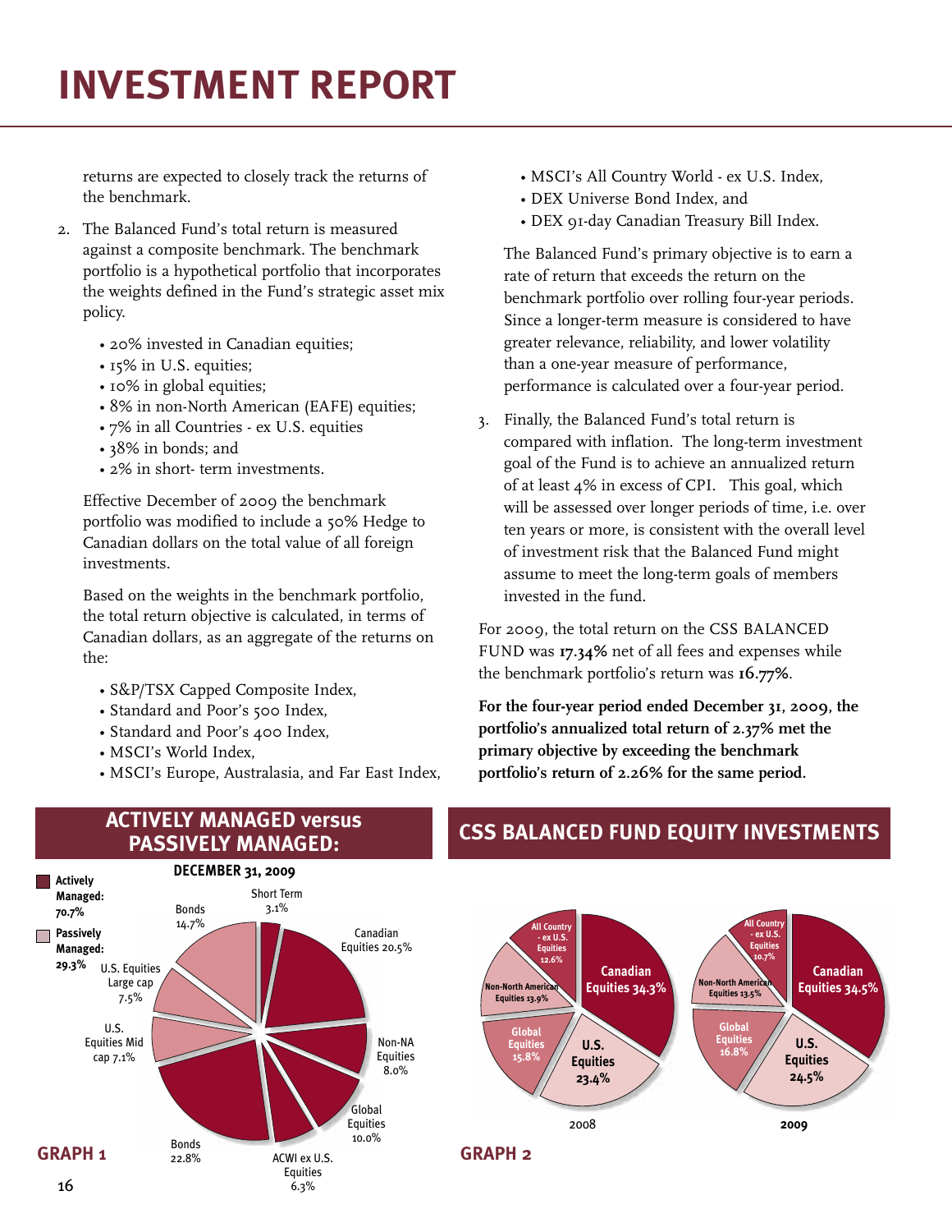# INVESTMENT REPORT

returns are expected to closely track the returns of the benchmark.

2. The Balanced Fund's total return is measured against a composite benchmark. The benchmark portfolio is a hypothetical portfolio that incorporates the weights defined in the Fund's strategic asset mix policy.

   - 20% invested in Canadian equities;
   - 15% in U.S. equities;
   - 10% in global equities;
   - 8% in non-North American (EAFE) equities;
   - 7% in all Countries - ex U.S. equities
   - 38% in bonds; and
   - 2% in short- term investments.

   Effective December of 2009 the benchmark portfolio was modified to include a 50% Hedge to Canadian dollars on the total value of all foreign investments.

   Based on the weights in the benchmark portfolio, the total return objective is calculated, in terms of Canadian dollars, as an aggregate of the returns on the:

   - S&P/TSX Capped Composite Index,
   - Standard and Poor's 500 Index,
   - Standard and Poor's 400 Index,
   - MSCI's World Index,
   - MSCI's Europe, Australasia, and Far East Index,
   - MSCI's All Country World - ex U.S. Index,
   - DEX Universe Bond Index, and
   - DEX 91-day Canadian Treasury Bill Index.

   The Balanced Fund's primary objective is to earn a rate of return that exceeds the return on the benchmark portfolio over rolling four-year periods. Since a longer-term measure is considered to have greater relevance, reliability, and lower volatility than a one-year measure of performance, performance is calculated over a four-year period.

3. Finally, the Balanced Fund's total return is compared with inflation. The long-term investment goal of the Fund is to achieve an annualized return of at least 4% in excess of CPI. This goal, which will be assessed over longer periods of time, i.e. over ten years or more, is consistent with the overall level of investment risk that the Balanced Fund might assume to meet the long-term goals of members invested in the fund.

For 2009, the total return on the CSS BALANCED FUND was **17.34%** net of all fees and expenses while the benchmark portfolio's return was **16.77%**.

**For the four-year period ended December 31, 2009, the portfolio's annualized total return of 2.37% met the primary objective by exceeding the benchmark portfolio's return of 2.26% for the same period.**

## ACTIVELY MANAGED versus PASSIVELY MANAGED:

**DECEMBER 31, 2009**

- **Actively Managed: 70.7%**
- **Passively Managed: 29.3%**

| Component | % |
|---|---|
| Short Term | 3.1% |
| Canadian Equities | 20.5% |
| Non-NA Equities | 8.0% |
| Global Equities | 10.0% |
| ACWI ex U.S. Equities | 6.3% |
| Bonds | 22.8% |
| U.S. Equities Mid cap | 7.1% |
| U.S. Equities Large cap | 7.5% |
| Bonds | 14.7% |

**GRAPH 1**

## CSS BALANCED FUND EQUITY INVESTMENTS

| Equity | 2008 | 2009 |
|---|---|---|
| Canadian Equities | 34.3% | 34.5% |
| U.S. Equities | 23.4% | 24.5% |
| Global Equities | 15.8% | 16.8% |
| Non-North American Equities | 13.9% | 13.5% |
| All Country - ex U.S. Equities | 12.6% | 10.7% |

**GRAPH 2**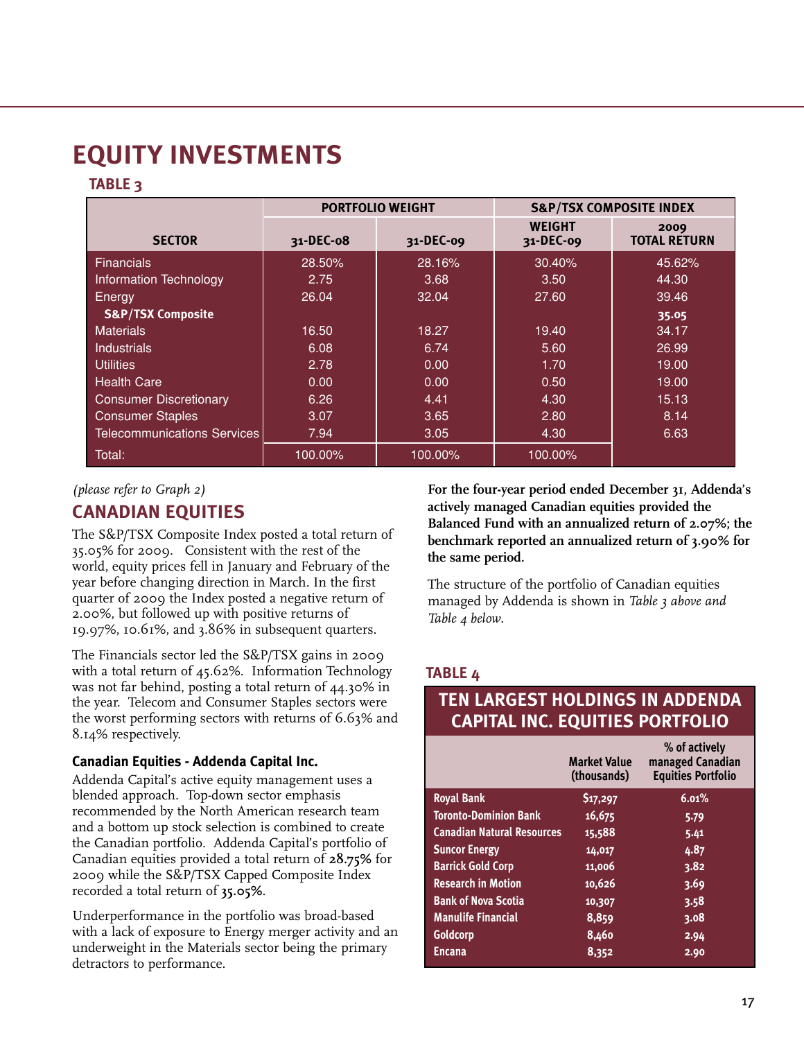# EQUITY INVESTMENTS

## TABLE 3

| SECTOR | PORTFOLIO WEIGHT | | S&P/TSX COMPOSITE INDEX | |
|---|---|---|---|---|
| | 31-DEC-08 | 31-DEC-09 | WEIGHT 31-DEC-09 | 2009 TOTAL RETURN |
| Financials | 28.50% | 28.16% | 30.40% | 45.62% |
| Information Technology | 2.75 | 3.68 | 3.50 | 44.30 |
| Energy | 26.04 | 32.04 | 27.60 | 39.46 |
| **S&P/TSX Composite** | | | | **35.05** |
| Materials | 16.50 | 18.27 | 19.40 | 34.17 |
| Industrials | 6.08 | 6.74 | 5.60 | 26.99 |
| Utilities | 2.78 | 0.00 | 1.70 | 19.00 |
| Health Care | 0.00 | 0.00 | 0.50 | 19.00 |
| Consumer Discretionary | 6.26 | 4.41 | 4.30 | 15.13 |
| Consumer Staples | 3.07 | 3.65 | 2.80 | 8.14 |
| Telecommunications Services | 7.94 | 3.05 | 4.30 | 6.63 |
| Total: | 100.00% | 100.00% | 100.00% | |

*(please refer to Graph 2)*

## CANADIAN EQUITIES

The S&P/TSX Composite Index posted a total return of 35.05% for 2009. Consistent with the rest of the world, equity prices fell in January and February of the year before changing direction in March. In the first quarter of 2009 the Index posted a negative return of 2.00%, but followed up with positive returns of 19.97%, 10.61%, and 3.86% in subsequent quarters.

The Financials sector led the S&P/TSX gains in 2009 with a total return of 45.62%. Information Technology was not far behind, posting a total return of 44.30% in the year. Telecom and Consumer Staples sectors were the worst performing sectors with returns of 6.63% and 8.14% respectively.

### Canadian Equities - Addenda Capital Inc.

Addenda Capital's active equity management uses a blended approach. Top-down sector emphasis recommended by the North American research team and a bottom up stock selection is combined to create the Canadian portfolio. Addenda Capital's portfolio of Canadian equities provided a total return of **28.75%** for 2009 while the S&P/TSX Capped Composite Index recorded a total return of **35.05%**.

Underperformance in the portfolio was broad-based with a lack of exposure to Energy merger activity and an underweight in the Materials sector being the primary detractors to performance.

**For the four-year period ended December 31, Addenda's actively managed Canadian equities provided the Balanced Fund with an annualized return of 2.07%; the benchmark reported an annualized return of 3.90% for the same period.**

The structure of the portfolio of Canadian equities managed by Addenda is shown in *Table 3 above and Table 4 below.*

## TABLE 4

**TEN LARGEST HOLDINGS IN ADDENDA CAPITAL INC. EQUITIES PORTFOLIO**

| | Market Value (thousands) | % of actively managed Canadian Equities Portfolio |
|---|---|---|
| Royal Bank | $17,297 | 6.01% |
| Toronto-Dominion Bank | 16,675 | 5.79 |
| Canadian Natural Resources | 15,588 | 5.41 |
| Suncor Energy | 14,017 | 4.87 |
| Barrick Gold Corp | 11,006 | 3.82 |
| Research in Motion | 10,626 | 3.69 |
| Bank of Nova Scotia | 10,307 | 3.58 |
| Manulife Financial | 8,859 | 3.08 |
| Goldcorp | 8,460 | 2.94 |
| Encana | 8,352 | 2.90 |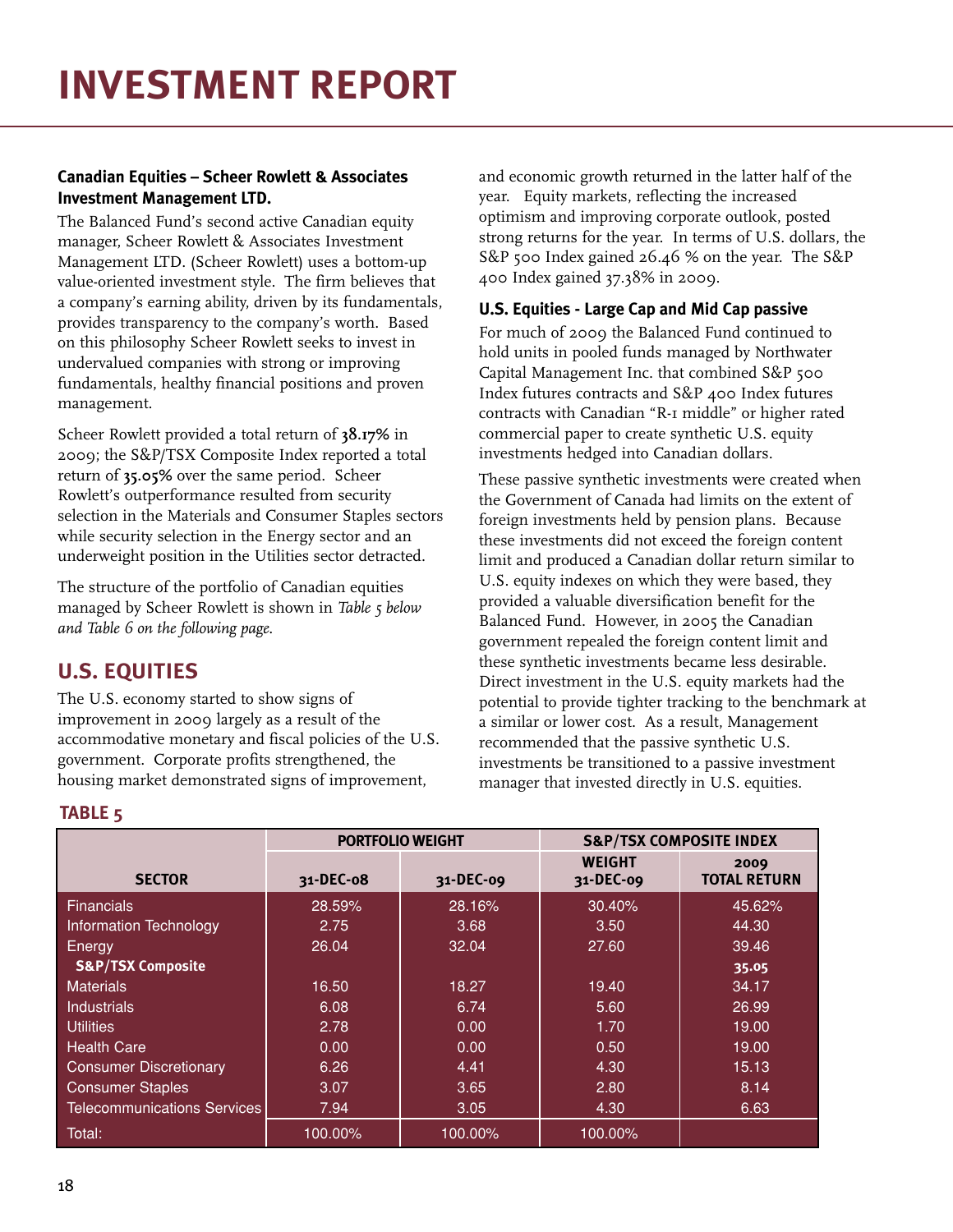# INVESTMENT REPORT

### Canadian Equities – Scheer Rowlett & Associates Investment Management LTD.

The Balanced Fund's second active Canadian equity manager, Scheer Rowlett & Associates Investment Management LTD. (Scheer Rowlett) uses a bottom-up value-oriented investment style. The firm believes that a company's earning ability, driven by its fundamentals, provides transparency to the company's worth. Based on this philosophy Scheer Rowlett seeks to invest in undervalued companies with strong or improving fundamentals, healthy financial positions and proven management.

Scheer Rowlett provided a total return of **38.17%** in 2009; the S&P/TSX Composite Index reported a total return of **35.05%** over the same period. Scheer Rowlett's outperformance resulted from security selection in the Materials and Consumer Staples sectors while security selection in the Energy sector and an underweight position in the Utilities sector detracted.

The structure of the portfolio of Canadian equities managed by Scheer Rowlett is shown in *Table 5 below and Table 6 on the following page.*

## U.S. EQUITIES

The U.S. economy started to show signs of improvement in 2009 largely as a result of the accommodative monetary and fiscal policies of the U.S. government. Corporate profits strengthened, the housing market demonstrated signs of improvement, and economic growth returned in the latter half of the year. Equity markets, reflecting the increased optimism and improving corporate outlook, posted strong returns for the year. In terms of U.S. dollars, the S&P 500 Index gained 26.46 % on the year. The S&P 400 Index gained 37.38% in 2009.

### U.S. Equities - Large Cap and Mid Cap passive

For much of 2009 the Balanced Fund continued to hold units in pooled funds managed by Northwater Capital Management Inc. that combined S&P 500 Index futures contracts and S&P 400 Index futures contracts with Canadian "R-1 middle" or higher rated commercial paper to create synthetic U.S. equity investments hedged into Canadian dollars.

These passive synthetic investments were created when the Government of Canada had limits on the extent of foreign investments held by pension plans. Because these investments did not exceed the foreign content limit and produced a Canadian dollar return similar to U.S. equity indexes on which they were based, they provided a valuable diversification benefit for the Balanced Fund. However, in 2005 the Canadian government repealed the foreign content limit and these synthetic investments became less desirable. Direct investment in the U.S. equity markets had the potential to provide tighter tracking to the benchmark at a similar or lower cost. As a result, Management recommended that the passive synthetic U.S. investments be transitioned to a passive investment manager that invested directly in U.S. equities.

**TABLE 5**

| SECTOR | PORTFOLIO WEIGHT | | S&P/TSX COMPOSITE INDEX | |
|---|---|---|---|---|
| | 31-DEC-08 | 31-DEC-09 | WEIGHT 31-DEC-09 | 2009 TOTAL RETURN |
| Financials | 28.59% | 28.16% | 30.40% | 45.62% |
| Information Technology | 2.75 | 3.68 | 3.50 | 44.30 |
| Energy | 26.04 | 32.04 | 27.60 | 39.46 |
| **S&P/TSX Composite** | | | | **35.05** |
| Materials | 16.50 | 18.27 | 19.40 | 34.17 |
| Industrials | 6.08 | 6.74 | 5.60 | 26.99 |
| Utilities | 2.78 | 0.00 | 1.70 | 19.00 |
| Health Care | 0.00 | 0.00 | 0.50 | 19.00 |
| Consumer Discretionary | 6.26 | 4.41 | 4.30 | 15.13 |
| Consumer Staples | 3.07 | 3.65 | 2.80 | 8.14 |
| Telecommunications Services | 7.94 | 3.05 | 4.30 | 6.63 |
| Total: | 100.00% | 100.00% | 100.00% | |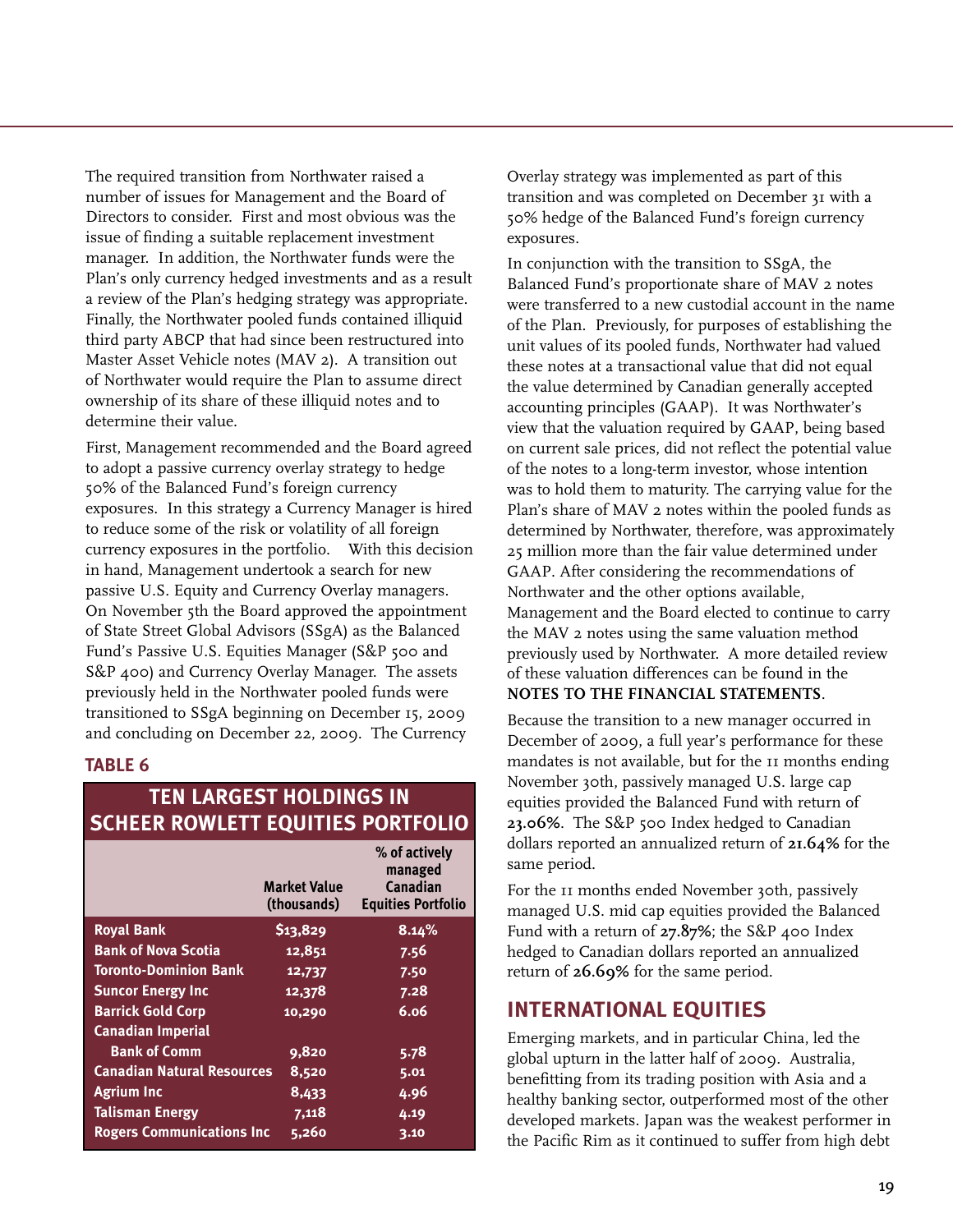The required transition from Northwater raised a number of issues for Management and the Board of Directors to consider. First and most obvious was the issue of finding a suitable replacement investment manager. In addition, the Northwater funds were the Plan's only currency hedged investments and as a result a review of the Plan's hedging strategy was appropriate. Finally, the Northwater pooled funds contained illiquid third party ABCP that had since been restructured into Master Asset Vehicle notes (MAV 2). A transition out of Northwater would require the Plan to assume direct ownership of its share of these illiquid notes and to determine their value.

First, Management recommended and the Board agreed to adopt a passive currency overlay strategy to hedge 50% of the Balanced Fund's foreign currency exposures. In this strategy a Currency Manager is hired to reduce some of the risk or volatility of all foreign currency exposures in the portfolio. With this decision in hand, Management undertook a search for new passive U.S. Equity and Currency Overlay managers. On November 5th the Board approved the appointment of State Street Global Advisors (SSgA) as the Balanced Fund's Passive U.S. Equities Manager (S&P 500 and S&P 400) and Currency Overlay Manager. The assets previously held in the Northwater pooled funds were transitioned to SSgA beginning on December 15, 2009 and concluding on December 22, 2009. The Currency Overlay strategy was implemented as part of this transition and was completed on December 31 with a 50% hedge of the Balanced Fund's foreign currency exposures.

**TABLE 6**

**TEN LARGEST HOLDINGS IN SCHEER ROWLETT EQUITIES PORTFOLIO**

| | Market Value (thousands) | % of actively managed Canadian Equities Portfolio |
|---|---|---|
| Royal Bank | $13,829 | 8.14% |
| Bank of Nova Scotia | 12,851 | 7.56 |
| Toronto-Dominion Bank | 12,737 | 7.50 |
| Suncor Energy Inc | 12,378 | 7.28 |
| Barrick Gold Corp | 10,290 | 6.06 |
| Canadian Imperial Bank of Comm | 9,820 | 5.78 |
| Canadian Natural Resources | 8,520 | 5.01 |
| Agrium Inc | 8,433 | 4.96 |
| Talisman Energy | 7,118 | 4.19 |
| Rogers Communications Inc | 5,260 | 3.10 |

In conjunction with the transition to SSgA, the Balanced Fund's proportionate share of MAV 2 notes were transferred to a new custodial account in the name of the Plan. Previously, for purposes of establishing the unit values of its pooled funds, Northwater had valued these notes at a transactional value that did not equal the value determined by Canadian generally accepted accounting principles (GAAP). It was Northwater's view that the valuation required by GAAP, being based on current sale prices, did not reflect the potential value of the notes to a long-term investor, whose intention was to hold them to maturity. The carrying value for the Plan's share of MAV 2 notes within the pooled funds as determined by Northwater, therefore, was approximately 25 million more than the fair value determined under GAAP. After considering the recommendations of Northwater and the other options available, Management and the Board elected to continue to carry the MAV 2 notes using the same valuation method previously used by Northwater. A more detailed review of these valuation differences can be found in the **NOTES TO THE FINANCIAL STATEMENTS**.

Because the transition to a new manager occurred in December of 2009, a full year's performance for these mandates is not available, but for the 11 months ending November 30th, passively managed U.S. large cap equities provided the Balanced Fund with return of **23.06%**. The S&P 500 Index hedged to Canadian dollars reported an annualized return of **21.64%** for the same period.

For the 11 months ended November 30th, passively managed U.S. mid cap equities provided the Balanced Fund with a return of **27.87%**; the S&P 400 Index hedged to Canadian dollars reported an annualized return of **26.69%** for the same period.

## INTERNATIONAL EQUITIES

Emerging markets, and in particular China, led the global upturn in the latter half of 2009. Australia, benefitting from its trading position with Asia and a healthy banking sector, outperformed most of the other developed markets. Japan was the weakest performer in the Pacific Rim as it continued to suffer from high debt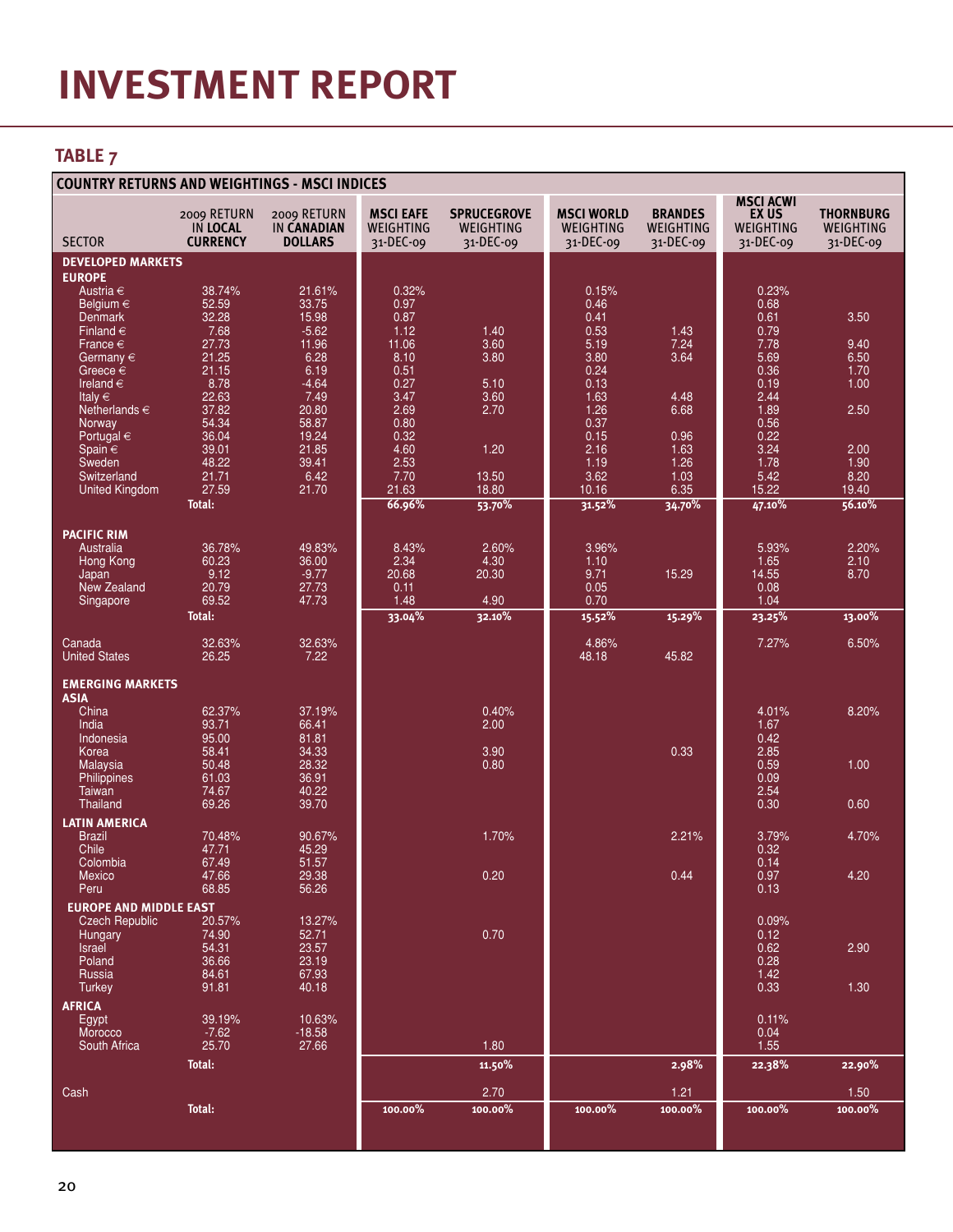# INVESTMENT REPORT

## TABLE 7

| COUNTRY RETURNS AND WEIGHTINGS - MSCI INDICES | | | | | | | | |
|---|---|---|---|---|---|---|---|---|
| SECTOR | 2009 RETURN IN LOCAL CURRENCY | 2009 RETURN IN CANADIAN DOLLARS | MSCI EAFE WEIGHTING 31-DEC-09 | SPRUCEGROVE WEIGHTING 31-DEC-09 | MSCI WORLD WEIGHTING 31-DEC-09 | BRANDES WEIGHTING 31-DEC-09 | MSCI ACWI EX US WEIGHTING 31-DEC-09 | THORNBURG WEIGHTING 31-DEC-09 |
| **DEVELOPED MARKETS** | | | | | | | | |
| **EUROPE** | | | | | | | | |
| Austria € | 38.74% | 21.61% | 0.32% | | 0.15% | | 0.23% | |
| Belgium € | 52.59 | 33.75 | 0.97 | | 0.46 | | 0.68 | |
| Denmark | 32.28 | 15.98 | 0.87 | | 0.41 | | 0.61 | 3.50 |
| Finland € | 7.68 | -5.62 | 1.12 | 1.40 | 0.53 | 1.43 | 0.79 | |
| France € | 27.73 | 11.96 | 11.06 | 3.60 | 5.19 | 7.24 | 7.78 | 9.40 |
| Germany € | 21.25 | 6.28 | 8.10 | 3.80 | 3.80 | 3.64 | 5.69 | 6.50 |
| Greece € | 21.15 | 6.19 | 0.51 | | 0.24 | | 0.36 | 1.70 |
| Ireland € | 8.78 | -4.64 | 0.27 | 5.10 | 0.13 | 4.48 | 0.19 | 1.00 |
| Italy € | 22.63 | 7.49 | 3.47 | 3.60 | 1.63 | 4.48 | 2.44 | |
| Netherlands € | 37.82 | 20.80 | 2.69 | 2.70 | 1.26 | 6.68 | 1.89 | 2.50 |
| Norway | 54.34 | 58.87 | 0.80 | | 0.37 | | 0.56 | |
| Portugal € | 36.04 | 19.24 | 0.32 | | 0.15 | 0.96 | 0.22 | |
| Spain € | 39.01 | 21.85 | 4.60 | 1.20 | 2.16 | 1.63 | 3.24 | 2.00 |
| Sweden | 48.22 | 39.41 | 2.53 | | 1.19 | 1.26 | 1.78 | 1.90 |
| Switzerland | 21.71 | 6.42 | 7.70 | 13.50 | 3.62 | 1.03 | 5.42 | 8.20 |
| United Kingdom | 27.59 | 21.70 | 21.63 | 18.80 | 10.16 | 6.35 | 15.22 | 19.40 |
| **Total:** | | | **66.96%** | **53.70%** | **31.52%** | **34.70%** | **47.10%** | **56.10%** |
| **PACIFIC RIM** | | | | | | | | |
| Australia | 36.78% | 49.83% | 8.43% | 2.60% | 3.96% | | 5.93% | 2.20% |
| Hong Kong | 60.23 | 36.00 | 2.34 | 4.30 | 1.10 | | 1.65 | 2.10 |
| Japan | 9.12 | -9.77 | 20.68 | 20.30 | 9.71 | 15.29 | 14.55 | 8.70 |
| New Zealand | 20.79 | 27.73 | 0.11 | | 0.05 | | 0.08 | |
| Singapore | 69.52 | 47.73 | 1.48 | 4.90 | 0.70 | | 1.04 | |
| **Total:** | | | **33.04%** | **32.10%** | **15.52%** | **15.29%** | **23.25%** | **13.00%** |
| Canada | 32.63% | 32.63% | | | 4.86% | | 7.27% | 6.50% |
| United States | 26.25 | 7.22 | | | 48.18 | 45.82 | | |
| **EMERGING MARKETS** | | | | | | | | |
| **ASIA** | | | | | | | | |
| China | 62.37% | 37.19% | | 0.40% | | | 4.01% | 8.20% |
| India | 93.71 | 66.41 | | 2.00 | | | 1.67 | |
| Indonesia | 95.00 | 81.81 | | | | | 0.42 | |
| Korea | 58.41 | 34.33 | | 3.90 | | 0.33 | 2.85 | |
| Malaysia | 50.48 | 28.32 | | 0.80 | | | 0.59 | 1.00 |
| Philippines | 61.03 | 36.91 | | | | | 0.09 | |
| Taiwan | 74.67 | 40.22 | | | | | 2.54 | |
| Thailand | 69.26 | 39.70 | | | | | 0.30 | 0.60 |
| **LATIN AMERICA** | | | | | | | | |
| Brazil | 70.48% | 90.67% | | 1.70% | | 2.21% | 3.79% | 4.70% |
| Chile | 47.71 | 45.29 | | | | | 0.32 | |
| Colombia | 67.49 | 51.57 | | | | | 0.14 | |
| Mexico | 47.66 | 29.38 | | 0.20 | | 0.44 | 0.97 | 4.20 |
| Peru | 68.85 | 56.26 | | | | | 0.13 | |
| **EUROPE AND MIDDLE EAST** | | | | | | | | |
| Czech Republic | 20.57% | 13.27% | | | | | 0.09% | |
| Hungary | 74.90 | 52.71 | | 0.70 | | | 0.12 | |
| Israel | 54.31 | 23.57 | | | | | 0.62 | 2.90 |
| Poland | 36.66 | 23.19 | | | | | 0.28 | |
| Russia | 84.61 | 67.93 | | | | | 1.42 | |
| Turkey | 91.81 | 40.18 | | | | | 0.33 | 1.30 |
| **AFRICA** | | | | | | | | |
| Egypt | 39.19% | 10.63% | | | | | 0.11% | |
| Morocco | -7.62 | -18.58 | | | | | 0.04 | |
| South Africa | 25.70 | 27.66 | | 1.80 | | | 1.55 | |
| **Total:** | | | | **11.50%** | | **2.98%** | **22.38%** | **22.90%** |
| Cash | | | | 2.70 | | 1.21 | | 1.50 |
| **Total:** | | | **100.00%** | **100.00%** | **100.00%** | **100.00%** | **100.00%** | **100.00%** |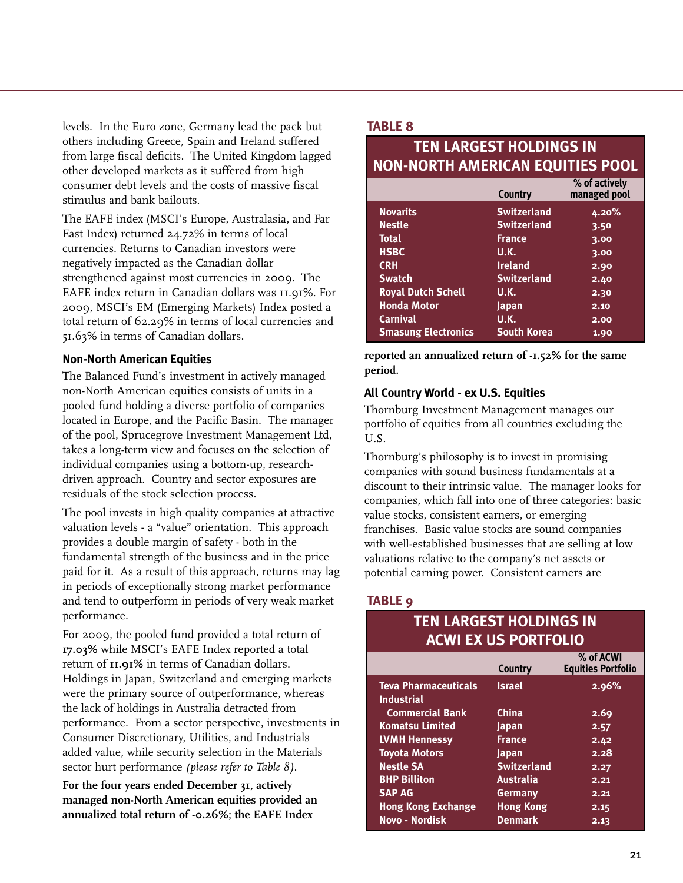levels. In the Euro zone, Germany lead the pack but others including Greece, Spain and Ireland suffered from large fiscal deficits. The United Kingdom lagged other developed markets as it suffered from high consumer debt levels and the costs of massive fiscal stimulus and bank bailouts.

The EAFE index (MSCI's Europe, Australasia, and Far East Index) returned 24.72% in terms of local currencies. Returns to Canadian investors were negatively impacted as the Canadian dollar strengthened against most currencies in 2009. The EAFE index return in Canadian dollars was 11.91%. For 2009, MSCI's EM (Emerging Markets) Index posted a total return of 62.29% in terms of local currencies and 51.63% in terms of Canadian dollars.

### Non-North American Equities

The Balanced Fund's investment in actively managed non-North American equities consists of units in a pooled fund holding a diverse portfolio of companies located in Europe, and the Pacific Basin. The manager of the pool, Sprucegrove Investment Management Ltd, takes a long-term view and focuses on the selection of individual companies using a bottom-up, research-driven approach. Country and sector exposures are residuals of the stock selection process.

The pool invests in high quality companies at attractive valuation levels - a "value" orientation. This approach provides a double margin of safety - both in the fundamental strength of the business and in the price paid for it. As a result of this approach, returns may lag in periods of exceptionally strong market performance and tend to outperform in periods of very weak market performance.

For 2009, the pooled fund provided a total return of **17.03%** while MSCI's EAFE Index reported a total return of **11.91%** in terms of Canadian dollars. Holdings in Japan, Switzerland and emerging markets were the primary source of outperformance, whereas the lack of holdings in Australia detracted from performance. From a sector perspective, investments in Consumer Discretionary, Utilities, and Industrials added value, while security selection in the Materials sector hurt performance *(please refer to Table 8)*.

**For the four years ended December 31, actively managed non-North American equities provided an annualized total return of -0.26%; the EAFE Index reported an annualized return of -1.52% for the same period.**

**TABLE 8**

**TEN LARGEST HOLDINGS IN NON-NORTH AMERICAN EQUITIES POOL**

| | Country | % of actively managed pool |
|---|---|---|
| Novarits | Switzerland | 4.20% |
| Nestle | Switzerland | 3.50 |
| Total | France | 3.00 |
| HSBC | U.K. | 3.00 |
| CRH | Ireland | 2.90 |
| Swatch | Switzerland | 2.40 |
| Royal Dutch Schell | U.K. | 2.30 |
| Honda Motor | Japan | 2.10 |
| Carnival | U.K. | 2.00 |
| Smasung Electronics | South Korea | 1.90 |

### All Country World - ex U.S. Equities

Thornburg Investment Management manages our portfolio of equities from all countries excluding the U.S.

Thornburg's philosophy is to invest in promising companies with sound business fundamentals at a discount to their intrinsic value. The manager looks for companies, which fall into one of three categories: basic value stocks, consistent earners, or emerging franchises. Basic value stocks are sound companies with well-established businesses that are selling at low valuations relative to the company's net assets or potential earning power. Consistent earners are

**TABLE 9**

**TEN LARGEST HOLDINGS IN ACWI EX US PORTFOLIO**

| | Country | % of ACWI Equities Portfolio |
|---|---|---|
| Teva Pharmaceuticals | Israel | 2.96% |
| Industrial Commercial Bank | China | 2.69 |
| Komatsu Limited | Japan | 2.57 |
| LVMH Hennessy | France | 2.42 |
| Toyota Motors | Japan | 2.28 |
| Nestle SA | Switzerland | 2.27 |
| BHP Billiton | Australia | 2.21 |
| SAP AG | Germany | 2.21 |
| Hong Kong Exchange | Hong Kong | 2.15 |
| Novo - Nordisk | Denmark | 2.13 |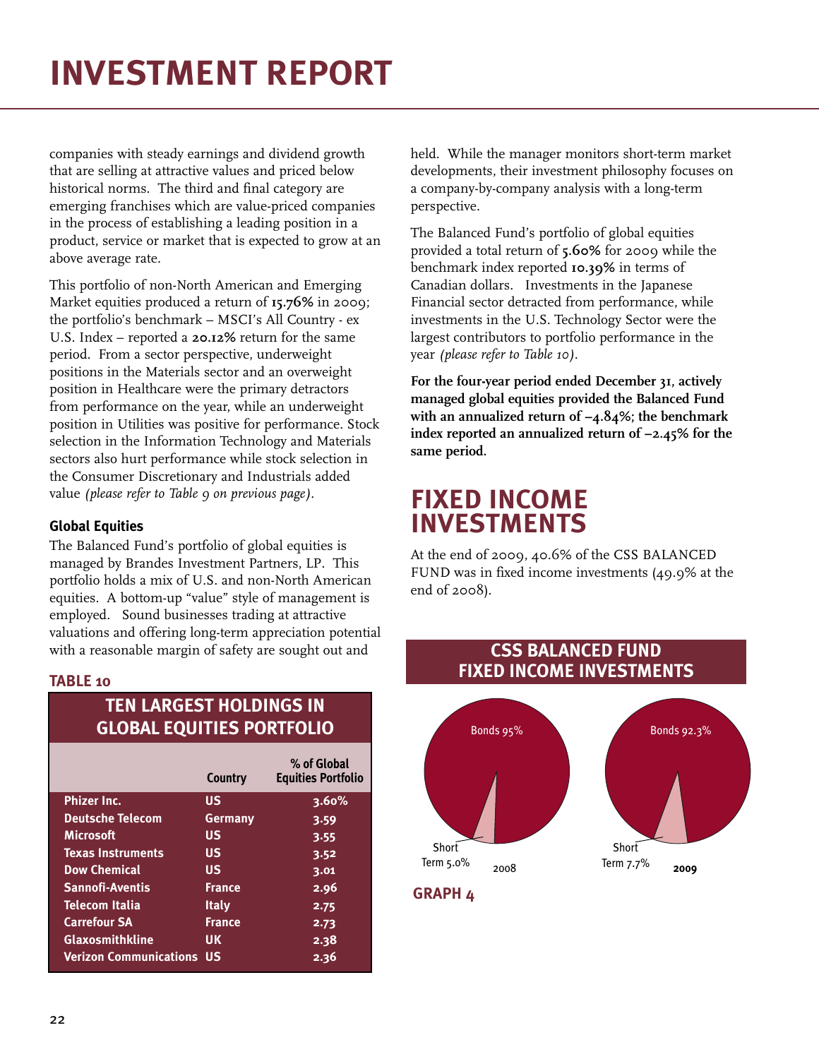# INVESTMENT REPORT

companies with steady earnings and dividend growth that are selling at attractive values and priced below historical norms. The third and final category are emerging franchises which are value-priced companies in the process of establishing a leading position in a product, service or market that is expected to grow at an above average rate.

This portfolio of non-North American and Emerging Market equities produced a return of **15.76%** in 2009; the portfolio's benchmark – MSCI's All Country - ex U.S. Index – reported a **20.12%** return for the same period. From a sector perspective, underweight positions in the Materials sector and an overweight position in Healthcare were the primary detractors from performance on the year, while an underweight position in Utilities was positive for performance. Stock selection in the Information Technology and Materials sectors also hurt performance while stock selection in the Consumer Discretionary and Industrials added value *(please refer to Table 9 on previous page)*.

### Global Equities

The Balanced Fund's portfolio of global equities is managed by Brandes Investment Partners, LP. This portfolio holds a mix of U.S. and non-North American equities. A bottom-up "value" style of management is employed. Sound businesses trading at attractive valuations and offering long-term appreciation potential with a reasonable margin of safety are sought out and held. While the manager monitors short-term market developments, their investment philosophy focuses on a company-by-company analysis with a long-term perspective.

The Balanced Fund's portfolio of global equities provided a total return of **5.60%** for 2009 while the benchmark index reported **10.39%** in terms of Canadian dollars. Investments in the Japanese Financial sector detracted from performance, while investments in the U.S. Technology Sector were the largest contributors to portfolio performance in the year *(please refer to Table 10)*.

**For the four-year period ended December 31, actively managed global equities provided the Balanced Fund with an annualized return of –4.84%; the benchmark index reported an annualized return of –2.45% for the same period.**

**TABLE 10**

**TEN LARGEST HOLDINGS IN GLOBAL EQUITIES PORTFOLIO**

| | Country | % of Global Equities Portfolio |
|---|---|---|
| Phizer Inc. | US | 3.60% |
| Deutsche Telecom | Germany | 3.59 |
| Microsoft | US | 3.55 |
| Texas Instruments | US | 3.52 |
| Dow Chemical | US | 3.01 |
| Sannofi-Aventis | France | 2.96 |
| Telecom Italia | Italy | 2.75 |
| Carrefour SA | France | 2.73 |
| Glaxosmithkline | UK | 2.38 |
| Verizon Communications | US | 2.36 |

# FIXED INCOME INVESTMENTS

At the end of 2009, 40.6% of the CSS BALANCED FUND was in fixed income investments (49.9% at the end of 2008).

**CSS BALANCED FUND FIXED INCOME INVESTMENTS**

| | 2008 | 2009 |
|---|---|---|
| Bonds | 95% | 92.3% |
| Short Term | 5.0% | 7.7% |

**GRAPH 4**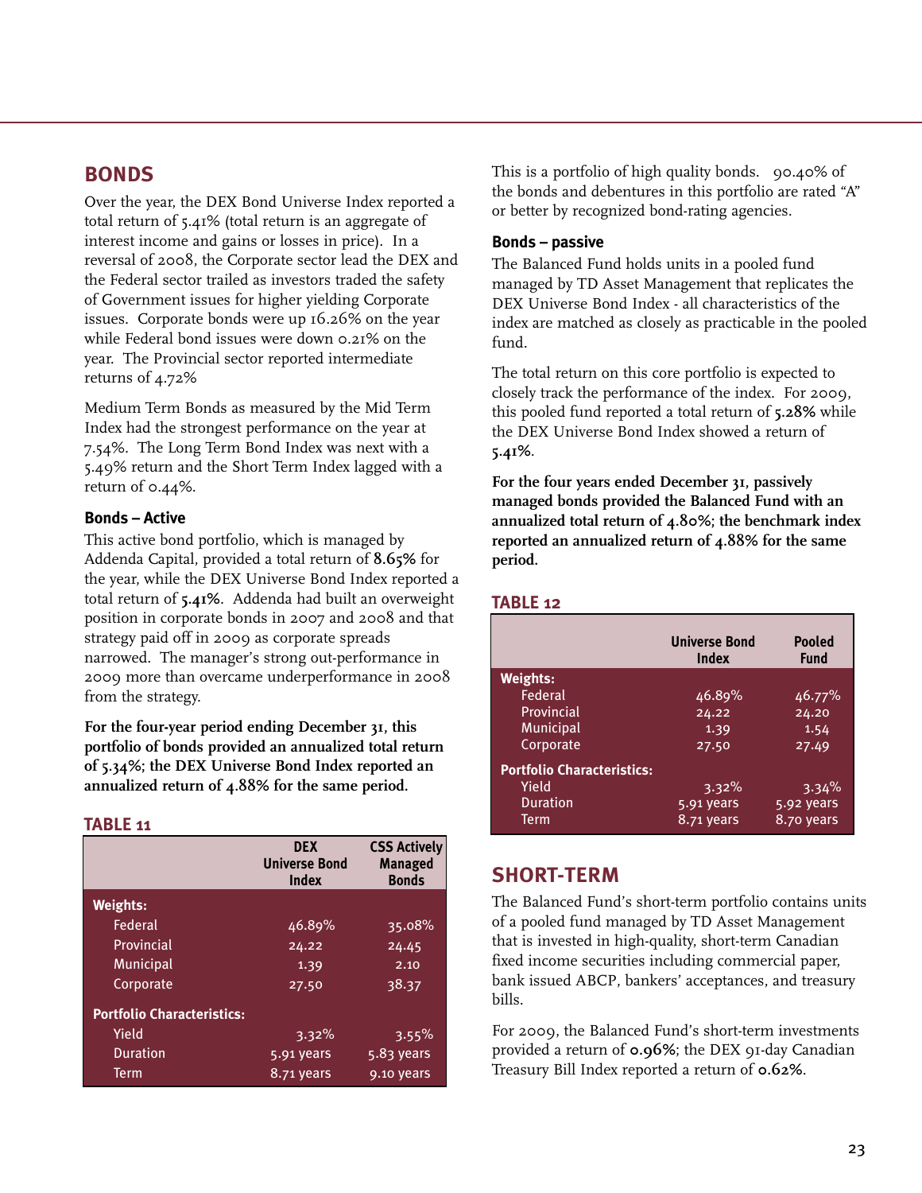## BONDS

Over the year, the DEX Bond Universe Index reported a total return of 5.41% (total return is an aggregate of interest income and gains or losses in price). In a reversal of 2008, the Corporate sector lead the DEX and the Federal sector trailed as investors traded the safety of Government issues for higher yielding Corporate issues. Corporate bonds were up 16.26% on the year while Federal bond issues were down 0.21% on the year. The Provincial sector reported intermediate returns of 4.72%

Medium Term Bonds as measured by the Mid Term Index had the strongest performance on the year at 7.54%. The Long Term Bond Index was next with a 5.49% return and the Short Term Index lagged with a return of 0.44%.

### Bonds – Active

This active bond portfolio, which is managed by Addenda Capital, provided a total return of **8.65%** for the year, while the DEX Universe Bond Index reported a total return of **5.41%**. Addenda had built an overweight position in corporate bonds in 2007 and 2008 and that strategy paid off in 2009 as corporate spreads narrowed. The manager's strong out-performance in 2009 more than overcame underperformance in 2008 from the strategy.

**For the four-year period ending December 31, this portfolio of bonds provided an annualized total return of 5.34%; the DEX Universe Bond Index reported an annualized return of 4.88% for the same period.**

### TABLE 11

| | DEX Universe Bond Index | CSS Actively Managed Bonds |
|---|---|---|
| **Weights:** | | |
| Federal | 46.89% | 35.08% |
| Provincial | 24.22 | 24.45 |
| Municipal | 1.39 | 2.10 |
| Corporate | 27.50 | 38.37 |
| **Portfolio Characteristics:** | | |
| Yield | 3.32% | 3.55% |
| Duration | 5.91 years | 5.83 years |
| Term | 8.71 years | 9.10 years |

This is a portfolio of high quality bonds. 90.40% of the bonds and debentures in this portfolio are rated "A" or better by recognized bond-rating agencies.

### Bonds – passive

The Balanced Fund holds units in a pooled fund managed by TD Asset Management that replicates the DEX Universe Bond Index - all characteristics of the index are matched as closely as practicable in the pooled fund.

The total return on this core portfolio is expected to closely track the performance of the index. For 2009, this pooled fund reported a total return of **5.28%** while the DEX Universe Bond Index showed a return of **5.41%**.

**For the four years ended December 31, passively managed bonds provided the Balanced Fund with an annualized total return of 4.80%; the benchmark index reported an annualized return of 4.88% for the same period.**

### TABLE 12

| | Universe Bond Index | Pooled Fund |
|---|---|---|
| **Weights:** | | |
| Federal | 46.89% | 46.77% |
| Provincial | 24.22 | 24.20 |
| Municipal | 1.39 | 1.54 |
| Corporate | 27.50 | 27.49 |
| **Portfolio Characteristics:** | | |
| Yield | 3.32% | 3.34% |
| Duration | 5.91 years | 5.92 years |
| Term | 8.71 years | 8.70 years |

## SHORT-TERM

The Balanced Fund's short-term portfolio contains units of a pooled fund managed by TD Asset Management that is invested in high-quality, short-term Canadian fixed income securities including commercial paper, bank issued ABCP, bankers' acceptances, and treasury bills.

For 2009, the Balanced Fund's short-term investments provided a return of **0.96%**; the DEX 91-day Canadian Treasury Bill Index reported a return of **0.62%**.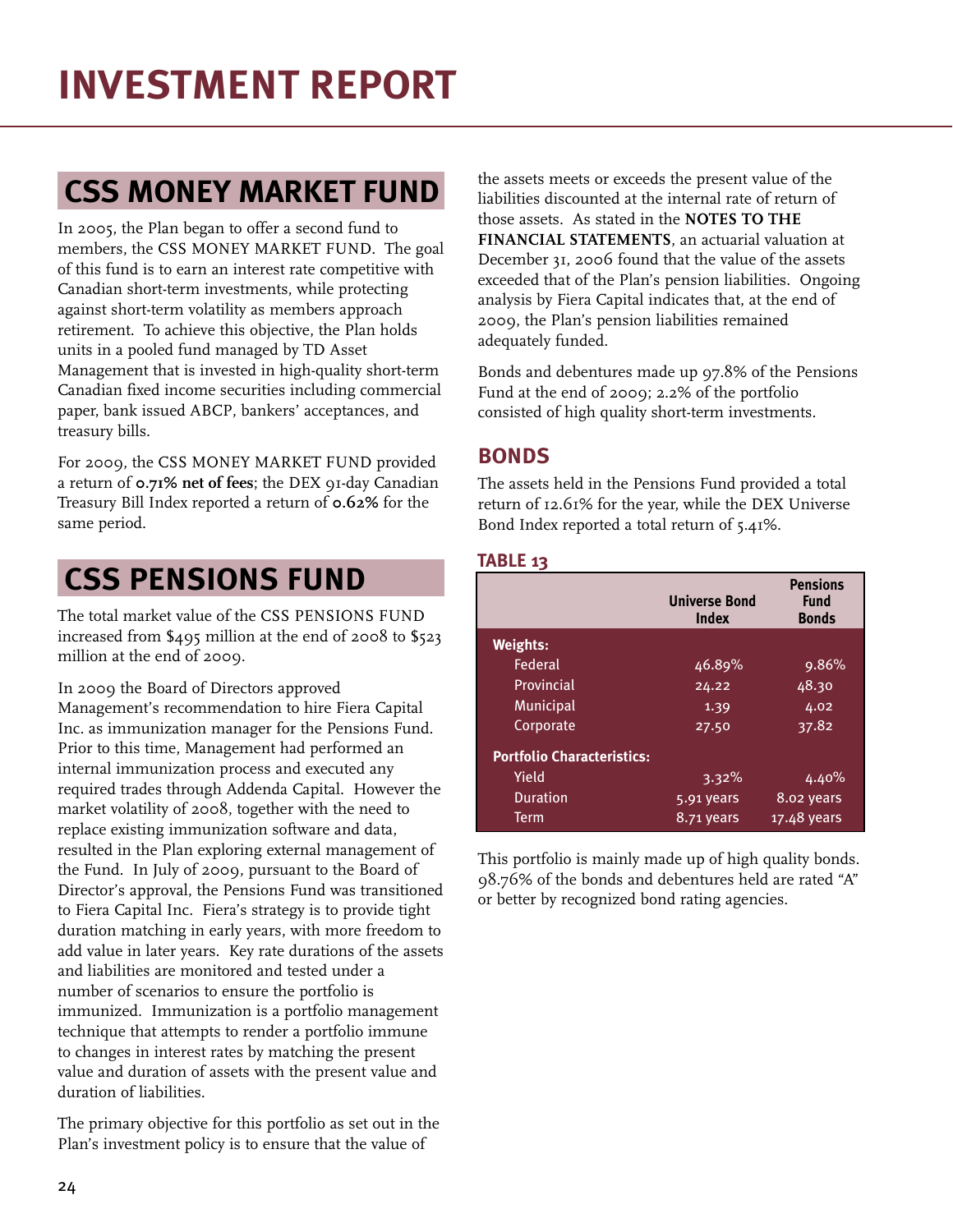# INVESTMENT REPORT

## CSS MONEY MARKET FUND

In 2005, the Plan began to offer a second fund to members, the CSS MONEY MARKET FUND. The goal of this fund is to earn an interest rate competitive with Canadian short-term investments, while protecting against short-term volatility as members approach retirement. To achieve this objective, the Plan holds units in a pooled fund managed by TD Asset Management that is invested in high-quality short-term Canadian fixed income securities including commercial paper, bank issued ABCP, bankers' acceptances, and treasury bills.

For 2009, the CSS MONEY MARKET FUND provided a return of **0.71% net of fees**; the DEX 91-day Canadian Treasury Bill Index reported a return of **0.62%** for the same period.

## CSS PENSIONS FUND

The total market value of the CSS PENSIONS FUND increased from $495 million at the end of 2008 to $523 million at the end of 2009.

In 2009 the Board of Directors approved Management's recommendation to hire Fiera Capital Inc. as immunization manager for the Pensions Fund. Prior to this time, Management had performed an internal immunization process and executed any required trades through Addenda Capital. However the market volatility of 2008, together with the need to replace existing immunization software and data, resulted in the Plan exploring external management of the Fund. In July of 2009, pursuant to the Board of Director's approval, the Pensions Fund was transitioned to Fiera Capital Inc. Fiera's strategy is to provide tight duration matching in early years, with more freedom to add value in later years. Key rate durations of the assets and liabilities are monitored and tested under a number of scenarios to ensure the portfolio is immunized. Immunization is a portfolio management technique that attempts to render a portfolio immune to changes in interest rates by matching the present value and duration of assets with the present value and duration of liabilities.

The primary objective for this portfolio as set out in the Plan's investment policy is to ensure that the value of the assets meets or exceeds the present value of the liabilities discounted at the internal rate of return of those assets. As stated in the **NOTES TO THE FINANCIAL STATEMENTS**, an actuarial valuation at December 31, 2006 found that the value of the assets exceeded that of the Plan's pension liabilities. Ongoing analysis by Fiera Capital indicates that, at the end of 2009, the Plan's pension liabilities remained adequately funded.

Bonds and debentures made up 97.8% of the Pensions Fund at the end of 2009; 2.2% of the portfolio consisted of high quality short-term investments.

### BONDS

The assets held in the Pensions Fund provided a total return of 12.61% for the year, while the DEX Universe Bond Index reported a total return of 5.41%.

**TABLE 13**

| | Universe Bond Index | Pensions Fund Bonds |
|---|---|---|
| **Weights:** | | |
| Federal | 46.89% | 9.86% |
| Provincial | 24.22 | 48.30 |
| Municipal | 1.39 | 4.02 |
| Corporate | 27.50 | 37.82 |
| **Portfolio Characteristics:** | | |
| Yield | 3.32% | 4.40% |
| Duration | 5.91 years | 8.02 years |
| Term | 8.71 years | 17.48 years |

This portfolio is mainly made up of high quality bonds. 98.76% of the bonds and debentures held are rated "A" or better by recognized bond rating agencies.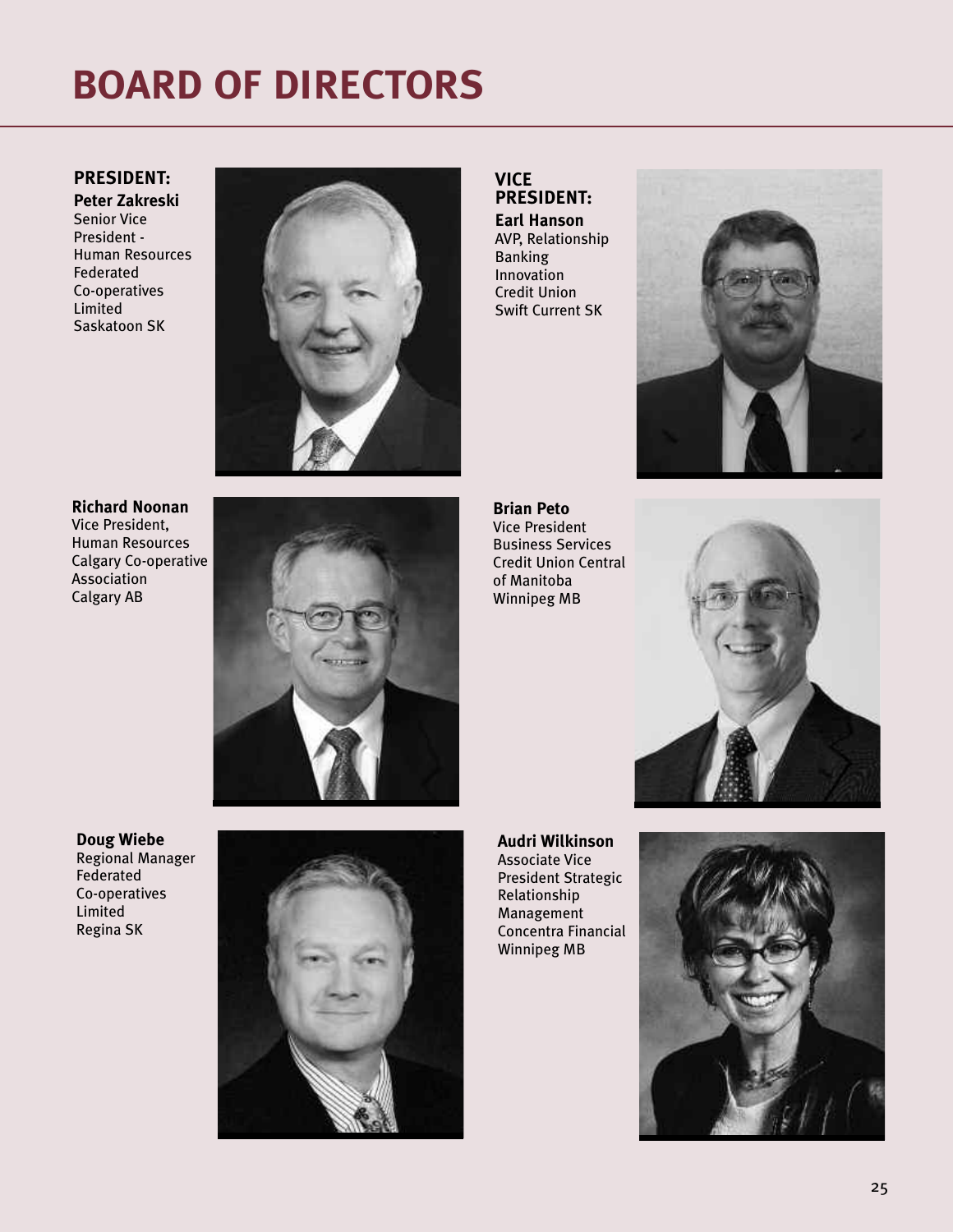# BOARD OF DIRECTORS

**PRESIDENT:**
**Peter Zakreski**
Senior Vice President - Human Resources
Federated Co-operatives Limited
Saskatoon SK

**VICE PRESIDENT:**
**Earl Hanson**
AVP, Relationship Banking
Innovation Credit Union
Swift Current SK

**Richard Noonan**
Vice President, Human Resources
Calgary Co-operative Association
Calgary AB

**Brian Peto**
Vice President Business Services
Credit Union Central of Manitoba
Winnipeg MB

**Doug Wiebe**
Regional Manager
Federated Co-operatives Limited
Regina SK

**Audri Wilkinson**
Associate Vice President Strategic Relationship Management
Concentra Financial
Winnipeg MB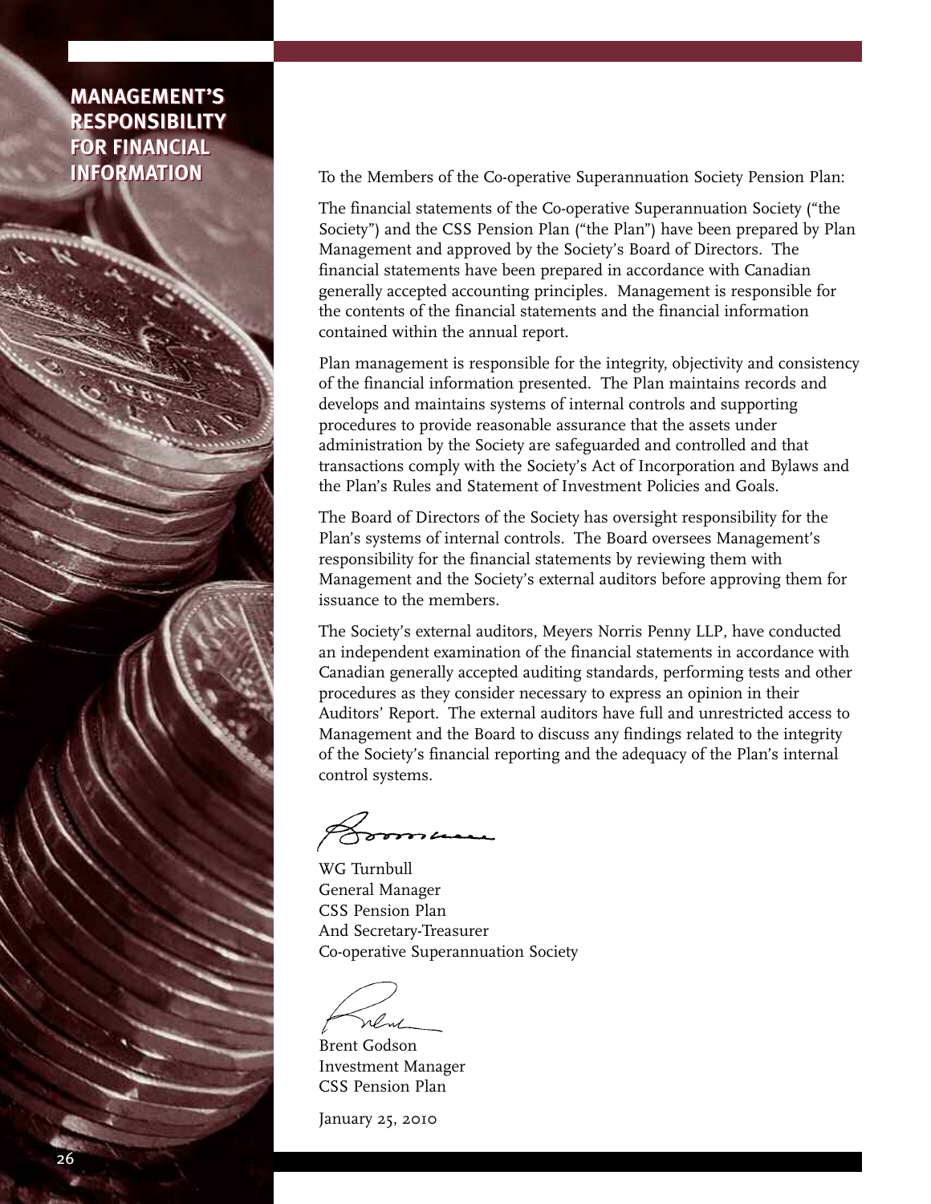# MANAGEMENT'S RESPONSIBILITY FOR FINANCIAL INFORMATION

To the Members of the Co-operative Superannuation Society Pension Plan:

The financial statements of the Co-operative Superannuation Society ("the Society") and the CSS Pension Plan ("the Plan") have been prepared by Plan Management and approved by the Society's Board of Directors. The financial statements have been prepared in accordance with Canadian generally accepted accounting principles. Management is responsible for the contents of the financial statements and the financial information contained within the annual report.

Plan management is responsible for the integrity, objectivity and consistency of the financial information presented. The Plan maintains records and develops and maintains systems of internal controls and supporting procedures to provide reasonable assurance that the assets under administration by the Society are safeguarded and controlled and that transactions comply with the Society's Act of Incorporation and Bylaws and the Plan's Rules and Statement of Investment Policies and Goals.

The Board of Directors of the Society has oversight responsibility for the Plan's systems of internal controls. The Board oversees Management's responsibility for the financial statements by reviewing them with Management and the Society's external auditors before approving them for issuance to the members.

The Society's external auditors, Meyers Norris Penny LLP, have conducted an independent examination of the financial statements in accordance with Canadian generally accepted auditing standards, performing tests and other procedures as they consider necessary to express an opinion in their Auditors' Report. The external auditors have full and unrestricted access to Management and the Board to discuss any findings related to the integrity of the Society's financial reporting and the adequacy of the Plan's internal control systems.

WG Turnbull
General Manager
CSS Pension Plan
And Secretary-Treasurer
Co-operative Superannuation Society

Brent Godson
Investment Manager
CSS Pension Plan

January 25, 2010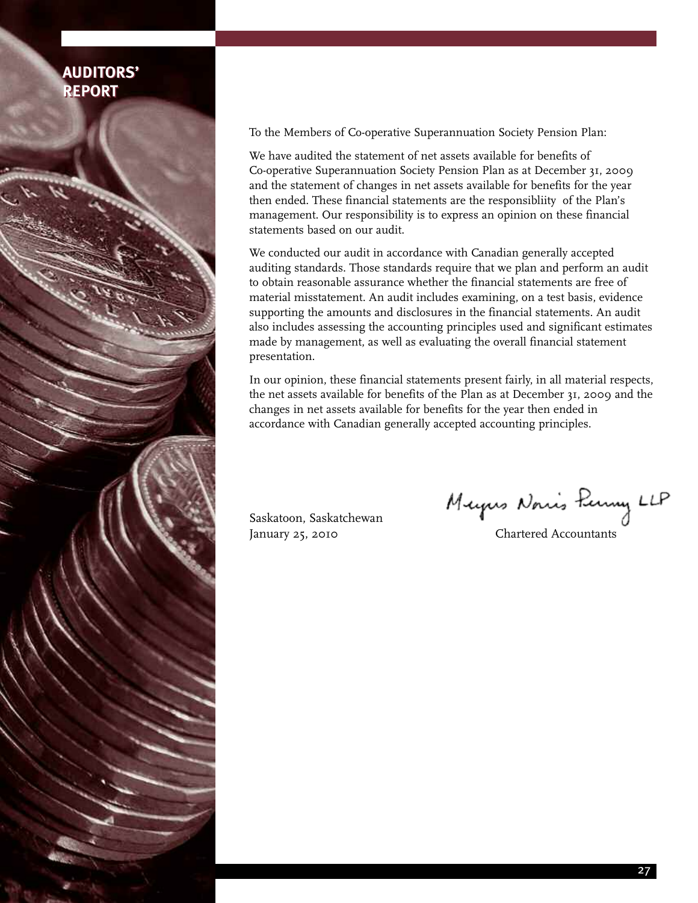# AUDITORS' REPORT

To the Members of Co-operative Superannuation Society Pension Plan:

We have audited the statement of net assets available for benefits of Co-operative Superannuation Society Pension Plan as at December 31, 2009 and the statement of changes in net assets available for benefits for the year then ended. These financial statements are the responsibliity of the Plan's management. Our responsibility is to express an opinion on these financial statements based on our audit.

We conducted our audit in accordance with Canadian generally accepted auditing standards. Those standards require that we plan and perform an audit to obtain reasonable assurance whether the financial statements are free of material misstatement. An audit includes examining, on a test basis, evidence supporting the amounts and disclosures in the financial statements. An audit also includes assessing the accounting principles used and significant estimates made by management, as well as evaluating the overall financial statement presentation.

In our opinion, these financial statements present fairly, in all material respects, the net assets available for benefits of the Plan as at December 31, 2009 and the changes in net assets available for benefits for the year then ended in accordance with Canadian generally accepted accounting principles.

Saskatoon, Saskatchewan
January 25, 2010

Meyers Norris Penny LLP
Chartered Accountants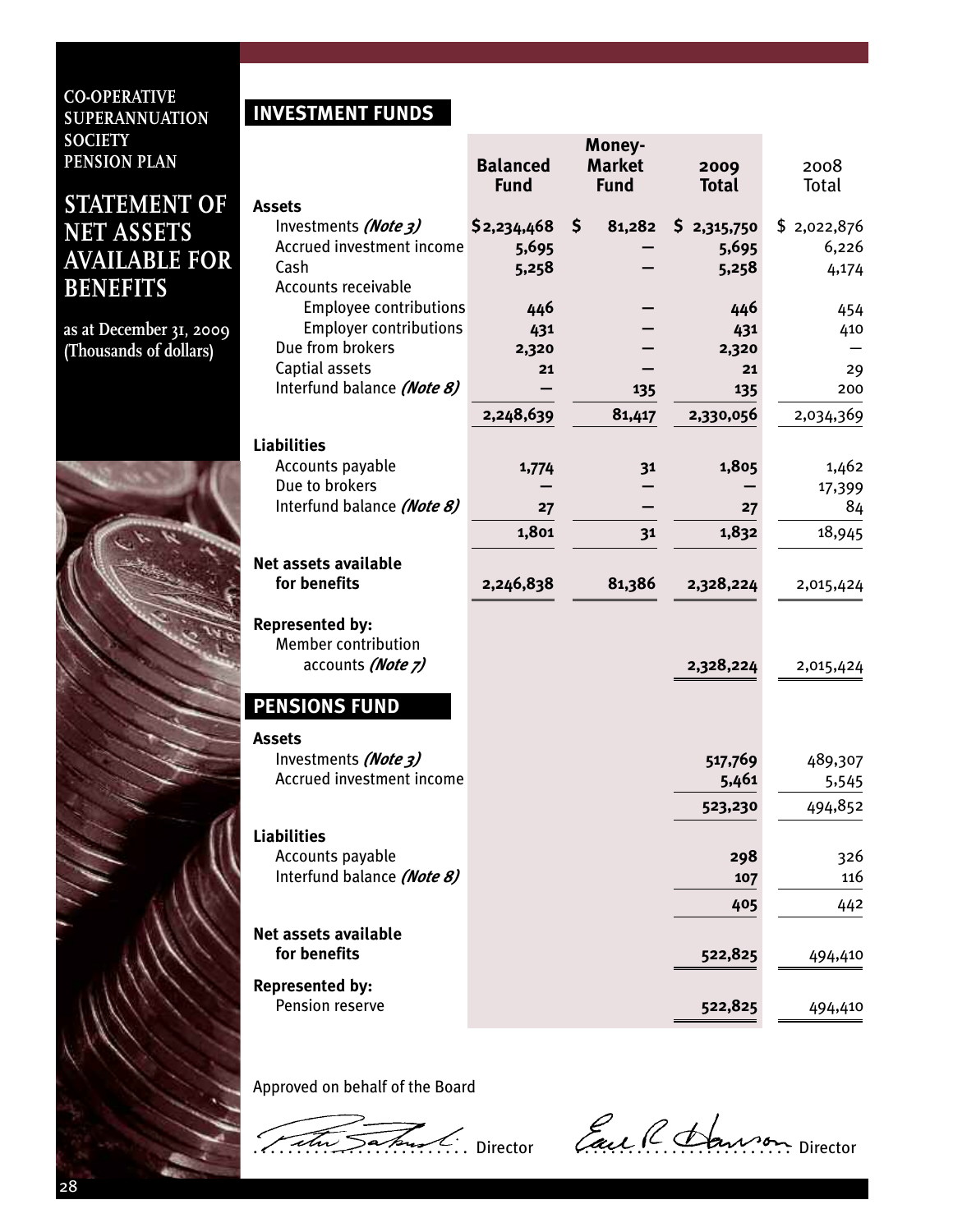**CO-OPERATIVE SUPERANNUATION SOCIETY PENSION PLAN**

# STATEMENT OF NET ASSETS AVAILABLE FOR BENEFITS

as at December 31, 2009
(Thousands of dollars)

## INVESTMENT FUNDS

| | Balanced Fund | Money-Market Fund | 2009 Total | 2008 Total |
|---|---|---|---|---|
| **Assets** | | | | |
| Investments ***(Note 3)*** | $2,234,468 | $ 81,282 | $ 2,315,750 | $ 2,022,876 |
| Accrued investment income | 5,695 | — | 5,695 | 6,226 |
| Cash | 5,258 | — | 5,258 | 4,174 |
| Accounts receivable | | | | |
| Employee contributions | 446 | — | 446 | 454 |
| Employer contributions | 431 | — | 431 | 410 |
| Due from brokers | 2,320 | — | 2,320 | — |
| Captial assets | 21 | — | 21 | 29 |
| Interfund balance ***(Note 8)*** | — | 135 | 135 | 200 |
| | 2,248,639 | 81,417 | 2,330,056 | 2,034,369 |
| **Liabilities** | | | | |
| Accounts payable | 1,774 | 31 | 1,805 | 1,462 |
| Due to brokers | — | — | — | 17,399 |
| Interfund balance ***(Note 8)*** | 27 | — | 27 | 84 |
| | 1,801 | 31 | 1,832 | 18,945 |
| **Net assets available for benefits** | 2,246,838 | 81,386 | 2,328,224 | 2,015,424 |
| **Represented by:** | | | | |
| Member contribution accounts ***(Note 7)*** | | | 2,328,224 | 2,015,424 |

## PENSIONS FUND

| | 2009 Total | 2008 Total |
|---|---|---|
| **Assets** | | |
| Investments ***(Note 3)*** | 517,769 | 489,307 |
| Accrued investment income | 5,461 | 5,545 |
| | 523,230 | 494,852 |
| **Liabilities** | | |
| Accounts payable | 298 | 326 |
| Interfund balance ***(Note 8)*** | 107 | 116 |
| | 405 | 442 |
| **Net assets available for benefits** | 522,825 | 494,410 |
| **Represented by:** | | |
| Pension reserve | 522,825 | 494,410 |

Approved on behalf of the Board

......................... Director          ......................... Director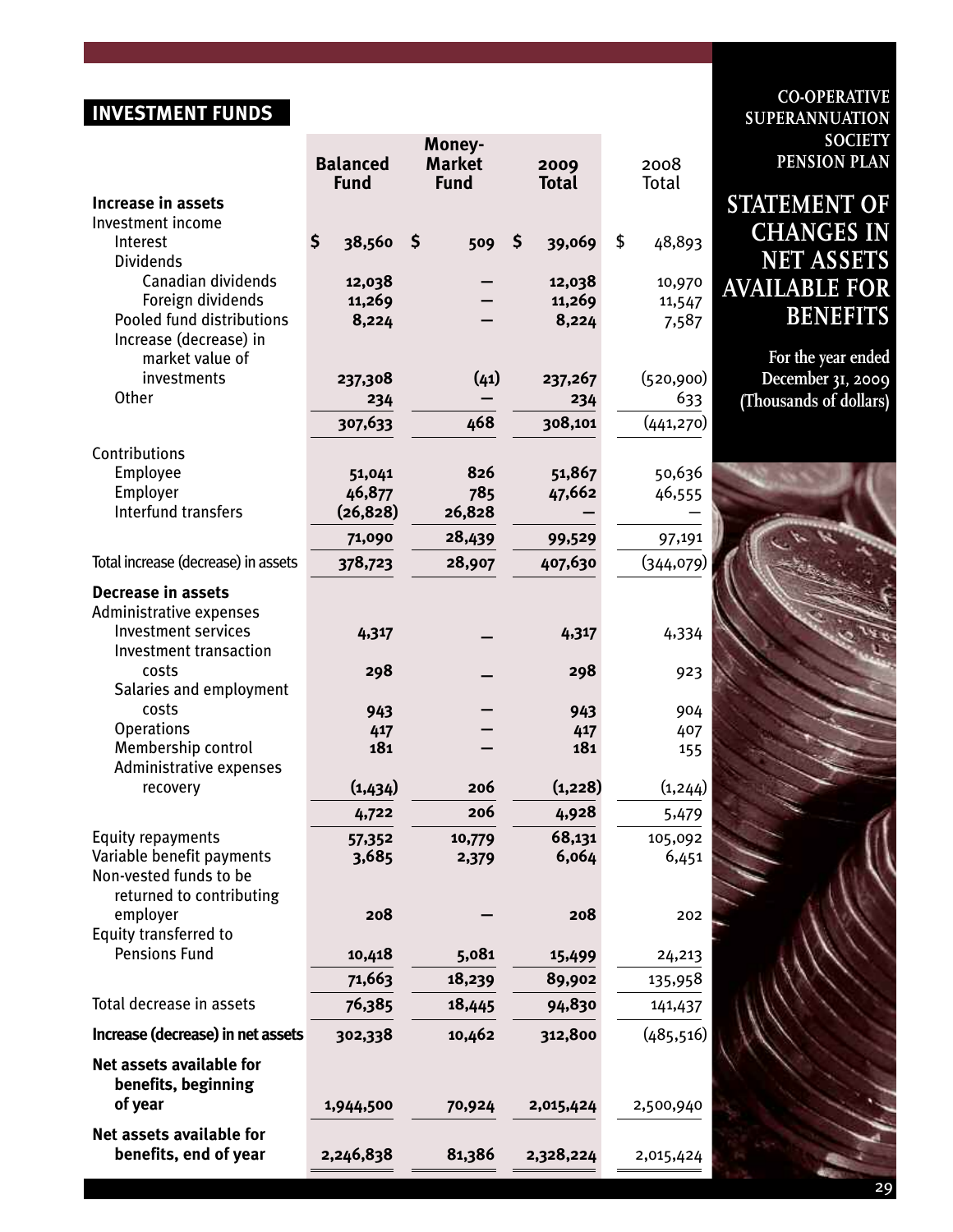## INVESTMENT FUNDS

**CO-OPERATIVE SUPERANNUATION SOCIETY PENSION PLAN**

# STATEMENT OF CHANGES IN NET ASSETS AVAILABLE FOR BENEFITS

For the year ended December 31, 2009
(Thousands of dollars)

| | Balanced Fund | Money-Market Fund | 2009 Total | 2008 Total |
|---|---|---|---|---|
| **Increase in assets** | | | | |
| Investment income | | | | |
| Interest | $ 38,560 | $ 509 | $ 39,069 | $ 48,893 |
| Dividends | | | | |
| Canadian dividends | 12,038 | — | 12,038 | 10,970 |
| Foreign dividends | 11,269 | — | 11,269 | 11,547 |
| Pooled fund distributions | 8,224 | — | 8,224 | 7,587 |
| Increase (decrease) in market value of investments | 237,308 | (41) | 237,267 | (520,900) |
| Other | 234 | — | 234 | 633 |
| | 307,633 | 468 | 308,101 | (441,270) |
| Contributions | | | | |
| Employee | 51,041 | 826 | 51,867 | 50,636 |
| Employer | 46,877 | 785 | 47,662 | 46,555 |
| Interfund transfers | (26,828) | 26,828 | — | — |
| | 71,090 | 28,439 | 99,529 | 97,191 |
| Total increase (decrease) in assets | 378,723 | 28,907 | 407,630 | (344,079) |
| **Decrease in assets** | | | | |
| Administrative expenses | | | | |
| Investment services | 4,317 | — | 4,317 | 4,334 |
| Investment transaction costs | 298 | — | 298 | 923 |
| Salaries and employment costs | 943 | — | 943 | 904 |
| Operations | 417 | — | 417 | 407 |
| Membership control | 181 | — | 181 | 155 |
| Administrative expenses recovery | (1,434) | 206 | (1,228) | (1,244) |
| | 4,722 | 206 | 4,928 | 5,479 |
| Equity repayments | 57,352 | 10,779 | 68,131 | 105,092 |
| Variable benefit payments | 3,685 | 2,379 | 6,064 | 6,451 |
| Non-vested funds to be returned to contributing employer | 208 | — | 208 | 202 |
| Equity transferred to Pensions Fund | 10,418 | 5,081 | 15,499 | 24,213 |
| | 71,663 | 18,239 | 89,902 | 135,958 |
| Total decrease in assets | 76,385 | 18,445 | 94,830 | 141,437 |
| **Increase (decrease) in net assets** | 302,338 | 10,462 | 312,800 | (485,516) |
| **Net assets available for benefits, beginning of year** | 1,944,500 | 70,924 | 2,015,424 | 2,500,940 |
| **Net assets available for benefits, end of year** | 2,246,838 | 81,386 | 2,328,224 | 2,015,424 |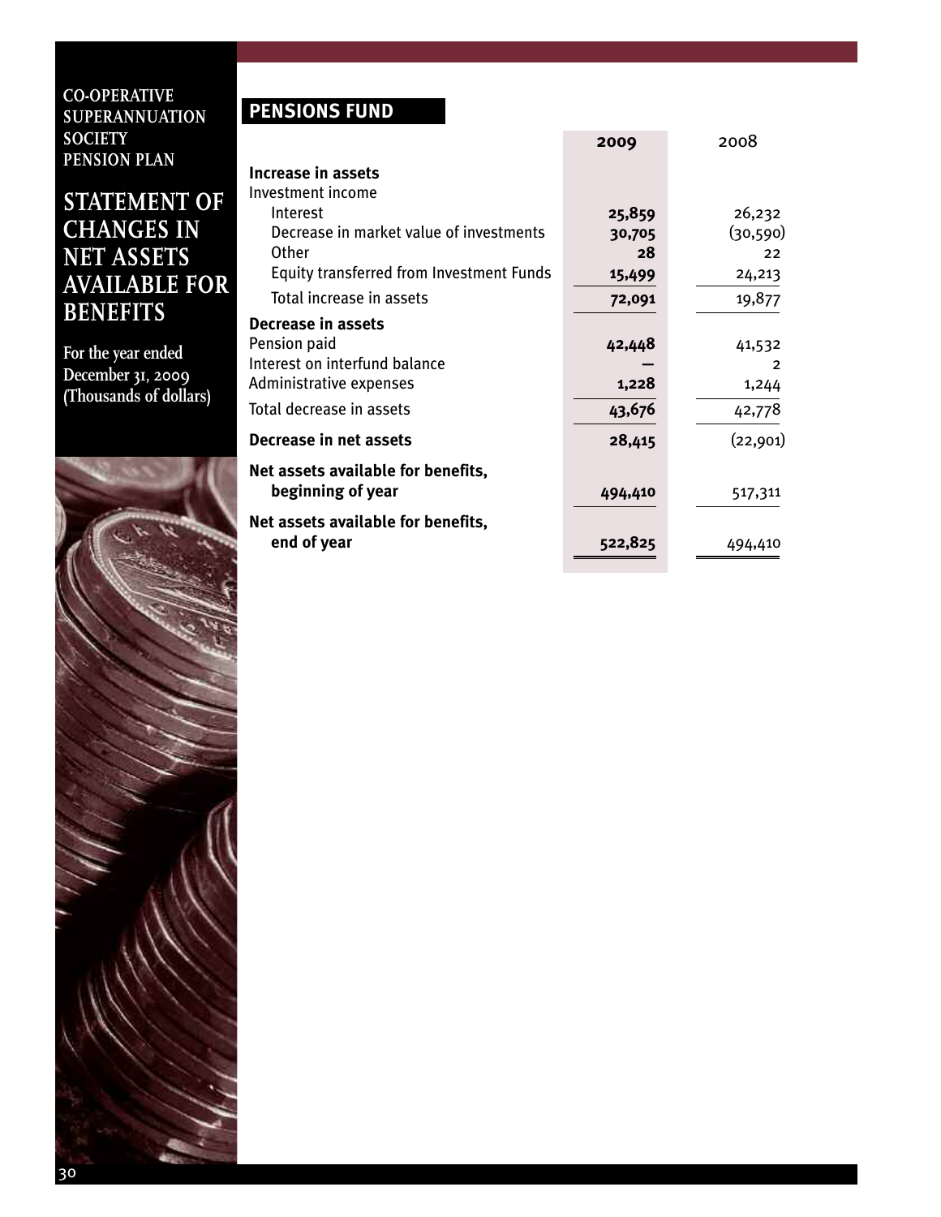CO-OPERATIVE SUPERANNUATION SOCIETY PENSION PLAN

# STATEMENT OF CHANGES IN NET ASSETS AVAILABLE FOR BENEFITS

For the year ended December 31, 2009 (Thousands of dollars)

## PENSIONS FUND

| | 2009 | 2008 |
|---|---|---|
| **Increase in assets** | | |
| Investment income | | |
| Interest | 25,859 | 26,232 |
| Decrease in market value of investments | 30,705 | (30,590) |
| Other | 28 | 22 |
| Equity transferred from Investment Funds | 15,499 | 24,213 |
| Total increase in assets | 72,091 | 19,877 |
| **Decrease in assets** | | |
| Pension paid | 42,448 | 41,532 |
| Interest on interfund balance | — | 2 |
| Administrative expenses | 1,228 | 1,244 |
| Total decrease in assets | 43,676 | 42,778 |
| **Decrease in net assets** | 28,415 | (22,901) |
| **Net assets available for benefits, beginning of year** | 494,410 | 517,311 |
| **Net assets available for benefits, end of year** | 522,825 | 494,410 |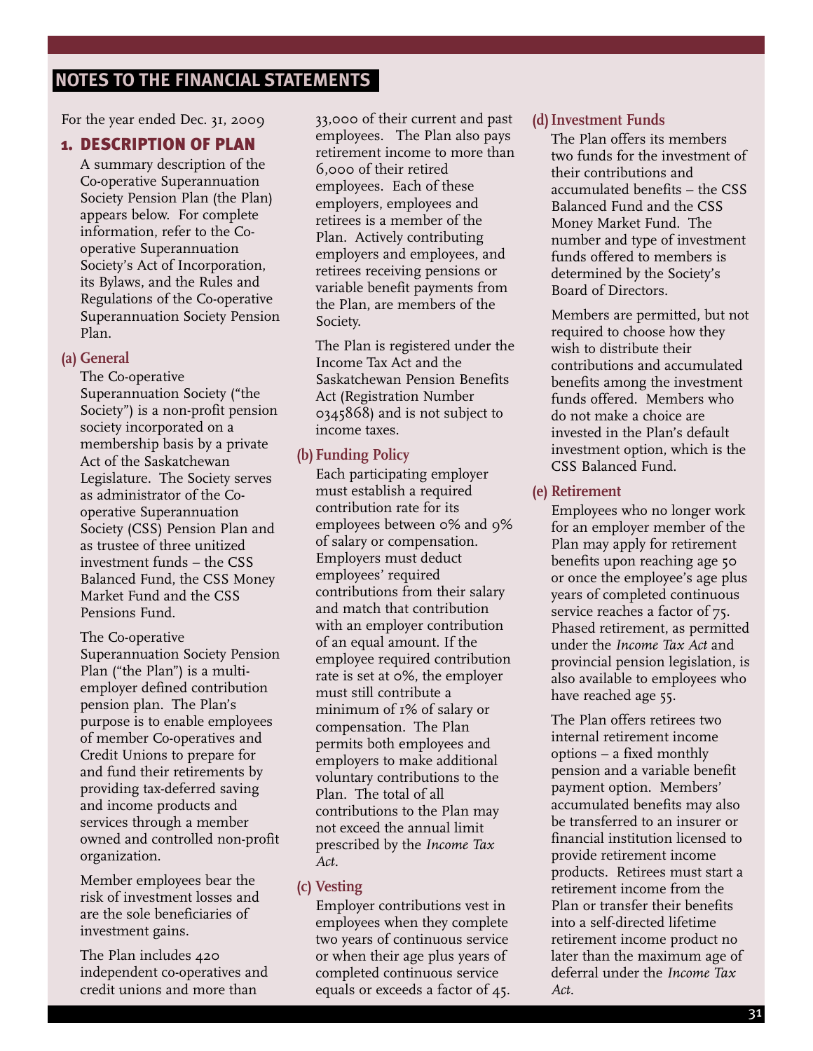# NOTES TO THE FINANCIAL STATEMENTS

For the year ended Dec. 31, 2009

## 1. DESCRIPTION OF PLAN

A summary description of the Co-operative Superannuation Society Pension Plan (the Plan) appears below. For complete information, refer to the Co-operative Superannuation Society's Act of Incorporation, its Bylaws, and the Rules and Regulations of the Co-operative Superannuation Society Pension Plan.

### (a) General

The Co-operative Superannuation Society ("the Society") is a non-profit pension society incorporated on a membership basis by a private Act of the Saskatchewan Legislature. The Society serves as administrator of the Co-operative Superannuation Society (CSS) Pension Plan and as trustee of three unitized investment funds – the CSS Balanced Fund, the CSS Money Market Fund and the CSS Pensions Fund.

The Co-operative Superannuation Society Pension Plan ("the Plan") is a multi-employer defined contribution pension plan. The Plan's purpose is to enable employees of member Co-operatives and Credit Unions to prepare for and fund their retirements by providing tax-deferred saving and income products and services through a member owned and controlled non-profit organization.

Member employees bear the risk of investment losses and are the sole beneficiaries of investment gains.

The Plan includes 420 independent co-operatives and credit unions and more than 33,000 of their current and past employees. The Plan also pays retirement income to more than 6,000 of their retired employees. Each of these employers, employees and retirees is a member of the Plan. Actively contributing employers and employees, and retirees receiving pensions or variable benefit payments from the Plan, are members of the Society.

The Plan is registered under the Income Tax Act and the Saskatchewan Pension Benefits Act (Registration Number 0345868) and is not subject to income taxes.

### (b) Funding Policy

Each participating employer must establish a required contribution rate for its employees between 0% and 9% of salary or compensation. Employers must deduct employees' required contributions from their salary and match that contribution with an employer contribution of an equal amount. If the employee required contribution rate is set at 0%, the employer must still contribute a minimum of 1% of salary or compensation. The Plan permits both employees and employers to make additional voluntary contributions to the Plan. The total of all contributions to the Plan may not exceed the annual limit prescribed by the *Income Tax Act*.

### (c) Vesting

Employer contributions vest in employees when they complete two years of continuous service or when their age plus years of completed continuous service equals or exceeds a factor of 45.

### (d) Investment Funds

The Plan offers its members two funds for the investment of their contributions and accumulated benefits – the CSS Balanced Fund and the CSS Money Market Fund. The number and type of investment funds offered to members is determined by the Society's Board of Directors.

Members are permitted, but not required to choose how they wish to distribute their contributions and accumulated benefits among the investment funds offered. Members who do not make a choice are invested in the Plan's default investment option, which is the CSS Balanced Fund.

### (e) Retirement

Employees who no longer work for an employer member of the Plan may apply for retirement benefits upon reaching age 50 or once the employee's age plus years of completed continuous service reaches a factor of 75. Phased retirement, as permitted under the *Income Tax Act* and provincial pension legislation, is also available to employees who have reached age 55.

The Plan offers retirees two internal retirement income options – a fixed monthly pension and a variable benefit payment option. Members' accumulated benefits may also be transferred to an insurer or financial institution licensed to provide retirement income products. Retirees must start a retirement income from the Plan or transfer their benefits into a self-directed lifetime retirement income product no later than the maximum age of deferral under the *Income Tax Act*.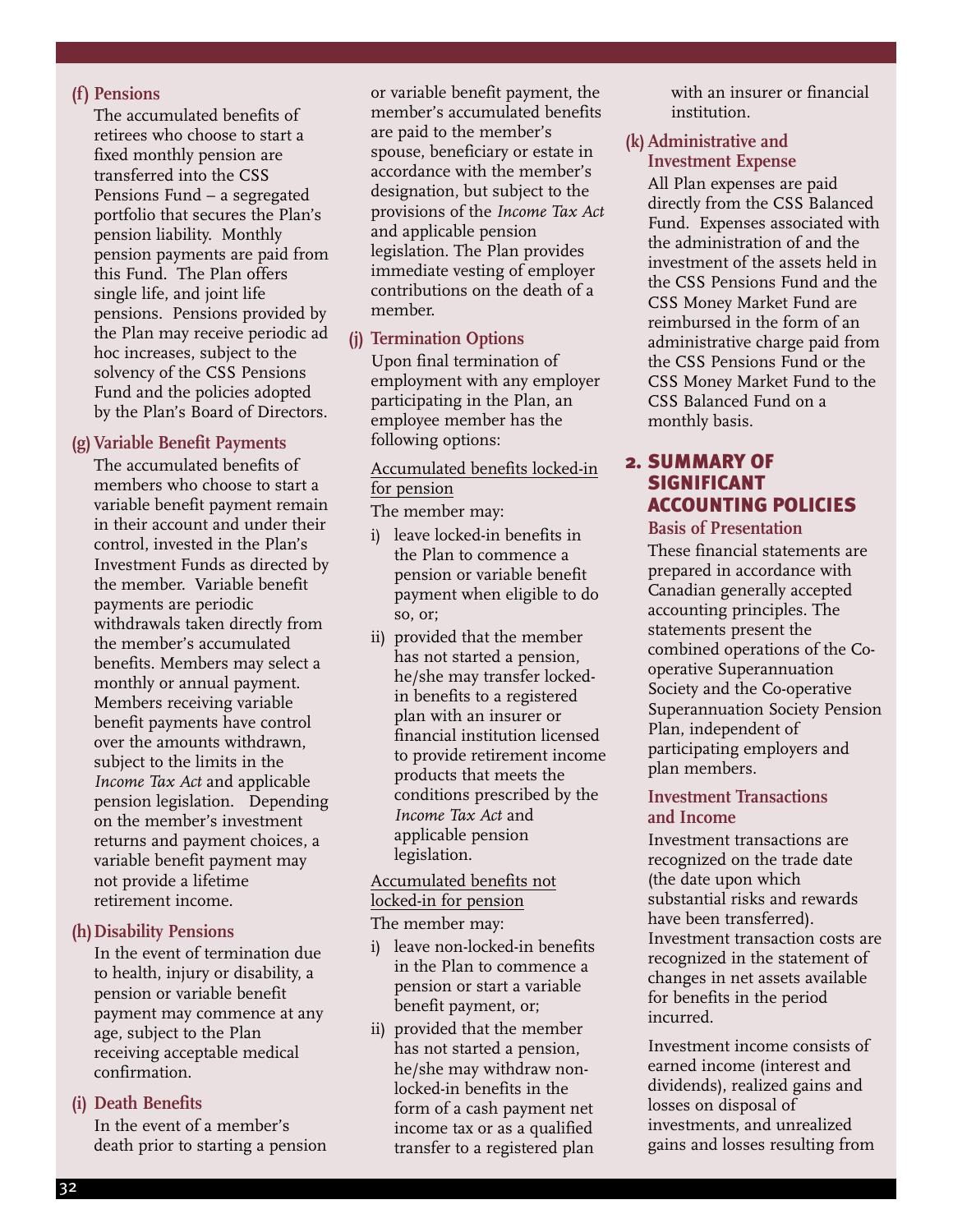**(f) Pensions**

The accumulated benefits of retirees who choose to start a fixed monthly pension are transferred into the CSS Pensions Fund – a segregated portfolio that secures the Plan's pension liability. Monthly pension payments are paid from this Fund. The Plan offers single life, and joint life pensions. Pensions provided by the Plan may receive periodic ad hoc increases, subject to the solvency of the CSS Pensions Fund and the policies adopted by the Plan's Board of Directors.

**(g) Variable Benefit Payments**

The accumulated benefits of members who choose to start a variable benefit payment remain in their account and under their control, invested in the Plan's Investment Funds as directed by the member. Variable benefit payments are periodic withdrawals taken directly from the member's accumulated benefits. Members may select a monthly or annual payment. Members receiving variable benefit payments have control over the amounts withdrawn, subject to the limits in the *Income Tax Act* and applicable pension legislation. Depending on the member's investment returns and payment choices, a variable benefit payment may not provide a lifetime retirement income.

**(h) Disability Pensions**

In the event of termination due to health, injury or disability, a pension or variable benefit payment may commence at any age, subject to the Plan receiving acceptable medical confirmation.

**(i) Death Benefits**

In the event of a member's death prior to starting a pension or variable benefit payment, the member's accumulated benefits are paid to the member's spouse, beneficiary or estate in accordance with the member's designation, but subject to the provisions of the *Income Tax Act* and applicable pension legislation. The Plan provides immediate vesting of employer contributions on the death of a member.

**(j) Termination Options**

Upon final termination of employment with any employer participating in the Plan, an employee member has the following options:

Accumulated benefits locked-in for pension

The member may:

i) leave locked-in benefits in the Plan to commence a pension or variable benefit payment when eligible to do so, or;
ii) provided that the member has not started a pension, he/she may transfer locked-in benefits to a registered plan with an insurer or financial institution licensed to provide retirement income products that meets the conditions prescribed by the *Income Tax Act* and applicable pension legislation.

Accumulated benefits not locked-in for pension

The member may:

i) leave non-locked-in benefits in the Plan to commence a pension or start a variable benefit payment, or;
ii) provided that the member has not started a pension, he/she may withdraw non-locked-in benefits in the form of a cash payment net income tax or as a qualified transfer to a registered plan with an insurer or financial institution.

**(k) Administrative and Investment Expense**

All Plan expenses are paid directly from the CSS Balanced Fund. Expenses associated with the administration of and the investment of the assets held in the CSS Pensions Fund and the CSS Money Market Fund are reimbursed in the form of an administrative charge paid from the CSS Pensions Fund or the CSS Money Market Fund to the CSS Balanced Fund on a monthly basis.

## 2. SUMMARY OF SIGNIFICANT ACCOUNTING POLICIES

### Basis of Presentation

These financial statements are prepared in accordance with Canadian generally accepted accounting principles. The statements present the combined operations of the Co-operative Superannuation Society and the Co-operative Superannuation Society Pension Plan, independent of participating employers and plan members.

### Investment Transactions and Income

Investment transactions are recognized on the trade date (the date upon which substantial risks and rewards have been transferred). Investment transaction costs are recognized in the statement of changes in net assets available for benefits in the period incurred.

Investment income consists of earned income (interest and dividends), realized gains and losses on disposal of investments, and unrealized gains and losses resulting from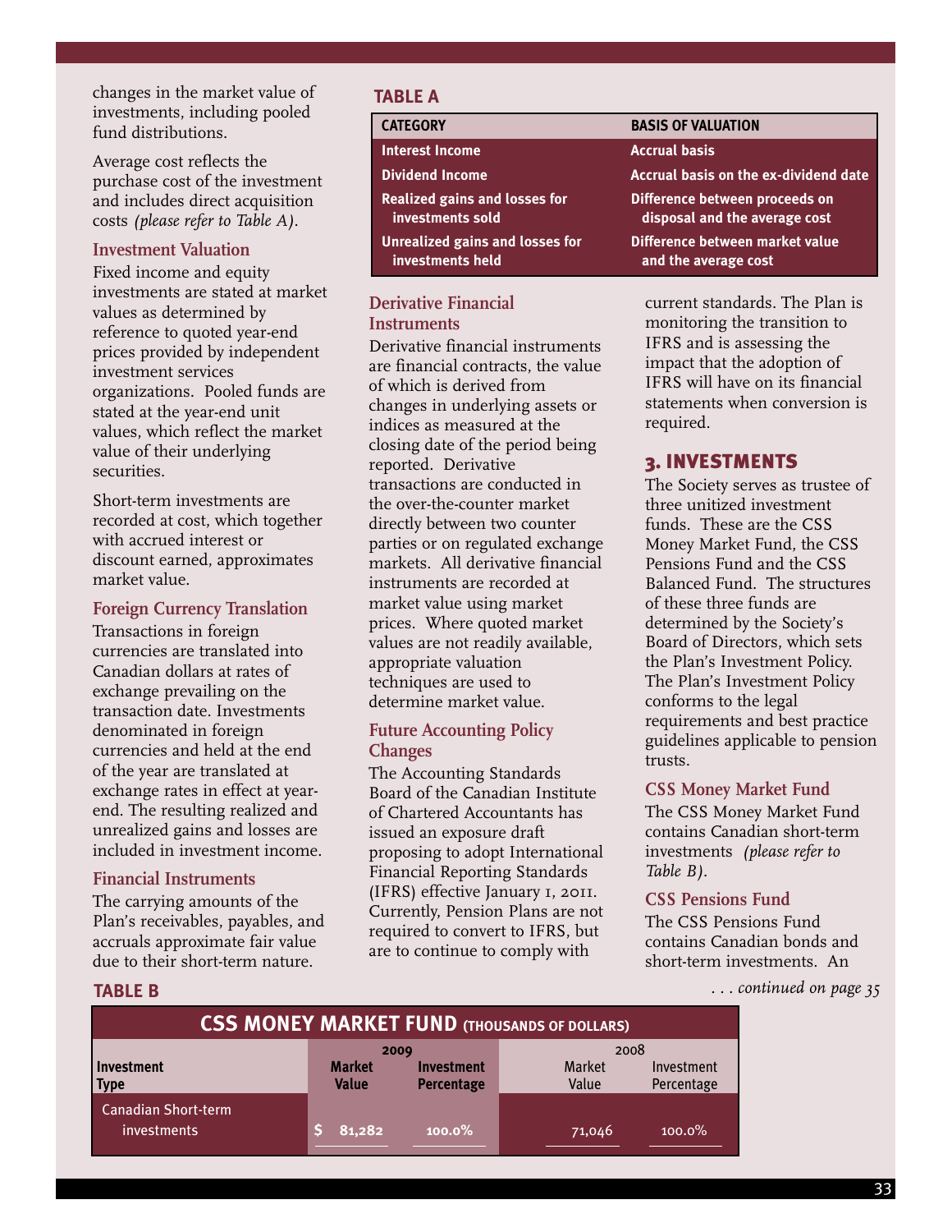changes in the market value of investments, including pooled fund distributions.

Average cost reflects the purchase cost of the investment and includes direct acquisition costs *(please refer to Table A)*.

### Investment Valuation

Fixed income and equity investments are stated at market values as determined by reference to quoted year-end prices provided by independent investment services organizations. Pooled funds are stated at the year-end unit values, which reflect the market value of their underlying securities.

Short-term investments are recorded at cost, which together with accrued interest or discount earned, approximates market value.

### Foreign Currency Translation

Transactions in foreign currencies are translated into Canadian dollars at rates of exchange prevailing on the transaction date. Investments denominated in foreign currencies and held at the end of the year are translated at exchange rates in effect at year-end. The resulting realized and unrealized gains and losses are included in investment income.

### Financial Instruments

The carrying amounts of the Plan's receivables, payables, and accruals approximate fair value due to their short-term nature.

**TABLE A**

| CATEGORY | BASIS OF VALUATION |
|---|---|
| Interest Income | Accrual basis |
| Dividend Income | Accrual basis on the ex-dividend date |
| Realized gains and losses for investments sold | Difference between proceeds on disposal and the average cost |
| Unrealized gains and losses for investments held | Difference between market value and the average cost |

### Derivative Financial Instruments

Derivative financial instruments are financial contracts, the value of which is derived from changes in underlying assets or indices as measured at the closing date of the period being reported. Derivative transactions are conducted in the over-the-counter market directly between two counter parties or on regulated exchange markets. All derivative financial instruments are recorded at market value using market prices. Where quoted market values are not readily available, appropriate valuation techniques are used to determine market value.

### Future Accounting Policy Changes

The Accounting Standards Board of the Canadian Institute of Chartered Accountants has issued an exposure draft proposing to adopt International Financial Reporting Standards (IFRS) effective January 1, 2011. Currently, Pension Plans are not required to convert to IFRS, but are to continue to comply with current standards. The Plan is monitoring the transition to IFRS and is assessing the impact that the adoption of IFRS will have on its financial statements when conversion is required.

## 3. INVESTMENTS

The Society serves as trustee of three unitized investment funds. These are the CSS Money Market Fund, the CSS Pensions Fund and the CSS Balanced Fund. The structures of these three funds are determined by the Society's Board of Directors, which sets the Plan's Investment Policy. The Plan's Investment Policy conforms to the legal requirements and best practice guidelines applicable to pension trusts.

### CSS Money Market Fund

The CSS Money Market Fund contains Canadian short-term investments *(please refer to Table B)*.

### CSS Pensions Fund

The CSS Pensions Fund contains Canadian bonds and short-term investments. An

*. . . continued on page 35*

**TABLE B**

**CSS MONEY MARKET FUND (THOUSANDS OF DOLLARS)**

| Investment Type | 2009 Market Value | 2009 Investment Percentage | 2008 Market Value | 2008 Investment Percentage |
|---|---|---|---|---|
| Canadian Short-term investments | $ 81,282 | 100.0% | 71,046 | 100.0% |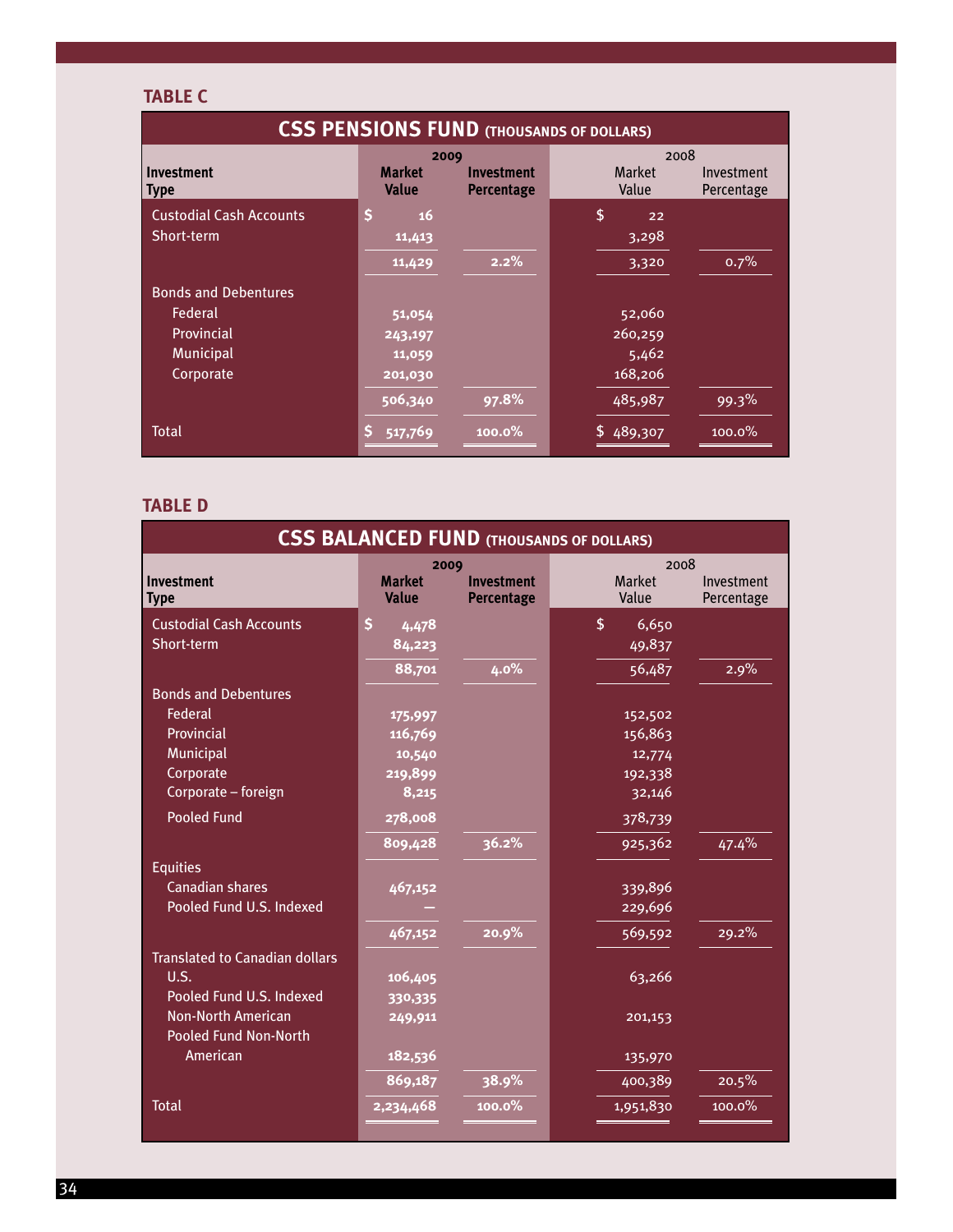**TABLE C**

| CSS PENSIONS FUND (THOUSANDS OF DOLLARS) | | | | |
|---|---|---|---|---|
| | 2009 | | 2008 | |
| **Investment Type** | **Market Value** | **Investment Percentage** | Market Value | Investment Percentage |
| Custodial Cash Accounts | $ 16 | | $ 22 | |
| Short-term | 11,413 | | 3,298 | |
| | 11,429 | 2.2% | 3,320 | 0.7% |
| Bonds and Debentures | | | | |
| Federal | 51,054 | | 52,060 | |
| Provincial | 243,197 | | 260,259 | |
| Municipal | 11,059 | | 5,462 | |
| Corporate | 201,030 | | 168,206 | |
| | 506,340 | 97.8% | 485,987 | 99.3% |
| Total | $ 517,769 | 100.0% | $ 489,307 | 100.0% |

**TABLE D**

| CSS BALANCED FUND (THOUSANDS OF DOLLARS) | | | | |
|---|---|---|---|---|
| | 2009 | | 2008 | |
| **Investment Type** | **Market Value** | **Investment Percentage** | Market Value | Investment Percentage |
| Custodial Cash Accounts | $ 4,478 | | $ 6,650 | |
| Short-term | 84,223 | | 49,837 | |
| | 88,701 | 4.0% | 56,487 | 2.9% |
| Bonds and Debentures | | | | |
| Federal | 175,997 | | 152,502 | |
| Provincial | 116,769 | | 156,863 | |
| Municipal | 10,540 | | 12,774 | |
| Corporate | 219,899 | | 192,338 | |
| Corporate – foreign | 8,215 | | 32,146 | |
| Pooled Fund | 278,008 | | 378,739 | |
| | 809,428 | 36.2% | 925,362 | 47.4% |
| Equities | | | | |
| Canadian shares | 467,152 | | 339,896 | |
| Pooled Fund U.S. Indexed | — | | 229,696 | |
| | 467,152 | 20.9% | 569,592 | 29.2% |
| Translated to Canadian dollars | | | | |
| U.S. | 106,405 | | 63,266 | |
| Pooled Fund U.S. Indexed | 330,335 | | | |
| Non-North American | 249,911 | | 201,153 | |
| Pooled Fund Non-North American | 182,536 | | 135,970 | |
| | 869,187 | 38.9% | 400,389 | 20.5% |
| Total | 2,234,468 | 100.0% | 1,951,830 | 100.0% |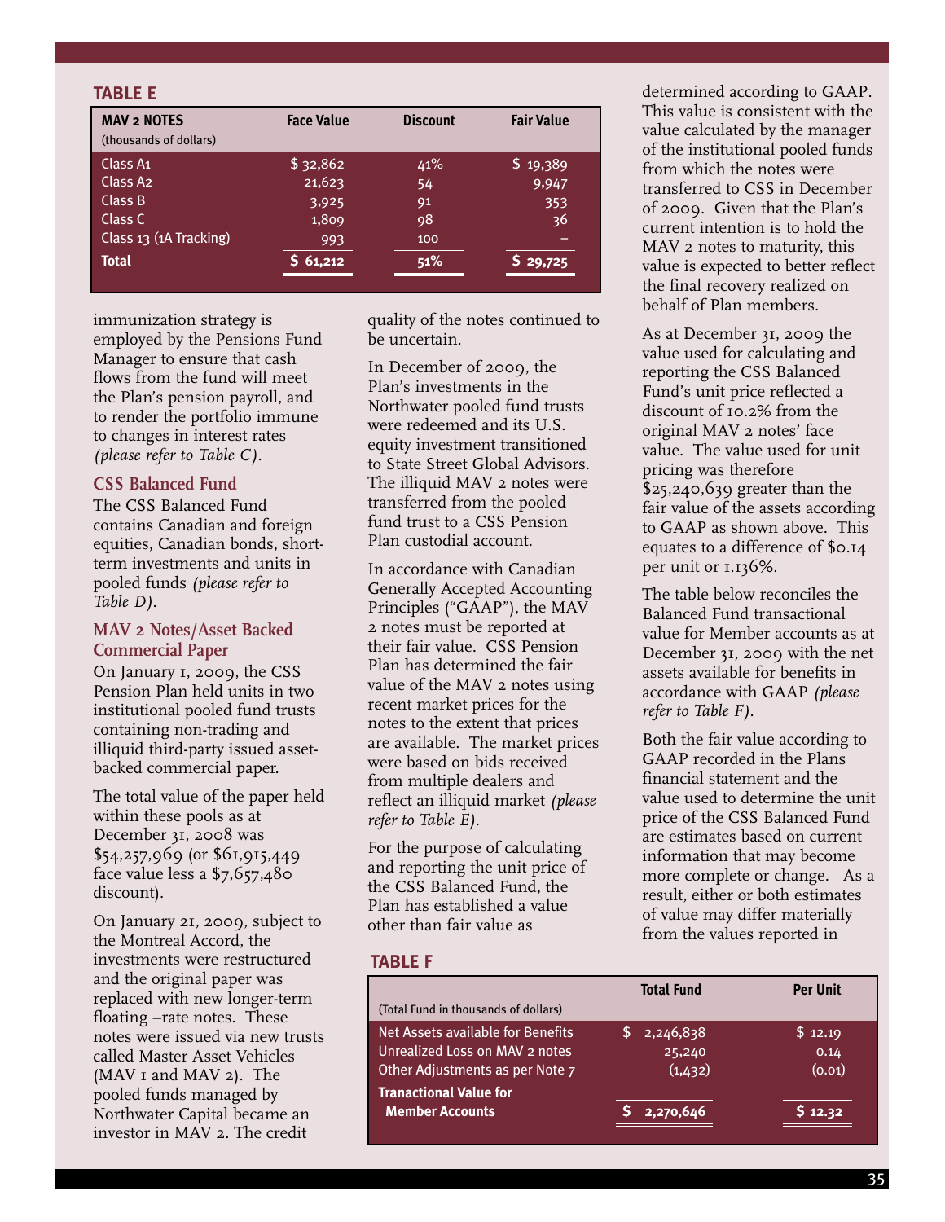**TABLE E**

| MAV 2 NOTES (thousands of dollars) | Face Value | Discount | Fair Value |
|---|---|---|---|
| Class A1 | $ 32,862 | 41% | $ 19,389 |
| Class A2 | 21,623 | 54 | 9,947 |
| Class B | 3,925 | 91 | 353 |
| Class C | 1,809 | 98 | 36 |
| Class 13 (1A Tracking) | 993 | 100 | – |
| **Total** | **$ 61,212** | **51%** | **$ 29,725** |

immunization strategy is employed by the Pensions Fund Manager to ensure that cash flows from the fund will meet the Plan's pension payroll, and to render the portfolio immune to changes in interest rates *(please refer to Table C)*.

### CSS Balanced Fund

The CSS Balanced Fund contains Canadian and foreign equities, Canadian bonds, short-term investments and units in pooled funds *(please refer to Table D)*.

### MAV 2 Notes/Asset Backed Commercial Paper

On January 1, 2009, the CSS Pension Plan held units in two institutional pooled fund trusts containing non-trading and illiquid third-party issued asset-backed commercial paper.

The total value of the paper held within these pools as at December 31, 2008 was $54,257,969 (or $61,915,449 face value less a $7,657,480 discount).

On January 21, 2009, subject to the Montreal Accord, the investments were restructured and the original paper was replaced with new longer-term floating –rate notes. These notes were issued via new trusts called Master Asset Vehicles (MAV 1 and MAV 2). The pooled funds managed by Northwater Capital became an investor in MAV 2. The credit quality of the notes continued to be uncertain.

In December of 2009, the Plan's investments in the Northwater pooled fund trusts were redeemed and its U.S. equity investment transitioned to State Street Global Advisors. The illiquid MAV 2 notes were transferred from the pooled fund trust to a CSS Pension Plan custodial account.

In accordance with Canadian Generally Accepted Accounting Principles ("GAAP"), the MAV 2 notes must be reported at their fair value. CSS Pension Plan has determined the fair value of the MAV 2 notes using recent market prices for the notes to the extent that prices are available. The market prices were based on bids received from multiple dealers and reflect an illiquid market *(please refer to Table E)*.

For the purpose of calculating and reporting the unit price of the CSS Balanced Fund, the Plan has established a value other than fair value as determined according to GAAP. This value is consistent with the value calculated by the manager of the institutional pooled funds from which the notes were transferred to CSS in December of 2009. Given that the Plan's current intention is to hold the MAV 2 notes to maturity, this value is expected to better reflect the final recovery realized on behalf of Plan members.

As at December 31, 2009 the value used for calculating and reporting the CSS Balanced Fund's unit price reflected a discount of 10.2% from the original MAV 2 notes' face value. The value used for unit pricing was therefore $25,240,639 greater than the fair value of the assets according to GAAP as shown above. This equates to a difference of $0.14 per unit or 1.136%.

The table below reconciles the Balanced Fund transactional value for Member accounts as at December 31, 2009 with the net assets available for benefits in accordance with GAAP *(please refer to Table F)*.

Both the fair value according to GAAP recorded in the Plans financial statement and the value used to determine the unit price of the CSS Balanced Fund are estimates based on current information that may become more complete or change. As a result, either or both estimates of value may differ materially from the values reported in

**TABLE F**

| (Total Fund in thousands of dollars) | Total Fund | Per Unit |
|---|---|---|
| Net Assets available for Benefits | $ 2,246,838 | $ 12.19 |
| Unrealized Loss on MAV 2 notes | 25,240 | 0.14 |
| Other Adjustments as per Note 7 | (1,432) | (0.01) |
| **Tranactional Value for Member Accounts** | **$ 2,270,646** | **$ 12.32** |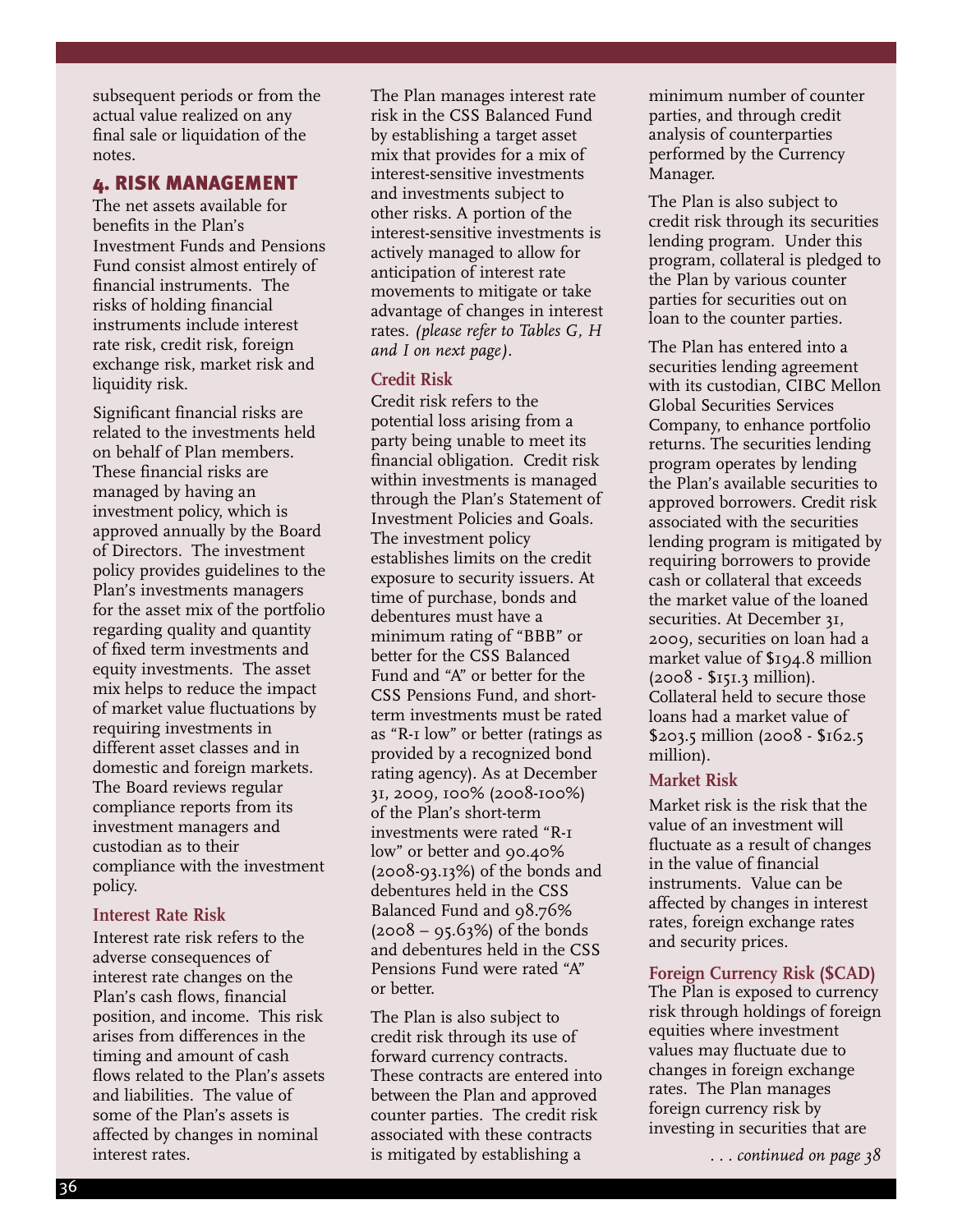subsequent periods or from the actual value realized on any final sale or liquidation of the notes.

## 4. RISK MANAGEMENT

The net assets available for benefits in the Plan's Investment Funds and Pensions Fund consist almost entirely of financial instruments. The risks of holding financial instruments include interest rate risk, credit risk, foreign exchange risk, market risk and liquidity risk.

Significant financial risks are related to the investments held on behalf of Plan members. These financial risks are managed by having an investment policy, which is approved annually by the Board of Directors. The investment policy provides guidelines to the Plan's investments managers for the asset mix of the portfolio regarding quality and quantity of fixed term investments and equity investments. The asset mix helps to reduce the impact of market value fluctuations by requiring investments in different asset classes and in domestic and foreign markets. The Board reviews regular compliance reports from its investment managers and custodian as to their compliance with the investment policy.

### Interest Rate Risk

Interest rate risk refers to the adverse consequences of interest rate changes on the Plan's cash flows, financial position, and income. This risk arises from differences in the timing and amount of cash flows related to the Plan's assets and liabilities. The value of some of the Plan's assets is affected by changes in nominal interest rates.

The Plan manages interest rate risk in the CSS Balanced Fund by establishing a target asset mix that provides for a mix of interest-sensitive investments and investments subject to other risks. A portion of the interest-sensitive investments is actively managed to allow for anticipation of interest rate movements to mitigate or take advantage of changes in interest rates. *(please refer to Tables G, H and I on next page)*.

### Credit Risk

Credit risk refers to the potential loss arising from a party being unable to meet its financial obligation. Credit risk within investments is managed through the Plan's Statement of Investment Policies and Goals. The investment policy establishes limits on the credit exposure to security issuers. At time of purchase, bonds and debentures must have a minimum rating of "BBB" or better for the CSS Balanced Fund and "A" or better for the CSS Pensions Fund, and short-term investments must be rated as "R-1 low" or better (ratings as provided by a recognized bond rating agency). As at December 31, 2009, 100% (2008-100%) of the Plan's short-term investments were rated "R-1 low" or better and 90.40% (2008-93.13%) of the bonds and debentures held in the CSS Balanced Fund and 98.76% (2008 – 95.63%) of the bonds and debentures held in the CSS Pensions Fund were rated "A" or better.

The Plan is also subject to credit risk through its use of forward currency contracts. These contracts are entered into between the Plan and approved counter parties. The credit risk associated with these contracts is mitigated by establishing a minimum number of counter parties, and through credit analysis of counterparties performed by the Currency Manager.

The Plan is also subject to credit risk through its securities lending program. Under this program, collateral is pledged to the Plan by various counter parties for securities out on loan to the counter parties.

The Plan has entered into a securities lending agreement with its custodian, CIBC Mellon Global Securities Services Company, to enhance portfolio returns. The securities lending program operates by lending the Plan's available securities to approved borrowers. Credit risk associated with the securities lending program is mitigated by requiring borrowers to provide cash or collateral that exceeds the market value of the loaned securities. At December 31, 2009, securities on loan had a market value of $194.8 million (2008 - $151.3 million). Collateral held to secure those loans had a market value of $203.5 million (2008 - $162.5 million).

### Market Risk

Market risk is the risk that the value of an investment will fluctuate as a result of changes in the value of financial instruments. Value can be affected by changes in interest rates, foreign exchange rates and security prices.

### Foreign Currency Risk ($CAD)

The Plan is exposed to currency risk through holdings of foreign equities where investment values may fluctuate due to changes in foreign exchange rates. The Plan manages foreign currency risk by investing in securities that are

*. . . continued on page 38*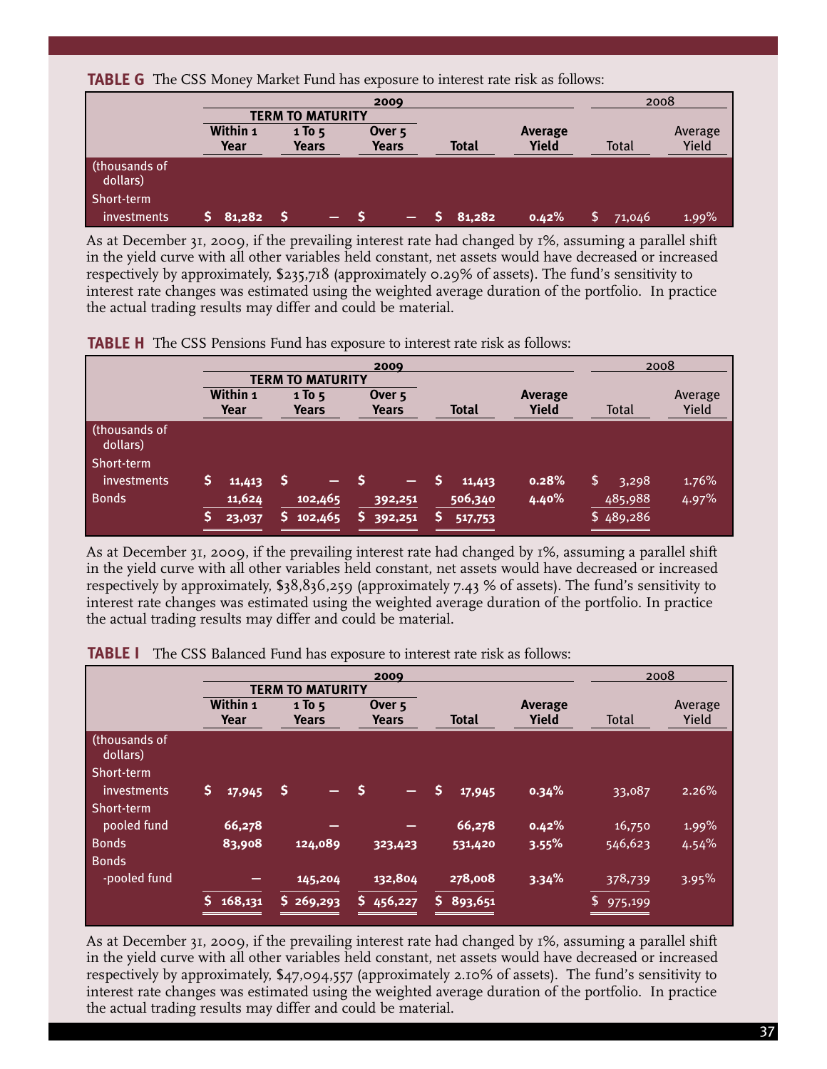**TABLE G** The CSS Money Market Fund has exposure to interest rate risk as follows:

| | 2009 | | | | | 2008 | |
|---|---|---|---|---|---|---|---|
| | TERM TO MATURITY | | | | | | |
| | Within 1 Year | 1 To 5 Years | Over 5 Years | Total | Average Yield | Total | Average Yield |
| (thousands of dollars) | | | | | | | |
| Short-term investments | $ 81,282 | $ — | $ — | $ 81,282 | 0.42% | $ 71,046 | 1.99% |

As at December 31, 2009, if the prevailing interest rate had changed by 1%, assuming a parallel shift in the yield curve with all other variables held constant, net assets would have decreased or increased respectively by approximately, $235,718 (approximately 0.29% of assets). The fund's sensitivity to interest rate changes was estimated using the weighted average duration of the portfolio. In practice the actual trading results may differ and could be material.

**TABLE H** The CSS Pensions Fund has exposure to interest rate risk as follows:

| | 2009 | | | | | 2008 | |
|---|---|---|---|---|---|---|---|
| | TERM TO MATURITY | | | | | | |
| | Within 1 Year | 1 To 5 Years | Over 5 Years | Total | Average Yield | Total | Average Yield |
| (thousands of dollars) | | | | | | | |
| Short-term investments | $ 11,413 | $ — | $ — | $ 11,413 | 0.28% | $ 3,298 | 1.76% |
| Bonds | 11,624 | 102,465 | 392,251 | 506,340 | 4.40% | 485,988 | 4.97% |
| | $ 23,037 | $ 102,465 | $ 392,251 | $ 517,753 | | $ 489,286 | |

As at December 31, 2009, if the prevailing interest rate had changed by 1%, assuming a parallel shift in the yield curve with all other variables held constant, net assets would have decreased or increased respectively by approximately, $38,836,259 (approximately 7.43 % of assets). The fund's sensitivity to interest rate changes was estimated using the weighted average duration of the portfolio. In practice the actual trading results may differ and could be material.

**TABLE I** The CSS Balanced Fund has exposure to interest rate risk as follows:

| | 2009 | | | | | 2008 | |
|---|---|---|---|---|---|---|---|
| | TERM TO MATURITY | | | | | | |
| | Within 1 Year | 1 To 5 Years | Over 5 Years | Total | Average Yield | Total | Average Yield |
| (thousands of dollars) | | | | | | | |
| Short-term investments | $ 17,945 | $ — | $ — | $ 17,945 | 0.34% | 33,087 | 2.26% |
| Short-term pooled fund | 66,278 | — | — | 66,278 | 0.42% | 16,750 | 1.99% |
| Bonds | 83,908 | 124,089 | 323,423 | 531,420 | 3.55% | 546,623 | 4.54% |
| Bonds -pooled fund | — | 145,204 | 132,804 | 278,008 | 3.34% | 378,739 | 3.95% |
| | $ 168,131 | $ 269,293 | $ 456,227 | $ 893,651 | | $ 975,199 | |

As at December 31, 2009, if the prevailing interest rate had changed by 1%, assuming a parallel shift in the yield curve with all other variables held constant, net assets would have decreased or increased respectively by approximately, $47,094,557 (approximately 2.10% of assets). The fund's sensitivity to interest rate changes was estimated using the weighted average duration of the portfolio. In practice the actual trading results may differ and could be material.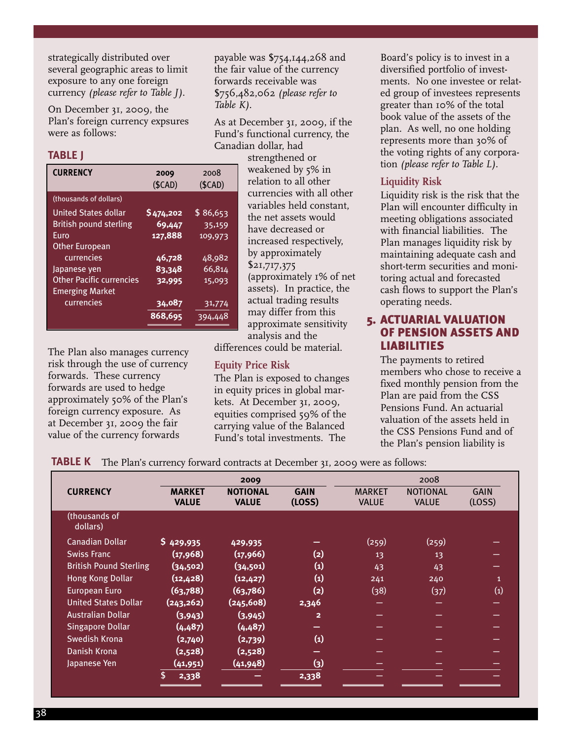strategically distributed over several geographic areas to limit exposure to any one foreign currency *(please refer to Table J)*.

On December 31, 2009, the Plan's foreign currency expsures were as follows:

**TABLE J**

| CURRENCY | 2009 ($CAD) | 2008 ($CAD) |
|---|---|---|
| (thousands of dollars) | | |
| United States dollar | $474,202 | $ 86,653 |
| British pound sterling | 69,447 | 35,159 |
| Euro | 127,888 | 109,973 |
| Other European currencies | 46,728 | 48,982 |
| Japanese yen | 83,348 | 66,814 |
| Other Pacific currencies | 32,995 | 15,093 |
| Emerging Market currencies | 34,087 | 31,774 |
| | 868,695 | 394,448 |

The Plan also manages currency risk through the use of currency forwards. These currency forwards are used to hedge approximately 50% of the Plan's foreign currency exposure. As at December 31, 2009 the fair value of the currency forwards payable was $754,144,268 and the fair value of the currency forwards receivable was $756,482,062 *(please refer to Table K)*.

As at December 31, 2009, if the Fund's functional currency, the Canadian dollar, had strengthened or weakened by 5% in relation to all other currencies with all other variables held constant, the net assets would have decreased or increased respectively, by approximately $21,717,375 (approximately 1% of net assets). In practice, the actual trading results may differ from this approximate sensitivity analysis and the differences could be material.

### Equity Price Risk

The Plan is exposed to changes in equity prices in global markets. At December 31, 2009, equities comprised 59% of the carrying value of the Balanced Fund's total investments. The Board's policy is to invest in a diversified portfolio of investments. No one investee or related group of investees represents greater than 10% of the total book value of the assets of the plan. As well, no one holding represents more than 30% of the voting rights of any corporation *(please refer to Table L)*.

### Liquidity Risk

Liquidity risk is the risk that the Plan will encounter difficulty in meeting obligations associated with financial liabilities. The Plan manages liquidity risk by maintaining adequate cash and short-term securities and monitoring actual and forecasted cash flows to support the Plan's operating needs.

## 5. ACTUARIAL VALUATION OF PENSION ASSETS AND LIABILITIES

The payments to retired members who chose to receive a fixed monthly pension from the Plan are paid from the CSS Pensions Fund. An actuarial valuation of the assets held in the CSS Pensions Fund and of the Plan's pension liability is

**TABLE K** The Plan's currency forward contracts at December 31, 2009 were as follows:

| CURRENCY | 2009 | | | 2008 | | |
|---|---|---|---|---|---|---|
| | MARKET VALUE | NOTIONAL VALUE | GAIN (LOSS) | MARKET VALUE | NOTIONAL VALUE | GAIN (LOSS) |
| (thousands of dollars) | | | | | | |
| Canadian Dollar | $ 429,935 | 429,935 | – | (259) | (259) | – |
| Swiss Franc | (17,968) | (17,966) | (2) | 13 | 13 | – |
| British Pound Sterling | (34,502) | (34,501) | (1) | 43 | 43 | – |
| Hong Kong Dollar | (12,428) | (12,427) | (1) | 241 | 240 | 1 |
| European Euro | (63,788) | (63,786) | (2) | (38) | (37) | (1) |
| United States Dollar | (243,262) | (245,608) | 2,346 | – | – | – |
| Australian Dollar | (3,943) | (3,945) | 2 | – | – | – |
| Singapore Dollar | (4,487) | (4,487) | – | – | – | – |
| Swedish Krona | (2,740) | (2,739) | (1) | – | – | – |
| Danish Krona | (2,528) | (2,528) | – | – | – | – |
| Japanese Yen | (41,951) | (41,948) | (3) | – | – | – |
| | $ 2,338 | – | 2,338 | – | – | – |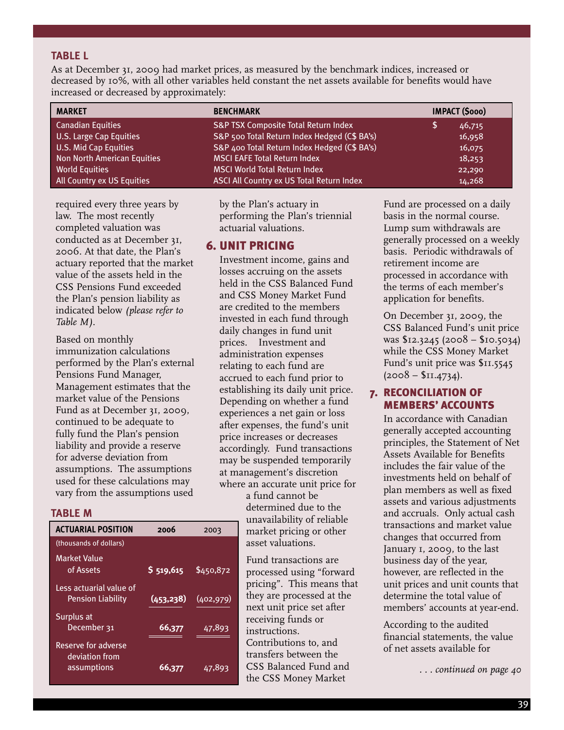### TABLE L

As at December 31, 2009 had market prices, as measured by the benchmark indices, increased or decreased by 10%, with all other variables held constant the net assets available for benefits would have increased or decreased by approximately:

| MARKET | BENCHMARK | IMPACT ($000) |
|---|---|---|
| Canadian Equities | S&P TSX Composite Total Return Index | $ 46,715 |
| U.S. Large Cap Equities | S&P 500 Total Return Index Hedged (C$ BA's) | 16,958 |
| U.S. Mid Cap Equities | S&P 400 Total Return Index Hedged (C$ BA's) | 16,075 |
| Non North American Equities | MSCI EAFE Total Return Index | 18,253 |
| World Equities | MSCI World Total Return Index | 22,290 |
| All Country ex US Equities | ASCI All Country ex US Total Return Index | 14,268 |

required every three years by law. The most recently completed valuation was conducted as at December 31, 2006. At that date, the Plan's actuary reported that the market value of the assets held in the CSS Pensions Fund exceeded the Plan's pension liability as indicated below *(please refer to Table M)*.

Based on monthly immunization calculations performed by the Plan's external Pensions Fund Manager, Management estimates that the market value of the Pensions Fund as at December 31, 2009, continued to be adequate to fully fund the Plan's pension liability and provide a reserve for adverse deviation from assumptions. The assumptions used for these calculations may vary from the assumptions used by the Plan's actuary in performing the Plan's triennial actuarial valuations.

### TABLE M

| ACTUARIAL POSITION | 2006 | 2003 |
|---|---|---|
| (thousands of dollars) | | |
| Market Value of Assets | $ 519,615 | $450,872 |
| Less actuarial value of Pension Liability | (453,238) | (402,979) |
| Surplus at December 31 | 66,377 | 47,893 |
| Reserve for adverse deviation from assumptions | 66,377 | 47,893 |

## 6. UNIT PRICING

Investment income, gains and losses accruing on the assets held in the CSS Balanced Fund and CSS Money Market Fund are credited to the members invested in each fund through daily changes in fund unit prices. Investment and administration expenses relating to each fund are accrued to each fund prior to establishing its daily unit price. Depending on whether a fund experiences a net gain or loss after expenses, the fund's unit price increases or decreases accordingly. Fund transactions may be suspended temporarily at management's discretion where an accurate unit price for a fund cannot be determined due to the unavailability of reliable market pricing or other asset valuations.

Fund transactions are processed using "forward pricing". This means that they are processed at the next unit price set after receiving funds or instructions. Contributions to, and transfers between the CSS Balanced Fund and the CSS Money Market Fund are processed on a daily basis in the normal course. Lump sum withdrawals are generally processed on a weekly basis. Periodic withdrawals of retirement income are processed in accordance with the terms of each member's application for benefits.

On December 31, 2009, the CSS Balanced Fund's unit price was $12.3245 (2008 – $10.5034) while the CSS Money Market Fund's unit price was $11.5545 (2008 – $11.4734).

## 7. RECONCILIATION OF MEMBERS' ACCOUNTS

In accordance with Canadian generally accepted accounting principles, the Statement of Net Assets Available for Benefits includes the fair value of the investments held on behalf of plan members as well as fixed assets and various adjustments and accruals. Only actual cash transactions and market value changes that occurred from January 1, 2009, to the last business day of the year, however, are reflected in the unit prices and unit counts that determine the total value of members' accounts at year-end.

According to the audited financial statements, the value of net assets available for

*. . . continued on page 40*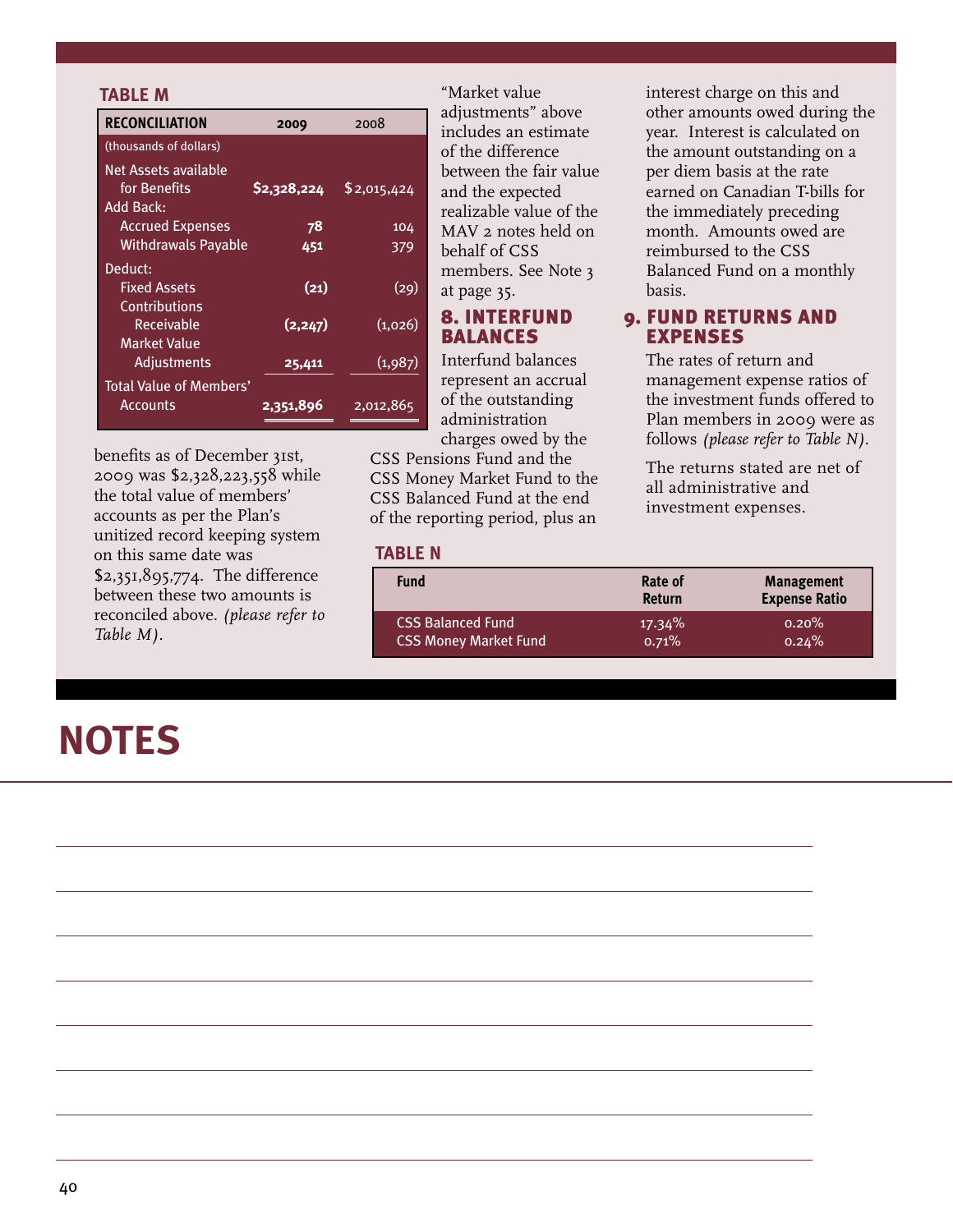### TABLE M

| RECONCILIATION | 2009 | 2008 |
|---|---|---|
| (thousands of dollars) | | |
| Net Assets available for Benefits | $2,328,224 | $2,015,424 |
| Add Back: | | |
| Accrued Expenses | 78 | 104 |
| Withdrawals Payable | 451 | 379 |
| Deduct: | | |
| Fixed Assets | (21) | (29) |
| Contributions Receivable | (2,247) | (1,026) |
| Market Value Adjustments | 25,411 | (1,987) |
| Total Value of Members' Accounts | 2,351,896 | 2,012,865 |

benefits as of December 31st, 2009 was $2,328,223,558 while the total value of members' accounts as per the Plan's unitized record keeping system on this same date was $2,351,895,774. The difference between these two amounts is reconciled above. *(please refer to Table M)*.

"Market value adjustments" above includes an estimate of the difference between the fair value and the expected realizable value of the MAV 2 notes held on behalf of CSS members. See Note 3 at page 35.

## 8. INTERFUND BALANCES

Interfund balances represent an accrual of the outstanding administration charges owed by the CSS Pensions Fund and the CSS Money Market Fund to the CSS Balanced Fund at the end of the reporting period, plus an interest charge on this and other amounts owed during the year. Interest is calculated on the amount outstanding on a per diem basis at the rate earned on Canadian T-bills for the immediately preceding month. Amounts owed are reimbursed to the CSS Balanced Fund on a monthly basis.

## 9. FUND RETURNS AND EXPENSES

The rates of return and management expense ratios of the investment funds offered to Plan members in 2009 were as follows *(please refer to Table N)*.

The returns stated are net of all administrative and investment expenses.

### TABLE N

| Fund | Rate of Return | Management Expense Ratio |
|---|---|---|
| CSS Balanced Fund | 17.34% | 0.20% |
| CSS Money Market Fund | 0.71% | 0.24% |

# NOTES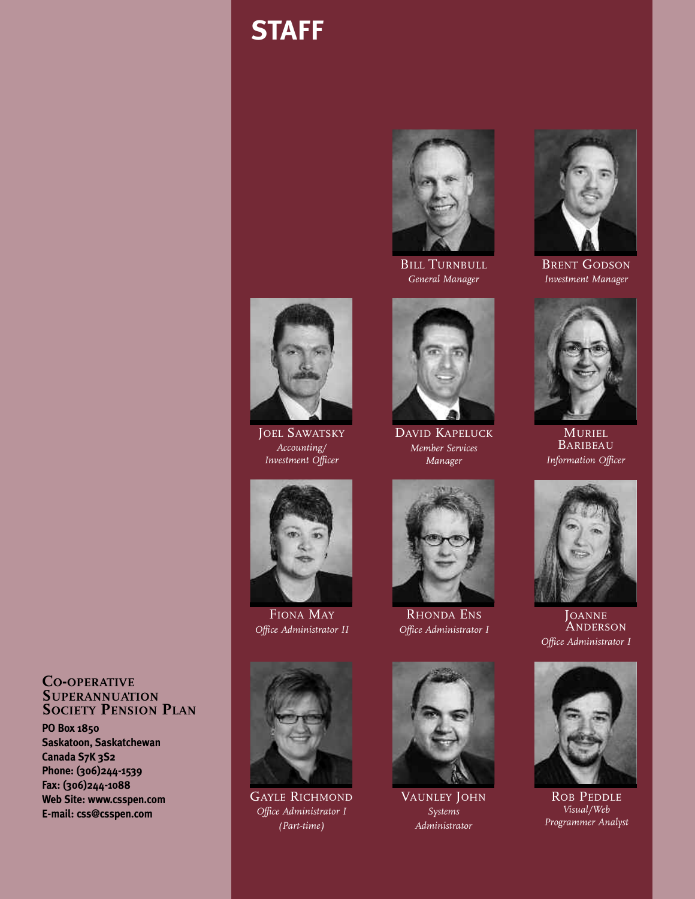# STAFF

**Bill Turnbull**
*General Manager*

**Brent Godson**
*Investment Manager*

**Joel Sawatsky**
*Accounting/ Investment Officer*

**David Kapeluck**
*Member Services Manager*

**Muriel Baribeau**
*Information Officer*

**Fiona May**
*Office Administrator II*

**Rhonda Ens**
*Office Administrator I*

**Joanne Anderson**
*Office Administrator I*

**Gayle Richmond**
*Office Administrator I (Part-time)*

**Vaunley John**
*Systems Administrator*

**Rob Peddle**
*Visual/Web Programmer Analyst*

**Co-operative Superannuation Society Pension Plan**

**PO Box 1850**
**Saskatoon, Saskatchewan**
**Canada S7K 3S2**
**Phone: (306)244-1539**
**Fax: (306)244-1088**
**Web Site: www.csspen.com**
**E-mail: css@csspen.com**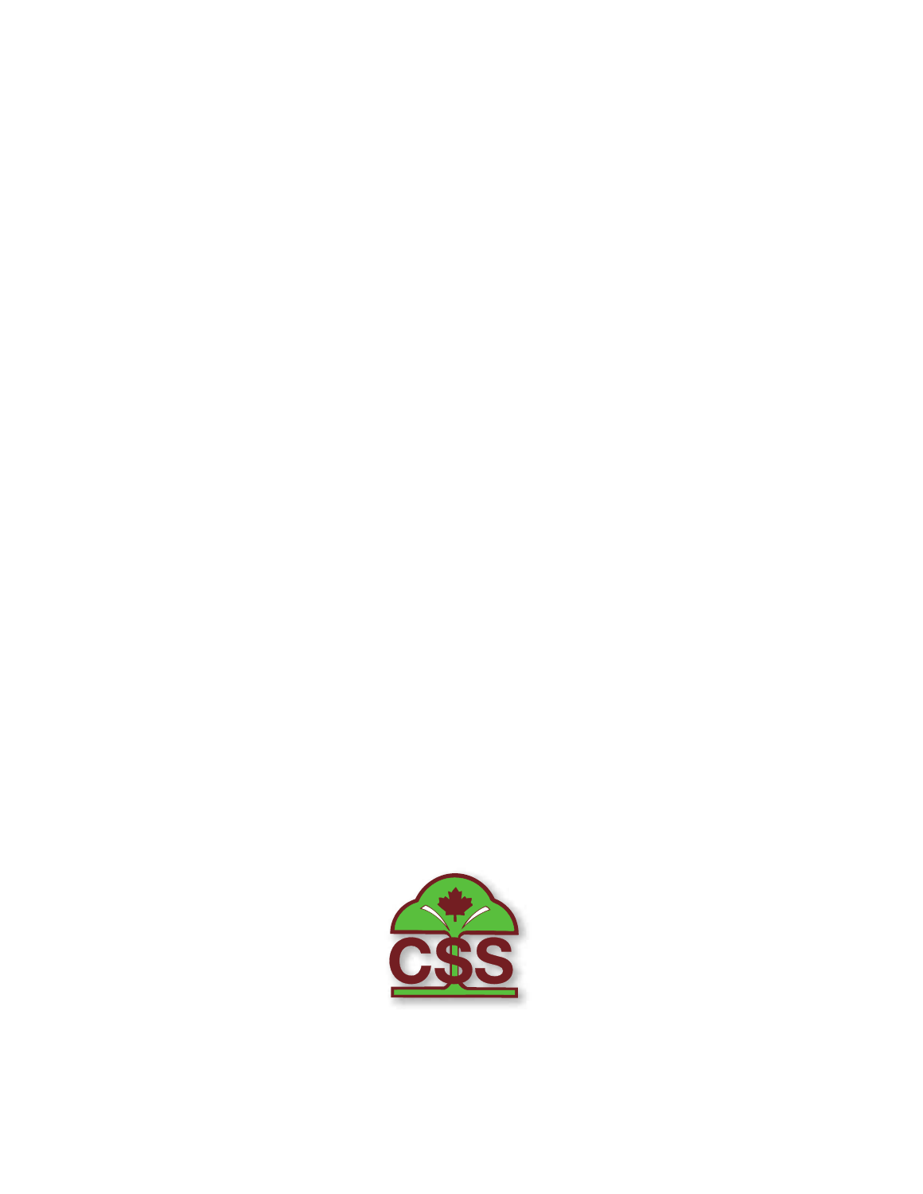CSS